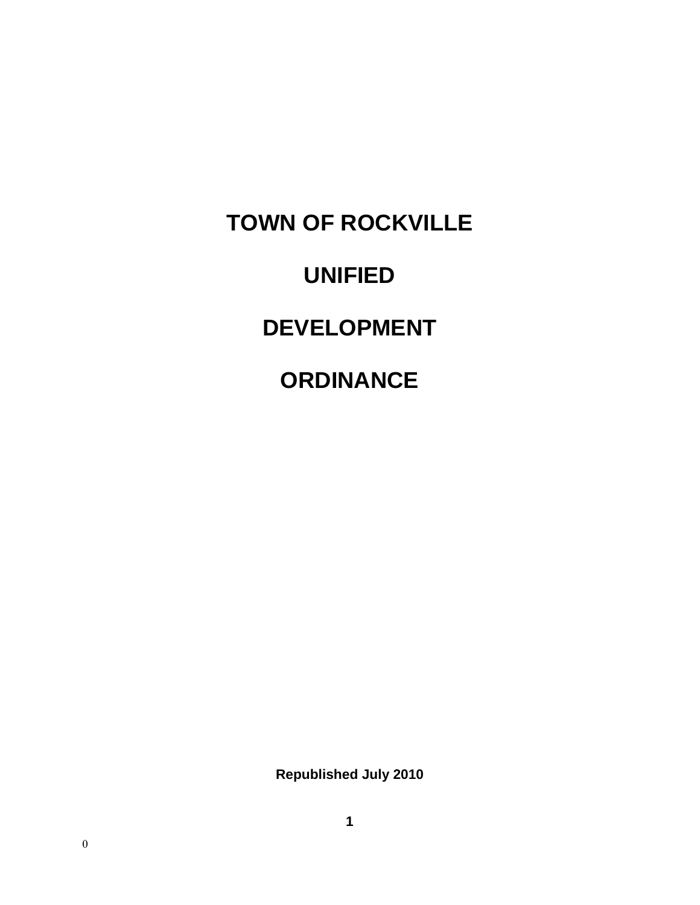# TOWN OF ROCKVILLE

# UNIFIED

# DEVELOPMENT

# ORDINANCE

**Republished July 2010**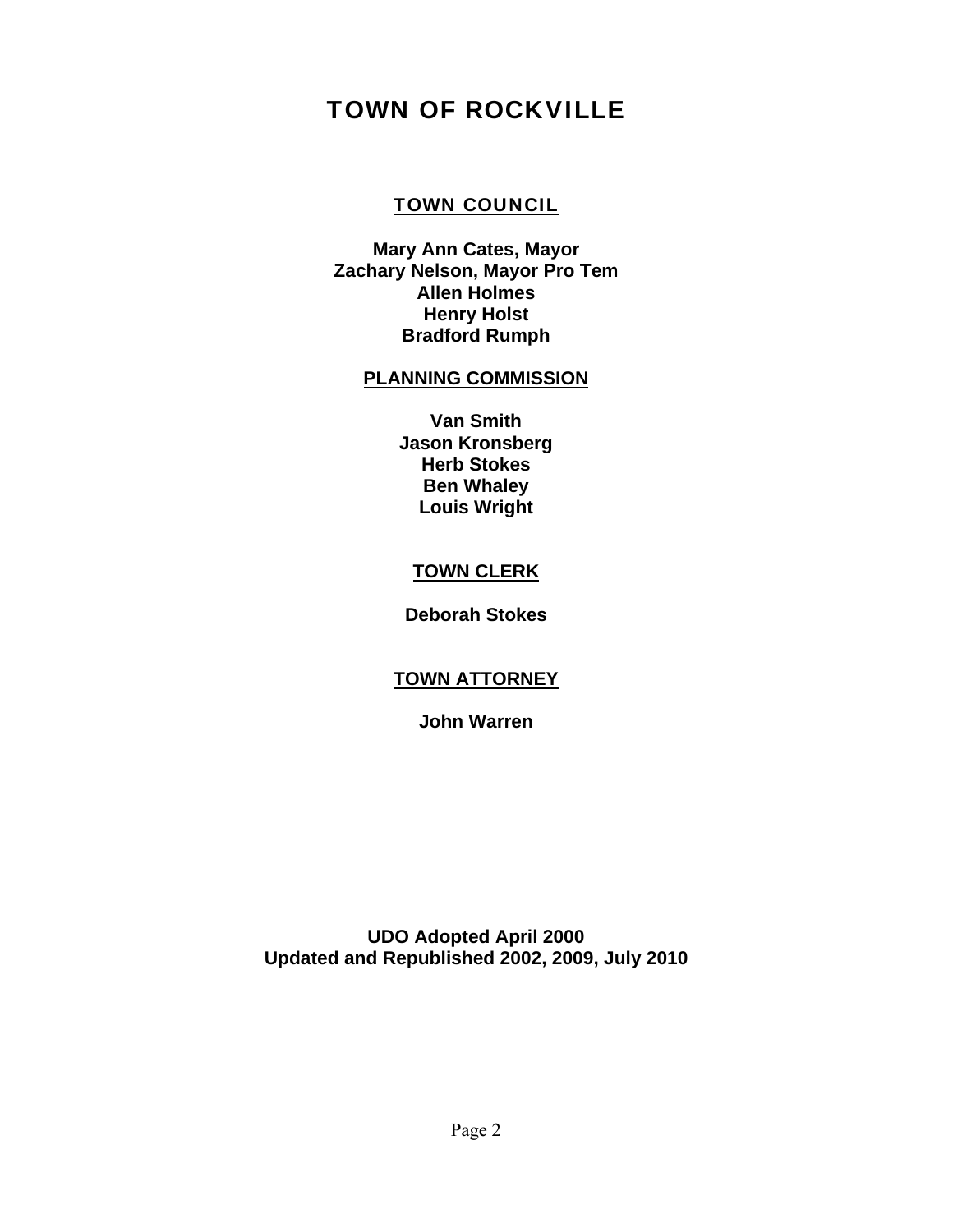# TOWN OF ROCKVILLE

## TOWN COUNCIL

**Mary Ann Cates, Mayor**
**Zachary Nelson, Mayor Pro Tem**
**Allen Holmes**
**Henry Holst**
**Bradford Rumph**

## PLANNING COMMISSION

**Van Smith**
**Jason Kronsberg**
**Herb Stokes**
**Ben Whaley**
**Louis Wright**

## TOWN CLERK

**Deborah Stokes**

## TOWN ATTORNEY

**John Warren**

**UDO Adopted April 2000**
**Updated and Republished 2002, 2009, July 2010**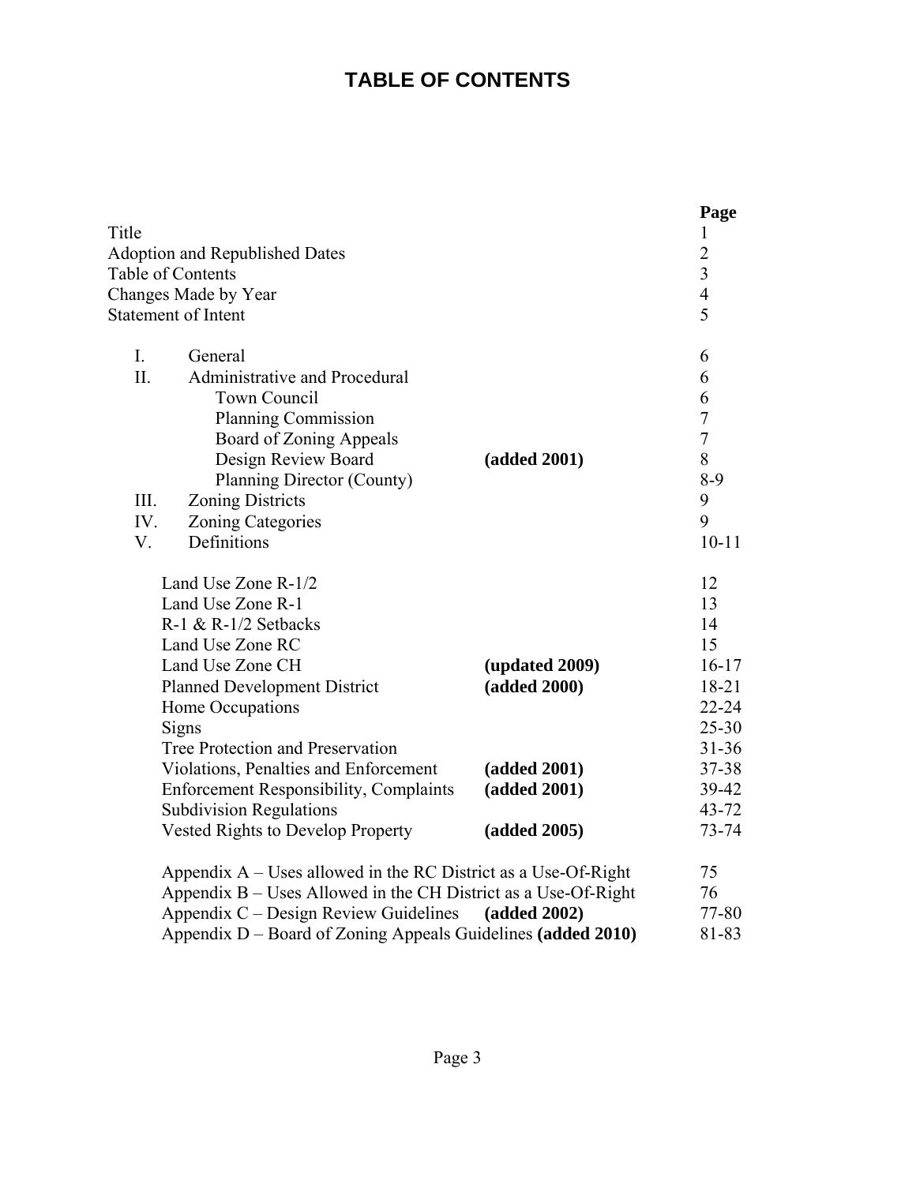# TABLE OF CONTENTS

| | | Page |
|---|---|---|
| Title | | 1 |
| Adoption and Republished Dates | | 2 |
| Table of Contents | | 3 |
| Changes Made by Year | | 4 |
| Statement of Intent | | 5 |
| | | |
| I. General | | 6 |
| II. Administrative and Procedural | | 6 |
| Town Council | | 6 |
| Planning Commission | | 7 |
| Board of Zoning Appeals | | 7 |
| Design Review Board | **(added 2001)** | 8 |
| Planning Director (County) | | 8-9 |
| III. Zoning Districts | | 9 |
| IV. Zoning Categories | | 9 |
| V. Definitions | | 10-11 |
| | | |
| Land Use Zone R-1/2 | | 12 |
| Land Use Zone R-1 | | 13 |
| R-1 & R-1/2 Setbacks | | 14 |
| Land Use Zone RC | | 15 |
| Land Use Zone CH | **(updated 2009)** | 16-17 |
| Planned Development District | **(added 2000)** | 18-21 |
| Home Occupations | | 22-24 |
| Signs | | 25-30 |
| Tree Protection and Preservation | | 31-36 |
| Violations, Penalties and Enforcement | **(added 2001)** | 37-38 |
| Enforcement Responsibility, Complaints | **(added 2001)** | 39-42 |
| Subdivision Regulations | | 43-72 |
| Vested Rights to Develop Property | **(added 2005)** | 73-74 |
| | | |
| Appendix A – Uses allowed in the RC District as a Use-Of-Right | | 75 |
| Appendix B – Uses Allowed in the CH District as a Use-Of-Right | | 76 |
| Appendix C – Design Review Guidelines | **(added 2002)** | 77-80 |
| Appendix D – Board of Zoning Appeals Guidelines | **(added 2010)** | 81-83 |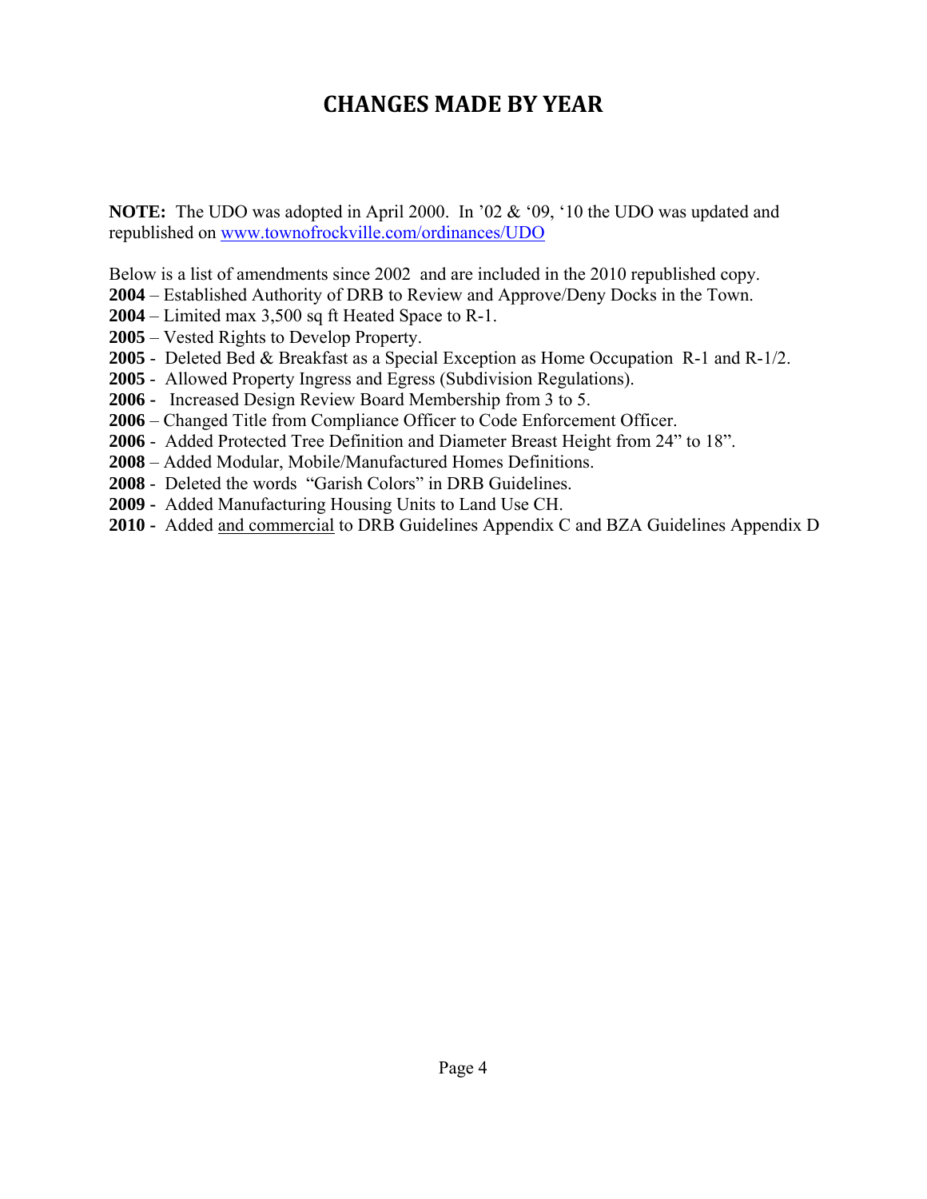# CHANGES MADE BY YEAR

**NOTE:** The UDO was adopted in April 2000. In '02 & '09, '10 the UDO was updated and republished on [www.townofrockville.com/ordinances/UDO](www.townofrockville.com/ordinances/UDO)

Below is a list of amendments since 2002 and are included in the 2010 republished copy.

**2004** – Established Authority of DRB to Review and Approve/Deny Docks in the Town.
**2004** – Limited max 3,500 sq ft Heated Space to R-1.
**2005** – Vested Rights to Develop Property.
**2005** - Deleted Bed & Breakfast as a Special Exception as Home Occupation R-1 and R-1/2.
**2005** - Allowed Property Ingress and Egress (Subdivision Regulations).
**2006 -** Increased Design Review Board Membership from 3 to 5.
**2006** – Changed Title from Compliance Officer to Code Enforcement Officer.
**2006** - Added Protected Tree Definition and Diameter Breast Height from 24" to 18".
**2008** – Added Modular, Mobile/Manufactured Homes Definitions.
**2008** - Deleted the words "Garish Colors" in DRB Guidelines.
**2009 -** Added Manufacturing Housing Units to Land Use CH.
**2010 -** Added <u>and commercial</u> to DRB Guidelines Appendix C and BZA Guidelines Appendix D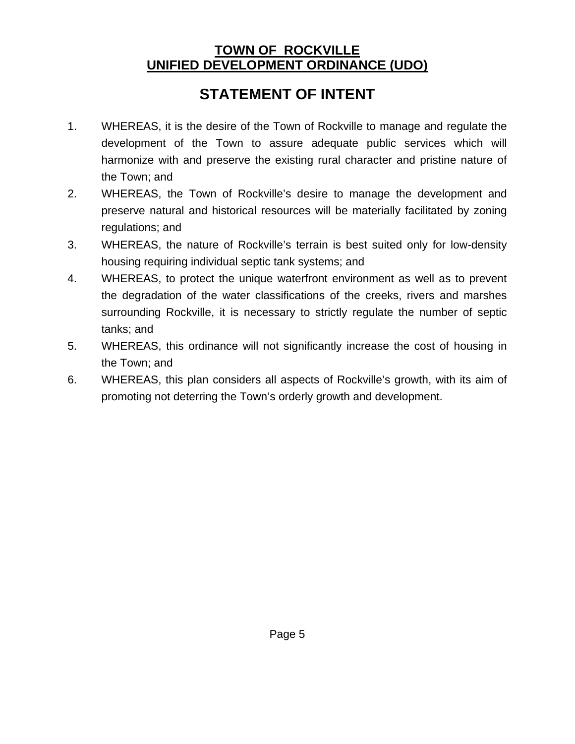**TOWN OF ROCKVILLE**
**UNIFIED DEVELOPMENT ORDINANCE (UDO)**

# STATEMENT OF INTENT

1. WHEREAS, it is the desire of the Town of Rockville to manage and regulate the development of the Town to assure adequate public services which will harmonize with and preserve the existing rural character and pristine nature of the Town; and
2. WHEREAS, the Town of Rockville's desire to manage the development and preserve natural and historical resources will be materially facilitated by zoning regulations; and
3. WHEREAS, the nature of Rockville's terrain is best suited only for low-density housing requiring individual septic tank systems; and
4. WHEREAS, to protect the unique waterfront environment as well as to prevent the degradation of the water classifications of the creeks, rivers and marshes surrounding Rockville, it is necessary to strictly regulate the number of septic tanks; and
5. WHEREAS, this ordinance will not significantly increase the cost of housing in the Town; and
6. WHEREAS, this plan considers all aspects of Rockville's growth, with its aim of promoting not deterring the Town's orderly growth and development.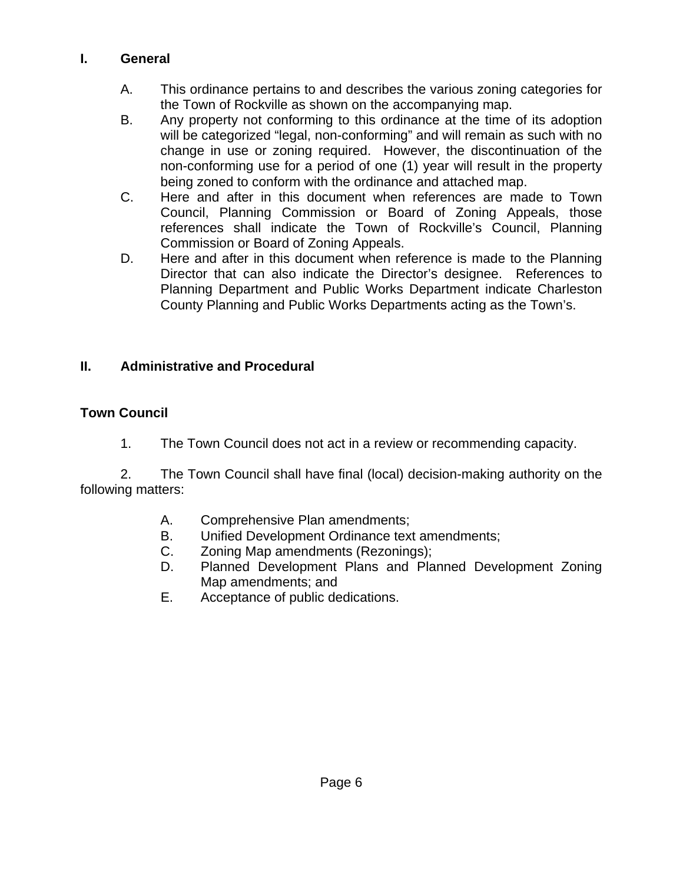## I. General

A. This ordinance pertains to and describes the various zoning categories for the Town of Rockville as shown on the accompanying map.

B. Any property not conforming to this ordinance at the time of its adoption will be categorized "legal, non-conforming" and will remain as such with no change in use or zoning required. However, the discontinuation of the non-conforming use for a period of one (1) year will result in the property being zoned to conform with the ordinance and attached map.

C. Here and after in this document when references are made to Town Council, Planning Commission or Board of Zoning Appeals, those references shall indicate the Town of Rockville's Council, Planning Commission or Board of Zoning Appeals.

D. Here and after in this document when reference is made to the Planning Director that can also indicate the Director's designee. References to Planning Department and Public Works Department indicate Charleston County Planning and Public Works Departments acting as the Town's.

## II. Administrative and Procedural

### Town Council

1. The Town Council does not act in a review or recommending capacity.

2. The Town Council shall have final (local) decision-making authority on the following matters:

   A. Comprehensive Plan amendments;
   B. Unified Development Ordinance text amendments;
   C. Zoning Map amendments (Rezonings);
   D. Planned Development Plans and Planned Development Zoning Map amendments; and
   E. Acceptance of public dedications.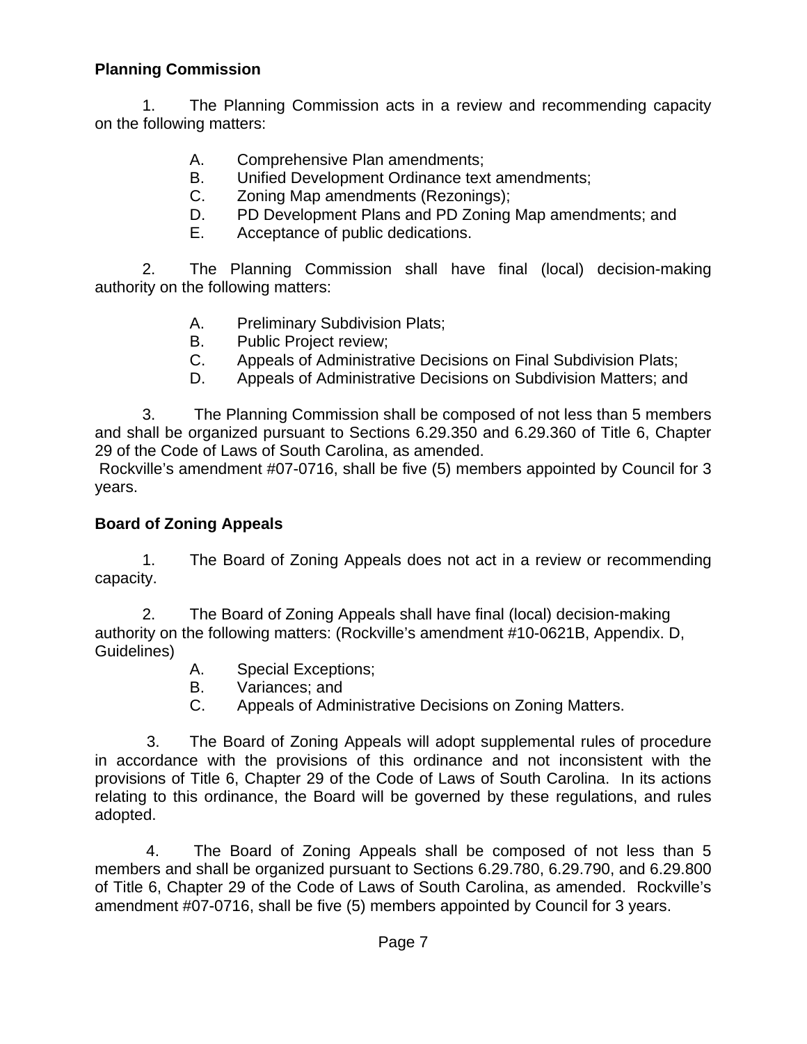**Planning Commission**

1. The Planning Commission acts in a review and recommending capacity on the following matters:

   A. Comprehensive Plan amendments;
   B. Unified Development Ordinance text amendments;
   C. Zoning Map amendments (Rezonings);
   D. PD Development Plans and PD Zoning Map amendments; and
   E. Acceptance of public dedications.

2. The Planning Commission shall have final (local) decision-making authority on the following matters:

   A. Preliminary Subdivision Plats;
   B. Public Project review;
   C. Appeals of Administrative Decisions on Final Subdivision Plats;
   D. Appeals of Administrative Decisions on Subdivision Matters; and

3. The Planning Commission shall be composed of not less than 5 members and shall be organized pursuant to Sections 6.29.350 and 6.29.360 of Title 6, Chapter 29 of the Code of Laws of South Carolina, as amended.
Rockville's amendment #07-0716, shall be five (5) members appointed by Council for 3 years.

**Board of Zoning Appeals**

1. The Board of Zoning Appeals does not act in a review or recommending capacity.

2. The Board of Zoning Appeals shall have final (local) decision-making authority on the following matters: (Rockville's amendment #10-0621B, Appendix. D, Guidelines)

   A. Special Exceptions;
   B. Variances; and
   C. Appeals of Administrative Decisions on Zoning Matters.

3. The Board of Zoning Appeals will adopt supplemental rules of procedure in accordance with the provisions of this ordinance and not inconsistent with the provisions of Title 6, Chapter 29 of the Code of Laws of South Carolina. In its actions relating to this ordinance, the Board will be governed by these regulations, and rules adopted.

4. The Board of Zoning Appeals shall be composed of not less than 5 members and shall be organized pursuant to Sections 6.29.780, 6.29.790, and 6.29.800 of Title 6, Chapter 29 of the Code of Laws of South Carolina, as amended. Rockville's amendment #07-0716, shall be five (5) members appointed by Council for 3 years.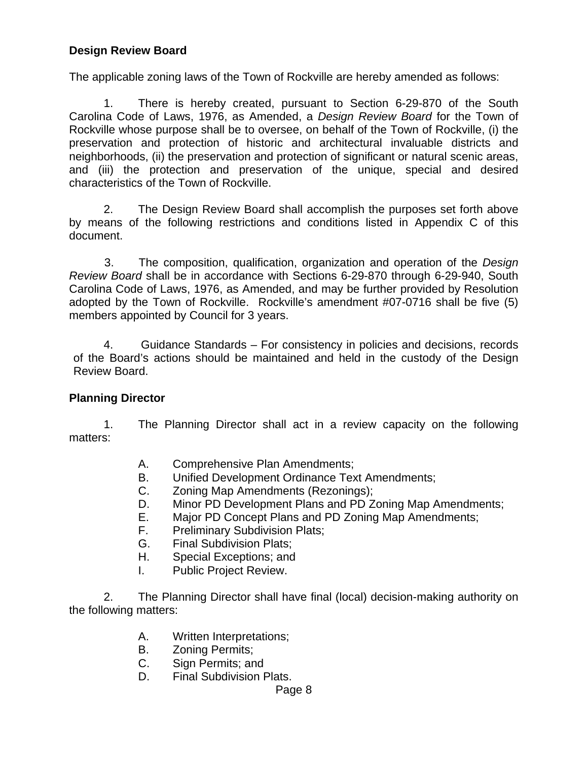**Design Review Board**

The applicable zoning laws of the Town of Rockville are hereby amended as follows:

1. There is hereby created, pursuant to Section 6-29-870 of the South Carolina Code of Laws, 1976, as Amended, a *Design Review Board* for the Town of Rockville whose purpose shall be to oversee, on behalf of the Town of Rockville, (i) the preservation and protection of historic and architectural invaluable districts and neighborhoods, (ii) the preservation and protection of significant or natural scenic areas, and (iii) the protection and preservation of the unique, special and desired characteristics of the Town of Rockville.

2. The Design Review Board shall accomplish the purposes set forth above by means of the following restrictions and conditions listed in Appendix C of this document.

3. The composition, qualification, organization and operation of the *Design Review Board* shall be in accordance with Sections 6-29-870 through 6-29-940, South Carolina Code of Laws, 1976, as Amended, and may be further provided by Resolution adopted by the Town of Rockville. Rockville's amendment #07-0716 shall be five (5) members appointed by Council for 3 years.

4. Guidance Standards – For consistency in policies and decisions, records of the Board's actions should be maintained and held in the custody of the Design Review Board.

**Planning Director**

1. The Planning Director shall act in a review capacity on the following matters:

   A. Comprehensive Plan Amendments;
   B. Unified Development Ordinance Text Amendments;
   C. Zoning Map Amendments (Rezonings);
   D. Minor PD Development Plans and PD Zoning Map Amendments;
   E. Major PD Concept Plans and PD Zoning Map Amendments;
   F. Preliminary Subdivision Plats;
   G. Final Subdivision Plats;
   H. Special Exceptions; and
   I. Public Project Review.

2. The Planning Director shall have final (local) decision-making authority on the following matters:

   A. Written Interpretations;
   B. Zoning Permits;
   C. Sign Permits; and
   D. Final Subdivision Plats.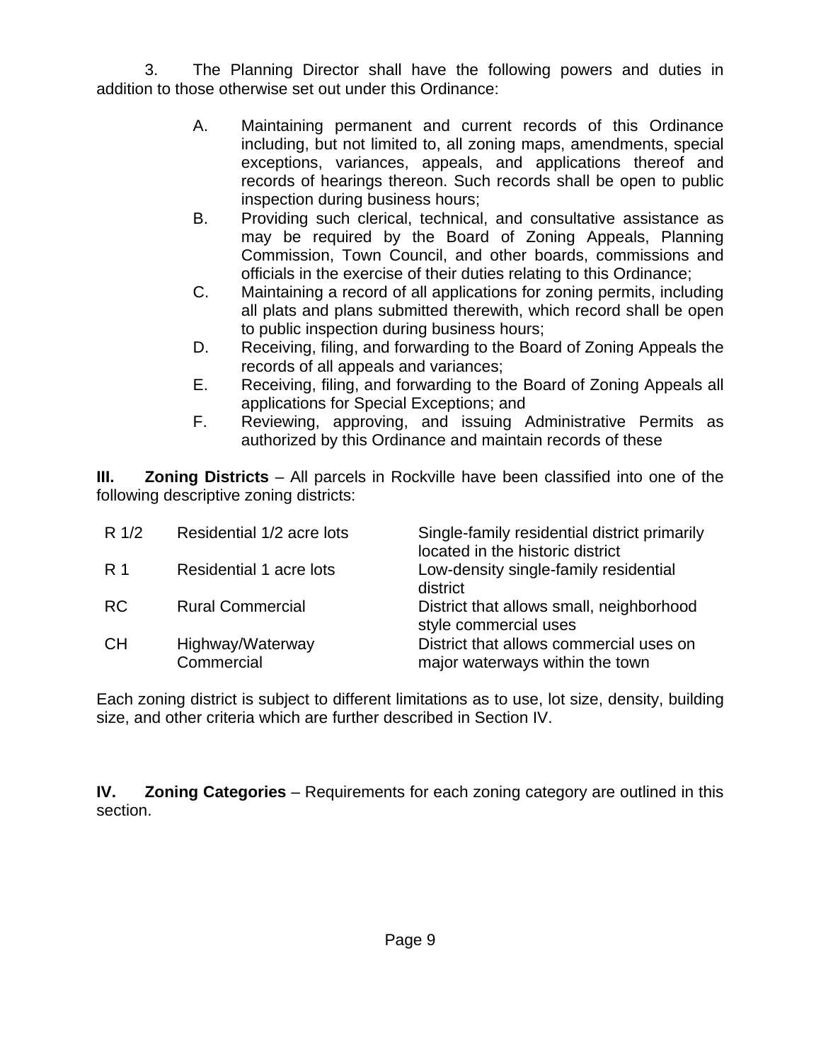3. The Planning Director shall have the following powers and duties in addition to those otherwise set out under this Ordinance:

A. Maintaining permanent and current records of this Ordinance including, but not limited to, all zoning maps, amendments, special exceptions, variances, appeals, and applications thereof and records of hearings thereon. Such records shall be open to public inspection during business hours;

B. Providing such clerical, technical, and consultative assistance as may be required by the Board of Zoning Appeals, Planning Commission, Town Council, and other boards, commissions and officials in the exercise of their duties relating to this Ordinance;

C. Maintaining a record of all applications for zoning permits, including all plats and plans submitted therewith, which record shall be open to public inspection during business hours;

D. Receiving, filing, and forwarding to the Board of Zoning Appeals the records of all appeals and variances;

E. Receiving, filing, and forwarding to the Board of Zoning Appeals all applications for Special Exceptions; and

F. Reviewing, approving, and issuing Administrative Permits as authorized by this Ordinance and maintain records of these

**III. Zoning Districts** – All parcels in Rockville have been classified into one of the following descriptive zoning districts:

| | | |
|---|---|---|
| R 1/2 | Residential 1/2 acre lots | Single-family residential district primarily located in the historic district |
| R 1 | Residential 1 acre lots | Low-density single-family residential district |
| RC | Rural Commercial | District that allows small, neighborhood style commercial uses |
| CH | Highway/Waterway Commercial | District that allows commercial uses on major waterways within the town |

Each zoning district is subject to different limitations as to use, lot size, density, building size, and other criteria which are further described in Section IV.

**IV. Zoning Categories** – Requirements for each zoning category are outlined in this section.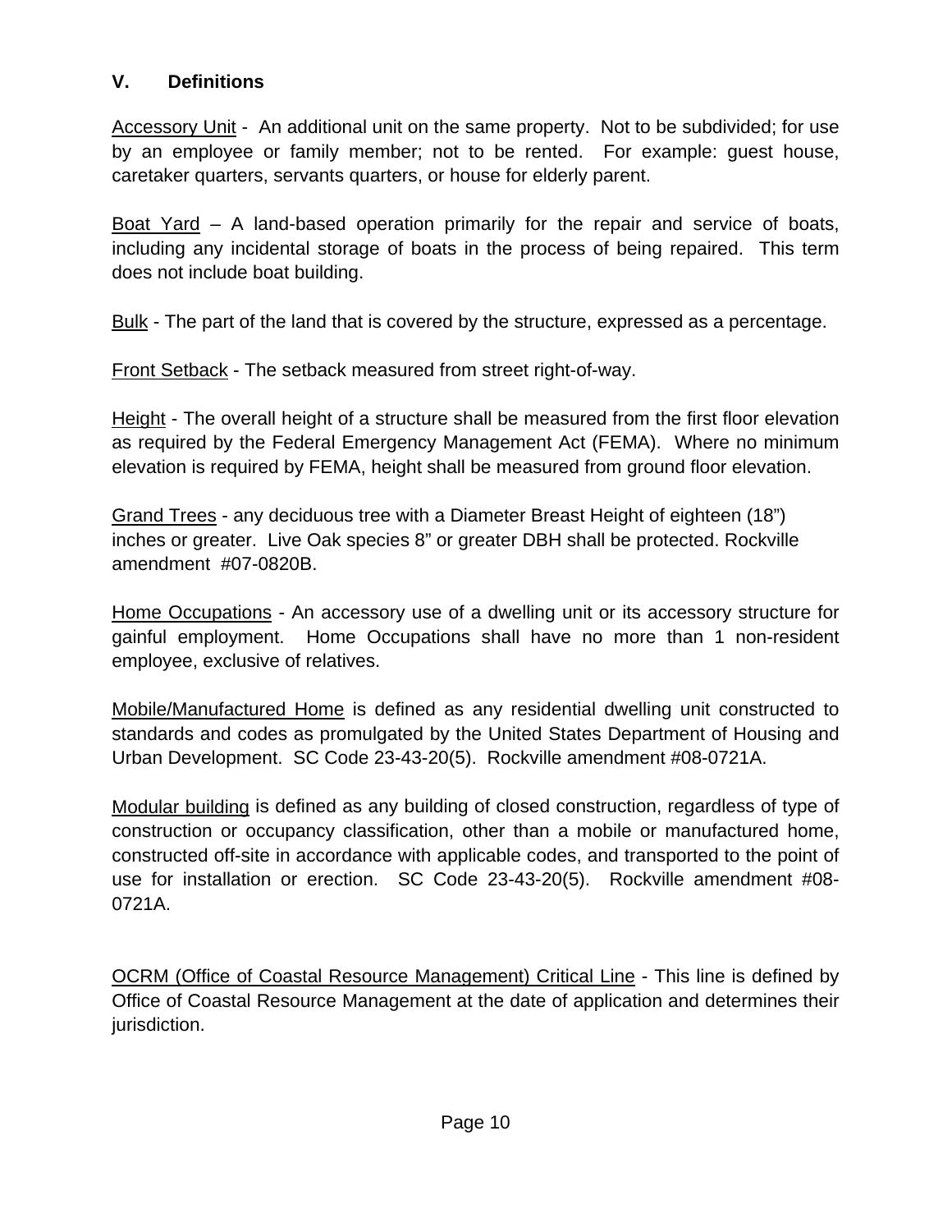## V. Definitions

Accessory Unit - An additional unit on the same property. Not to be subdivided; for use by an employee or family member; not to be rented. For example: guest house, caretaker quarters, servants quarters, or house for elderly parent.

Boat Yard – A land-based operation primarily for the repair and service of boats, including any incidental storage of boats in the process of being repaired. This term does not include boat building.

Bulk - The part of the land that is covered by the structure, expressed as a percentage.

Front Setback - The setback measured from street right-of-way.

Height - The overall height of a structure shall be measured from the first floor elevation as required by the Federal Emergency Management Act (FEMA). Where no minimum elevation is required by FEMA, height shall be measured from ground floor elevation.

Grand Trees - any deciduous tree with a Diameter Breast Height of eighteen (18") inches or greater. Live Oak species 8" or greater DBH shall be protected. Rockville amendment #07-0820B.

Home Occupations - An accessory use of a dwelling unit or its accessory structure for gainful employment. Home Occupations shall have no more than 1 non-resident employee, exclusive of relatives.

Mobile/Manufactured Home is defined as any residential dwelling unit constructed to standards and codes as promulgated by the United States Department of Housing and Urban Development. SC Code 23-43-20(5). Rockville amendment #08-0721A.

Modular building is defined as any building of closed construction, regardless of type of construction or occupancy classification, other than a mobile or manufactured home, constructed off-site in accordance with applicable codes, and transported to the point of use for installation or erection. SC Code 23-43-20(5). Rockville amendment #08-0721A.

OCRM (Office of Coastal Resource Management) Critical Line - This line is defined by Office of Coastal Resource Management at the date of application and determines their jurisdiction.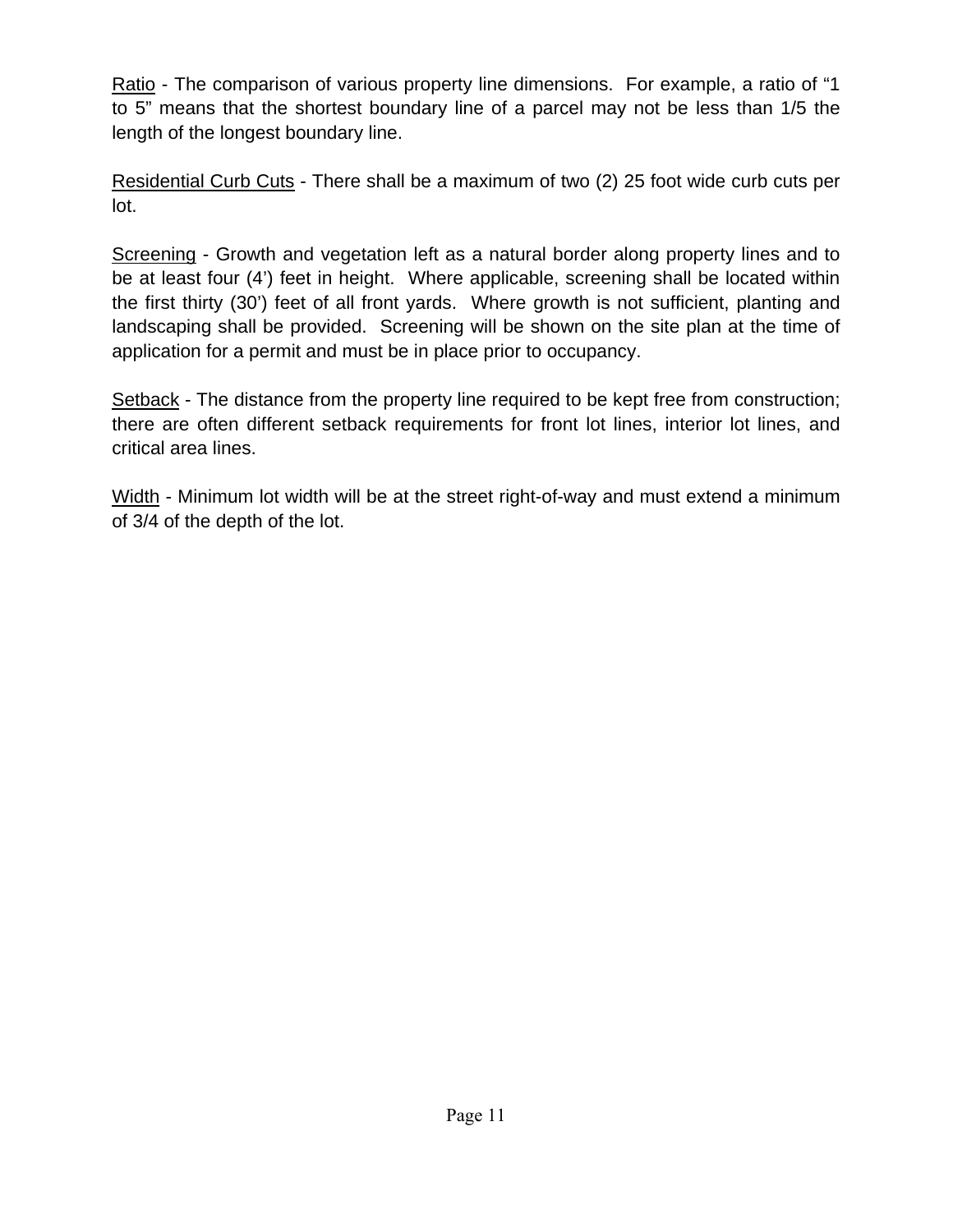<u>Ratio</u> - The comparison of various property line dimensions.  For example, a ratio of "1 to 5" means that the shortest boundary line of a parcel may not be less than 1/5 the length of the longest boundary line.

<u>Residential Curb Cuts</u> - There shall be a maximum of two (2) 25 foot wide curb cuts per lot.

<u>Screening</u> - Growth and vegetation left as a natural border along property lines and to be at least four (4') feet in height.  Where applicable, screening shall be located within the first thirty (30') feet of all front yards.  Where growth is not sufficient, planting and landscaping shall be provided.  Screening will be shown on the site plan at the time of application for a permit and must be in place prior to occupancy.

<u>Setback</u> - The distance from the property line required to be kept free from construction; there are often different setback requirements for front lot lines, interior lot lines, and critical area lines.

<u>Width</u> - Minimum lot width will be at the street right-of-way and must extend a minimum of 3/4 of the depth of the lot.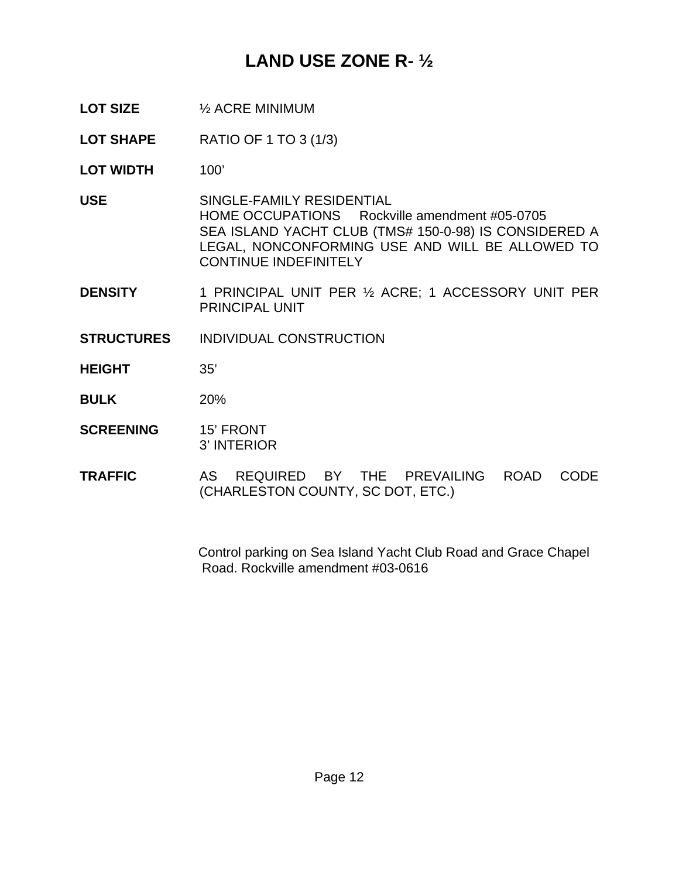# LAND USE ZONE R- ½

**LOT SIZE** ½ ACRE MINIMUM

**LOT SHAPE** RATIO OF 1 TO 3 (1/3)

**LOT WIDTH** 100’

**USE** SINGLE-FAMILY RESIDENTIAL
HOME OCCUPATIONS Rockville amendment #05-0705
SEA ISLAND YACHT CLUB (TMS# 150-0-98) IS CONSIDERED A LEGAL, NONCONFORMING USE AND WILL BE ALLOWED TO CONTINUE INDEFINITELY

**DENSITY** 1 PRINCIPAL UNIT PER ½ ACRE; 1 ACCESSORY UNIT PER PRINCIPAL UNIT

**STRUCTURES** INDIVIDUAL CONSTRUCTION

**HEIGHT** 35’

**BULK** 20%

**SCREENING** 15’ FRONT
3’ INTERIOR

**TRAFFIC** AS REQUIRED BY THE PREVAILING ROAD CODE (CHARLESTON COUNTY, SC DOT, ETC.)

Control parking on Sea Island Yacht Club Road and Grace Chapel Road. Rockville amendment #03-0616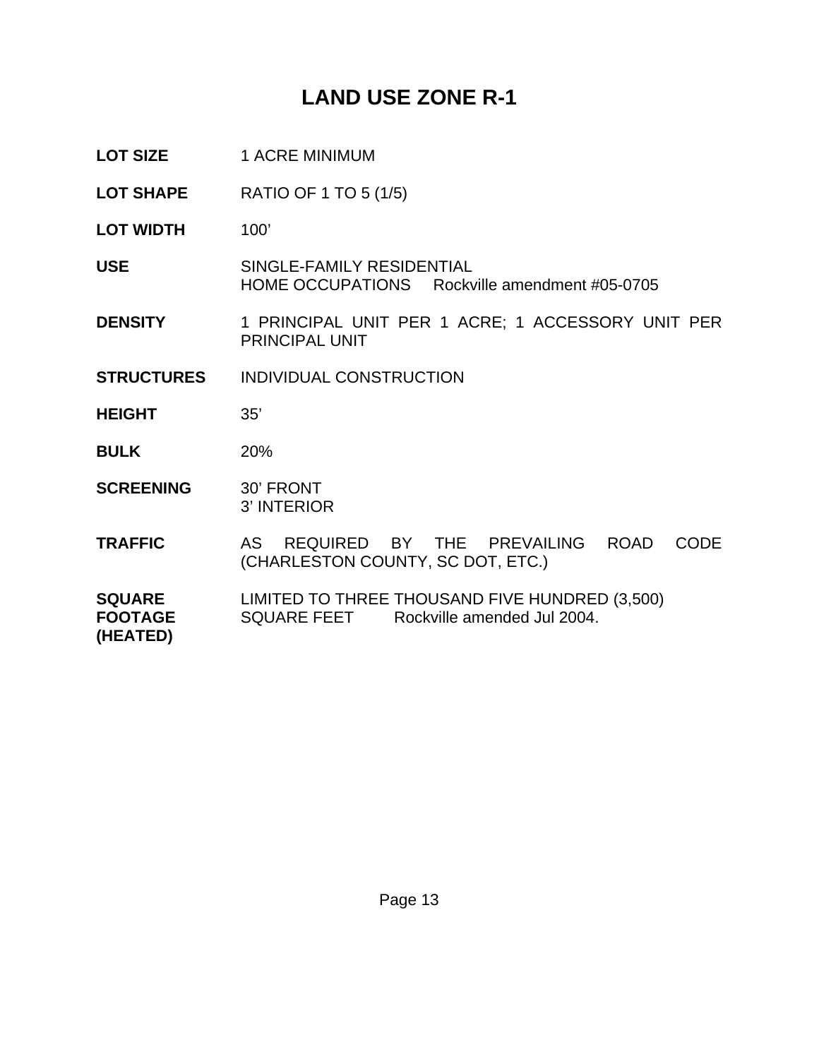# LAND USE ZONE R-1

| | |
|---|---|
| **LOT SIZE** | 1 ACRE MINIMUM |
| **LOT SHAPE** | RATIO OF 1 TO 5 (1/5) |
| **LOT WIDTH** | 100’ |
| **USE** | SINGLE-FAMILY RESIDENTIAL<br>HOME OCCUPATIONS Rockville amendment #05-0705 |
| **DENSITY** | 1 PRINCIPAL UNIT PER 1 ACRE; 1 ACCESSORY UNIT PER PRINCIPAL UNIT |
| **STRUCTURES** | INDIVIDUAL CONSTRUCTION |
| **HEIGHT** | 35’ |
| **BULK** | 20% |
| **SCREENING** | 30’ FRONT<br>3’ INTERIOR |
| **TRAFFIC** | AS REQUIRED BY THE PREVAILING ROAD CODE (CHARLESTON COUNTY, SC DOT, ETC.) |
| **SQUARE FOOTAGE (HEATED)** | LIMITED TO THREE THOUSAND FIVE HUNDRED (3,500) SQUARE FEET Rockville amended Jul 2004. |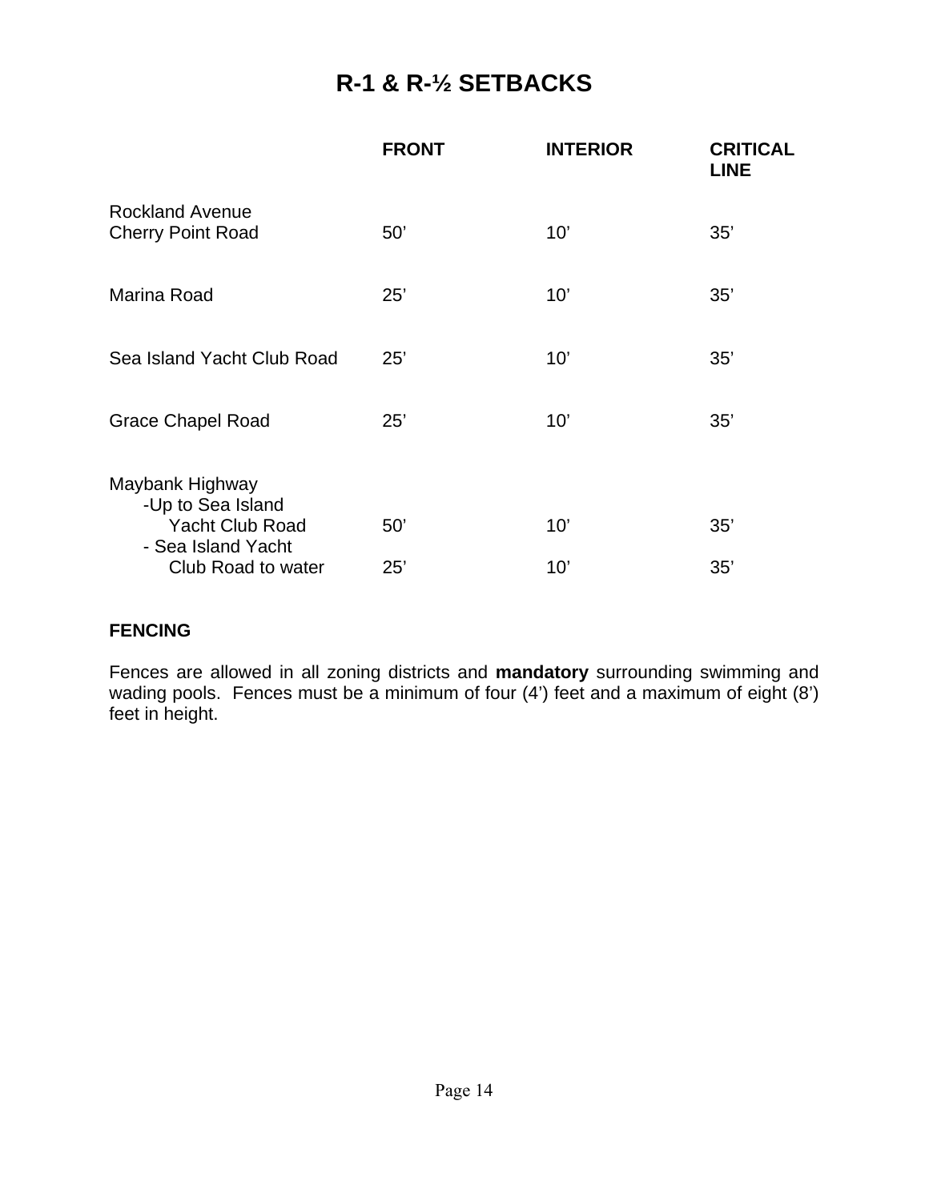# R-1 & R-½ SETBACKS

| | FRONT | INTERIOR | CRITICAL LINE |
|---|---|---|---|
| Rockland Avenue<br>Cherry Point Road | 50’ | 10’ | 35’ |
| Marina Road | 25’ | 10’ | 35’ |
| Sea Island Yacht Club Road | 25’ | 10’ | 35’ |
| Grace Chapel Road | 25’ | 10’ | 35’ |
| Maybank Highway<br>-Up to Sea Island Yacht Club Road | 50’ | 10’ | 35’ |
| - Sea Island Yacht Club Road to water | 25’ | 10’ | 35’ |

**FENCING**

Fences are allowed in all zoning districts and **mandatory** surrounding swimming and wading pools. Fences must be a minimum of four (4’) feet and a maximum of eight (8’) feet in height.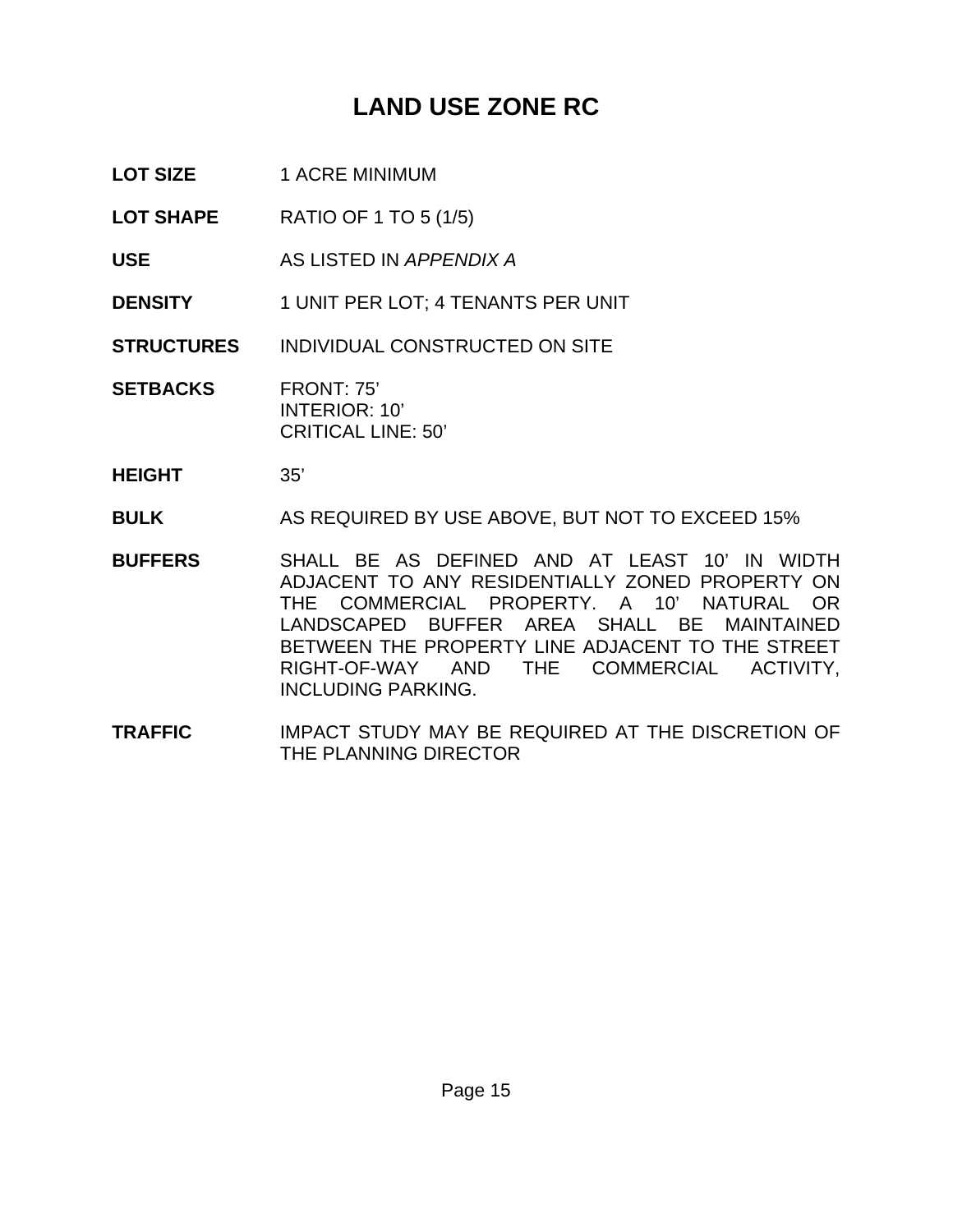# LAND USE ZONE RC

| | |
|---|---|
| **LOT SIZE** | 1 ACRE MINIMUM |
| **LOT SHAPE** | RATIO OF 1 TO 5 (1/5) |
| **USE** | AS LISTED IN *APPENDIX A* |
| **DENSITY** | 1 UNIT PER LOT; 4 TENANTS PER UNIT |
| **STRUCTURES** | INDIVIDUAL CONSTRUCTED ON SITE |
| **SETBACKS** | FRONT: 75’<br>INTERIOR: 10’<br>CRITICAL LINE: 50’ |
| **HEIGHT** | 35’ |
| **BULK** | AS REQUIRED BY USE ABOVE, BUT NOT TO EXCEED 15% |
| **BUFFERS** | SHALL BE AS DEFINED AND AT LEAST 10’ IN WIDTH ADJACENT TO ANY RESIDENTIALLY ZONED PROPERTY ON THE COMMERCIAL PROPERTY. A 10’ NATURAL OR LANDSCAPED BUFFER AREA SHALL BE MAINTAINED BETWEEN THE PROPERTY LINE ADJACENT TO THE STREET RIGHT-OF-WAY AND THE COMMERCIAL ACTIVITY, INCLUDING PARKING. |
| **TRAFFIC** | IMPACT STUDY MAY BE REQUIRED AT THE DISCRETION OF THE PLANNING DIRECTOR |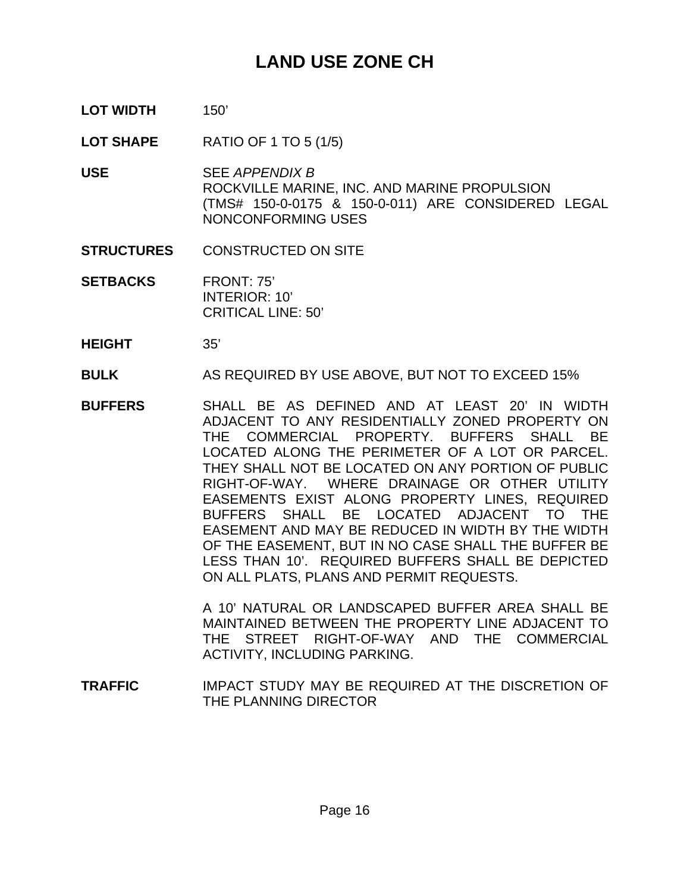# LAND USE ZONE CH

**LOT WIDTH** 150'

**LOT SHAPE** RATIO OF 1 TO 5 (1/5)

**USE** SEE *APPENDIX B*
ROCKVILLE MARINE, INC. AND MARINE PROPULSION (TMS# 150-0-0175 & 150-0-011) ARE CONSIDERED LEGAL NONCONFORMING USES

**STRUCTURES** CONSTRUCTED ON SITE

**SETBACKS** FRONT: 75'
INTERIOR: 10'
CRITICAL LINE: 50'

**HEIGHT** 35'

**BULK** AS REQUIRED BY USE ABOVE, BUT NOT TO EXCEED 15%

**BUFFERS** SHALL BE AS DEFINED AND AT LEAST 20' IN WIDTH ADJACENT TO ANY RESIDENTIALLY ZONED PROPERTY ON THE COMMERCIAL PROPERTY. BUFFERS SHALL BE LOCATED ALONG THE PERIMETER OF A LOT OR PARCEL. THEY SHALL NOT BE LOCATED ON ANY PORTION OF PUBLIC RIGHT-OF-WAY. WHERE DRAINAGE OR OTHER UTILITY EASEMENTS EXIST ALONG PROPERTY LINES, REQUIRED BUFFERS SHALL BE LOCATED ADJACENT TO THE EASEMENT AND MAY BE REDUCED IN WIDTH BY THE WIDTH OF THE EASEMENT, BUT IN NO CASE SHALL THE BUFFER BE LESS THAN 10'. REQUIRED BUFFERS SHALL BE DEPICTED ON ALL PLATS, PLANS AND PERMIT REQUESTS.

A 10' NATURAL OR LANDSCAPED BUFFER AREA SHALL BE MAINTAINED BETWEEN THE PROPERTY LINE ADJACENT TO THE STREET RIGHT-OF-WAY AND THE COMMERCIAL ACTIVITY, INCLUDING PARKING.

**TRAFFIC** IMPACT STUDY MAY BE REQUIRED AT THE DISCRETION OF THE PLANNING DIRECTOR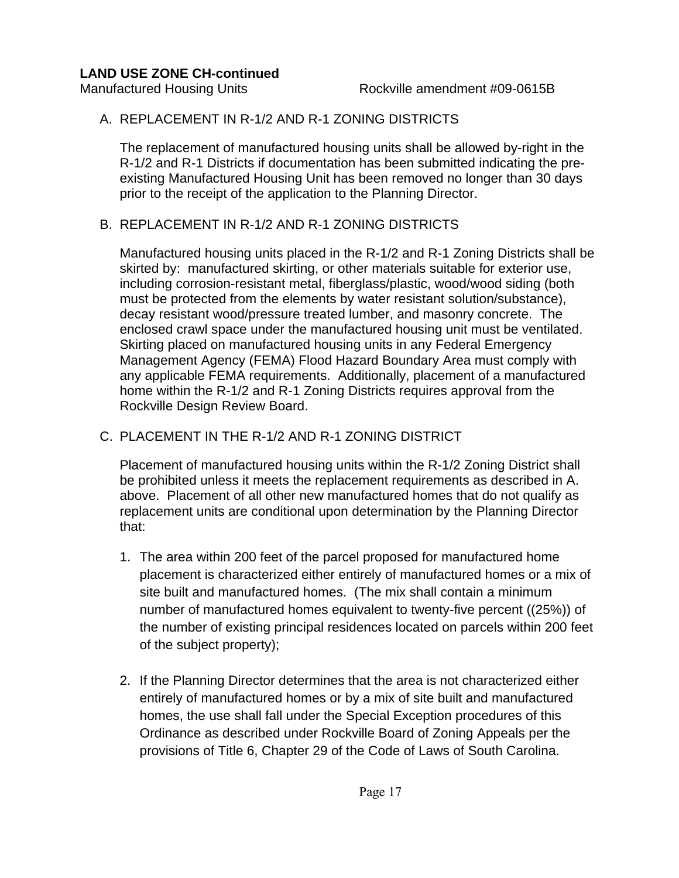**LAND USE ZONE CH-continued**

Manufactured Housing Units Rockville amendment #09-0615B

A. REPLACEMENT IN R-1/2 AND R-1 ZONING DISTRICTS

The replacement of manufactured housing units shall be allowed by-right in the R-1/2 and R-1 Districts if documentation has been submitted indicating the pre-existing Manufactured Housing Unit has been removed no longer than 30 days prior to the receipt of the application to the Planning Director.

B. REPLACEMENT IN R-1/2 AND R-1 ZONING DISTRICTS

Manufactured housing units placed in the R-1/2 and R-1 Zoning Districts shall be skirted by: manufactured skirting, or other materials suitable for exterior use, including corrosion-resistant metal, fiberglass/plastic, wood/wood siding (both must be protected from the elements by water resistant solution/substance), decay resistant wood/pressure treated lumber, and masonry concrete. The enclosed crawl space under the manufactured housing unit must be ventilated. Skirting placed on manufactured housing units in any Federal Emergency Management Agency (FEMA) Flood Hazard Boundary Area must comply with any applicable FEMA requirements. Additionally, placement of a manufactured home within the R-1/2 and R-1 Zoning Districts requires approval from the Rockville Design Review Board.

C. PLACEMENT IN THE R-1/2 AND R-1 ZONING DISTRICT

Placement of manufactured housing units within the R-1/2 Zoning District shall be prohibited unless it meets the replacement requirements as described in A. above. Placement of all other new manufactured homes that do not qualify as replacement units are conditional upon determination by the Planning Director that:

1. The area within 200 feet of the parcel proposed for manufactured home placement is characterized either entirely of manufactured homes or a mix of site built and manufactured homes. (The mix shall contain a minimum number of manufactured homes equivalent to twenty-five percent ((25%)) of the number of existing principal residences located on parcels within 200 feet of the subject property);

2. If the Planning Director determines that the area is not characterized either entirely of manufactured homes or by a mix of site built and manufactured homes, the use shall fall under the Special Exception procedures of this Ordinance as described under Rockville Board of Zoning Appeals per the provisions of Title 6, Chapter 29 of the Code of Laws of South Carolina.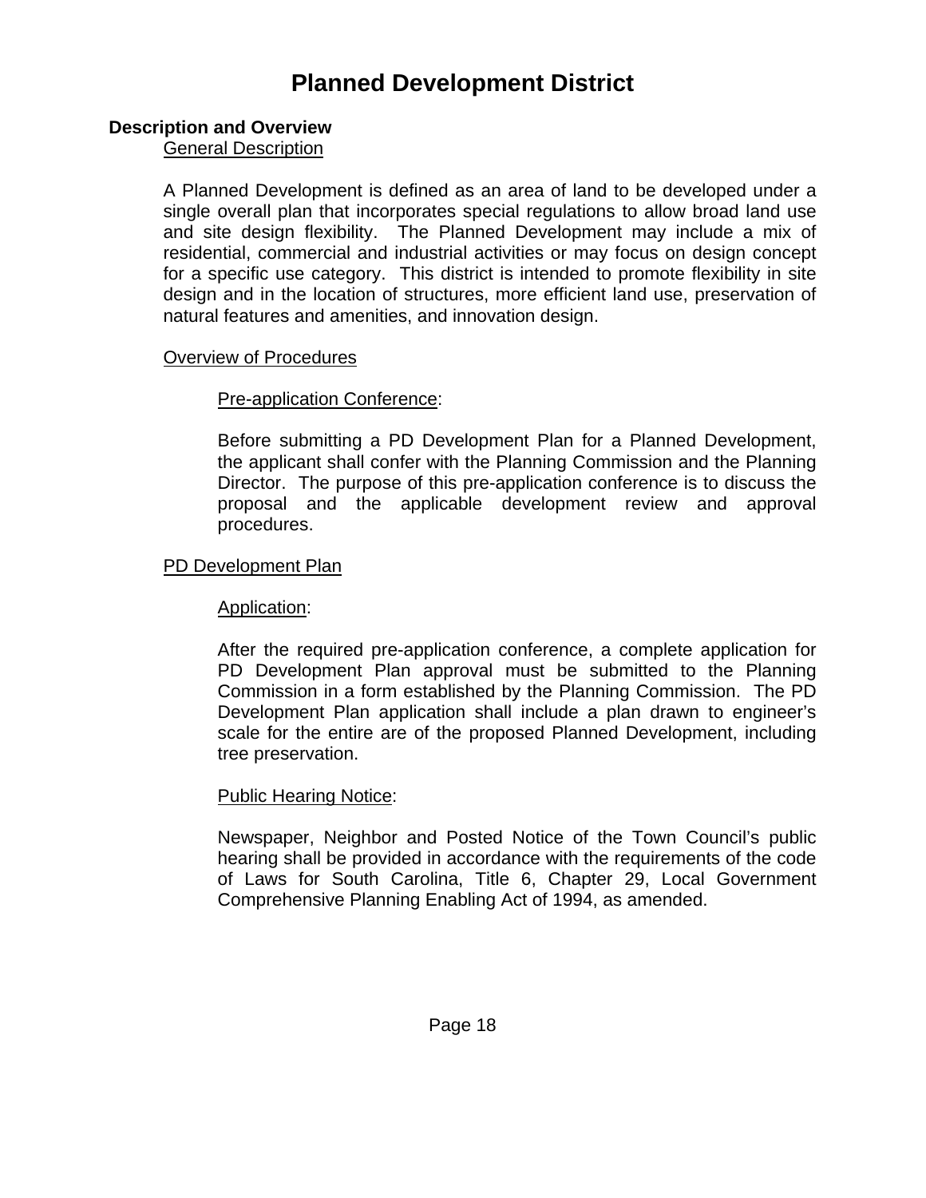# Planned Development District

## Description and Overview

### General Description

A Planned Development is defined as an area of land to be developed under a single overall plan that incorporates special regulations to allow broad land use and site design flexibility. The Planned Development may include a mix of residential, commercial and industrial activities or may focus on design concept for a specific use category. This district is intended to promote flexibility in site design and in the location of structures, more efficient land use, preservation of natural features and amenities, and innovation design.

### Overview of Procedures

#### Pre-application Conference:

Before submitting a PD Development Plan for a Planned Development, the applicant shall confer with the Planning Commission and the Planning Director. The purpose of this pre-application conference is to discuss the proposal and the applicable development review and approval procedures.

### PD Development Plan

#### Application:

After the required pre-application conference, a complete application for PD Development Plan approval must be submitted to the Planning Commission in a form established by the Planning Commission. The PD Development Plan application shall include a plan drawn to engineer's scale for the entire are of the proposed Planned Development, including tree preservation.

#### Public Hearing Notice:

Newspaper, Neighbor and Posted Notice of the Town Council's public hearing shall be provided in accordance with the requirements of the code of Laws for South Carolina, Title 6, Chapter 29, Local Government Comprehensive Planning Enabling Act of 1994, as amended.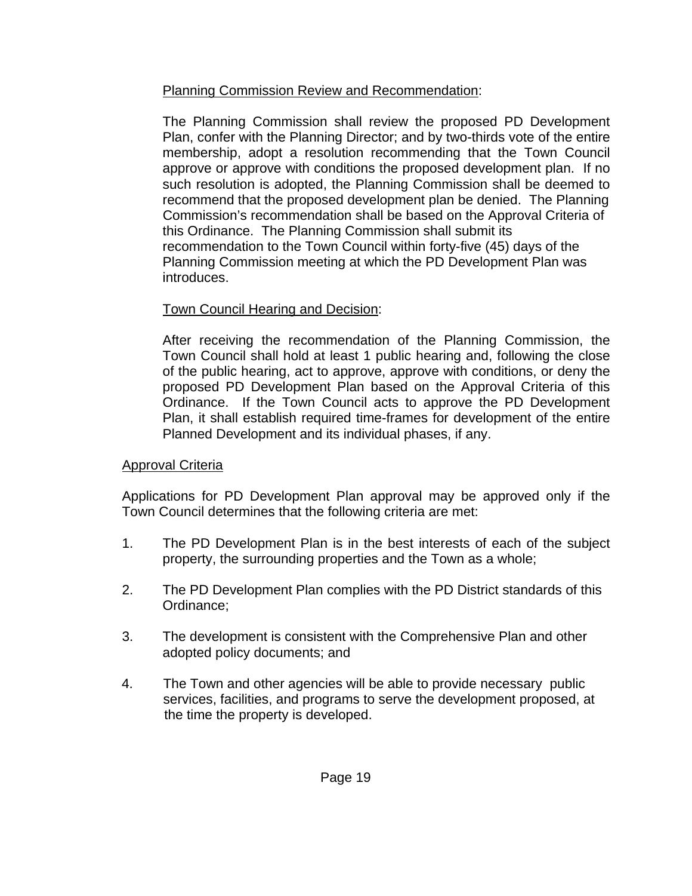Planning Commission Review and Recommendation:

The Planning Commission shall review the proposed PD Development Plan, confer with the Planning Director; and by two-thirds vote of the entire membership, adopt a resolution recommending that the Town Council approve or approve with conditions the proposed development plan. If no such resolution is adopted, the Planning Commission shall be deemed to recommend that the proposed development plan be denied. The Planning Commission's recommendation shall be based on the Approval Criteria of this Ordinance. The Planning Commission shall submit its recommendation to the Town Council within forty-five (45) days of the Planning Commission meeting at which the PD Development Plan was introduces.

Town Council Hearing and Decision:

After receiving the recommendation of the Planning Commission, the Town Council shall hold at least 1 public hearing and, following the close of the public hearing, act to approve, approve with conditions, or deny the proposed PD Development Plan based on the Approval Criteria of this Ordinance. If the Town Council acts to approve the PD Development Plan, it shall establish required time-frames for development of the entire Planned Development and its individual phases, if any.

Approval Criteria

Applications for PD Development Plan approval may be approved only if the Town Council determines that the following criteria are met:

1. The PD Development Plan is in the best interests of each of the subject property, the surrounding properties and the Town as a whole;

2. The PD Development Plan complies with the PD District standards of this Ordinance;

3. The development is consistent with the Comprehensive Plan and other adopted policy documents; and

4. The Town and other agencies will be able to provide necessary public services, facilities, and programs to serve the development proposed, at the time the property is developed.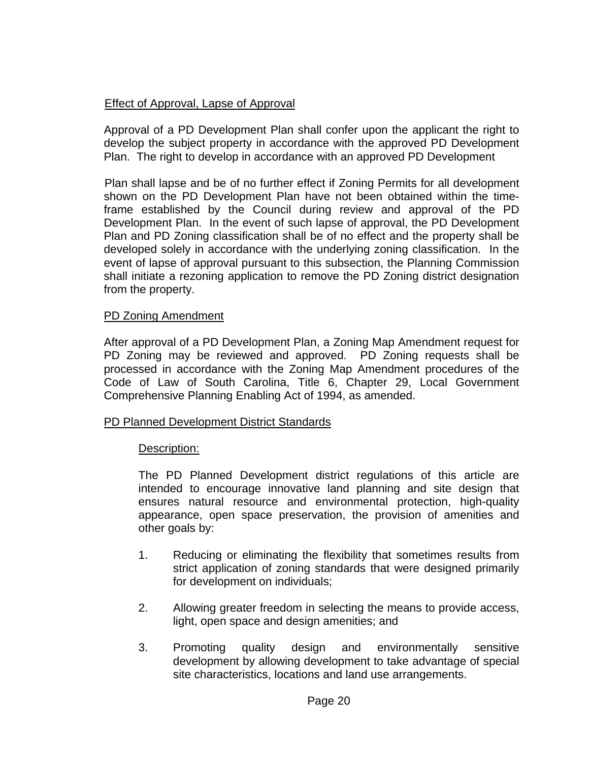Effect of Approval, Lapse of Approval

Approval of a PD Development Plan shall confer upon the applicant the right to develop the subject property in accordance with the approved PD Development Plan. The right to develop in accordance with an approved PD Development

Plan shall lapse and be of no further effect if Zoning Permits for all development shown on the PD Development Plan have not been obtained within the time-frame established by the Council during review and approval of the PD Development Plan. In the event of such lapse of approval, the PD Development Plan and PD Zoning classification shall be of no effect and the property shall be developed solely in accordance with the underlying zoning classification. In the event of lapse of approval pursuant to this subsection, the Planning Commission shall initiate a rezoning application to remove the PD Zoning district designation from the property.

PD Zoning Amendment

After approval of a PD Development Plan, a Zoning Map Amendment request for PD Zoning may be reviewed and approved. PD Zoning requests shall be processed in accordance with the Zoning Map Amendment procedures of the Code of Law of South Carolina, Title 6, Chapter 29, Local Government Comprehensive Planning Enabling Act of 1994, as amended.

PD Planned Development District Standards

Description:

The PD Planned Development district regulations of this article are intended to encourage innovative land planning and site design that ensures natural resource and environmental protection, high-quality appearance, open space preservation, the provision of amenities and other goals by:

1. Reducing or eliminating the flexibility that sometimes results from strict application of zoning standards that were designed primarily for development on individuals;

2. Allowing greater freedom in selecting the means to provide access, light, open space and design amenities; and

3. Promoting quality design and environmentally sensitive development by allowing development to take advantage of special site characteristics, locations and land use arrangements.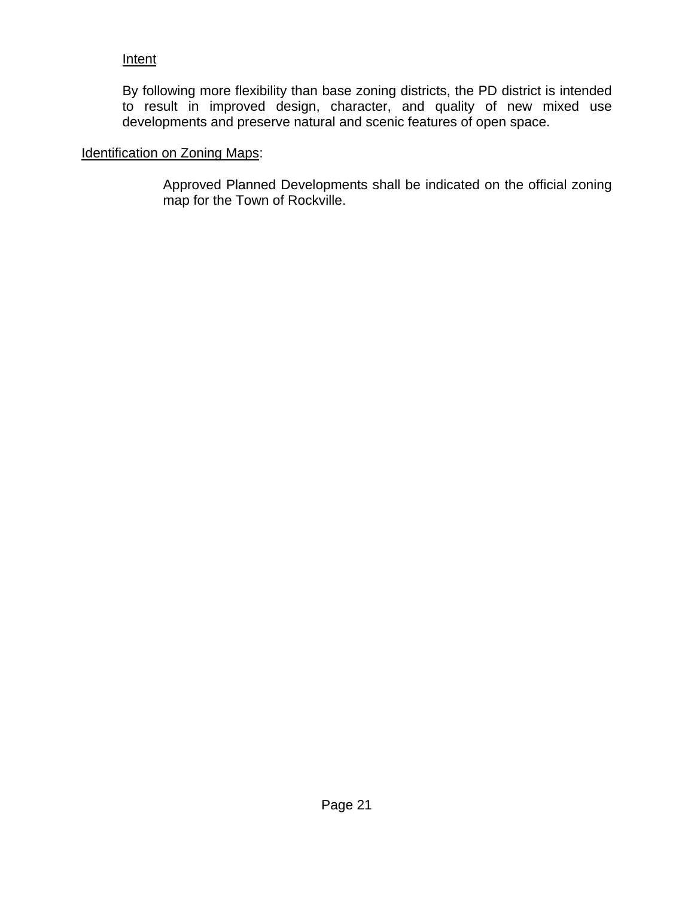Intent

By following more flexibility than base zoning districts, the PD district is intended to result in improved design, character, and quality of new mixed use developments and preserve natural and scenic features of open space.

Identification on Zoning Maps:

Approved Planned Developments shall be indicated on the official zoning map for the Town of Rockville.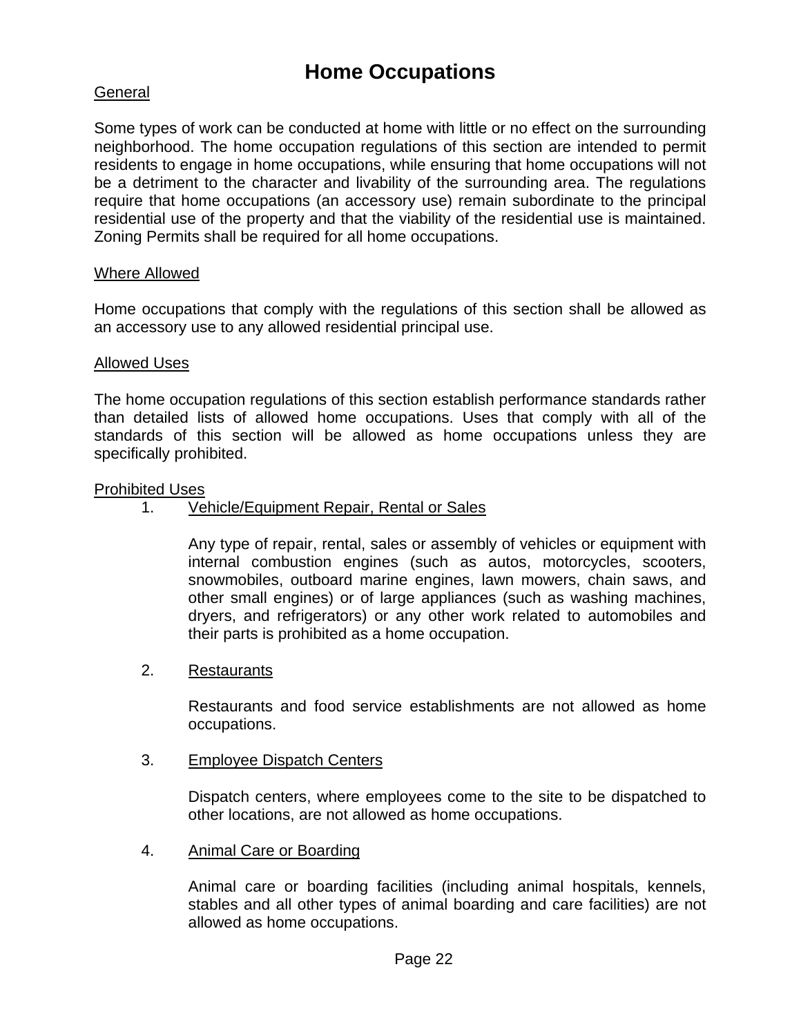# Home Occupations

## General

Some types of work can be conducted at home with little or no effect on the surrounding neighborhood. The home occupation regulations of this section are intended to permit residents to engage in home occupations, while ensuring that home occupations will not be a detriment to the character and livability of the surrounding area. The regulations require that home occupations (an accessory use) remain subordinate to the principal residential use of the property and that the viability of the residential use is maintained. Zoning Permits shall be required for all home occupations.

## Where Allowed

Home occupations that comply with the regulations of this section shall be allowed as an accessory use to any allowed residential principal use.

## Allowed Uses

The home occupation regulations of this section establish performance standards rather than detailed lists of allowed home occupations. Uses that comply with all of the standards of this section will be allowed as home occupations unless they are specifically prohibited.

## Prohibited Uses

1. Vehicle/Equipment Repair, Rental or Sales

   Any type of repair, rental, sales or assembly of vehicles or equipment with internal combustion engines (such as autos, motorcycles, scooters, snowmobiles, outboard marine engines, lawn mowers, chain saws, and other small engines) or of large appliances (such as washing machines, dryers, and refrigerators) or any other work related to automobiles and their parts is prohibited as a home occupation.

2. Restaurants

   Restaurants and food service establishments are not allowed as home occupations.

3. Employee Dispatch Centers

   Dispatch centers, where employees come to the site to be dispatched to other locations, are not allowed as home occupations.

4. Animal Care or Boarding

   Animal care or boarding facilities (including animal hospitals, kennels, stables and all other types of animal boarding and care facilities) are not allowed as home occupations.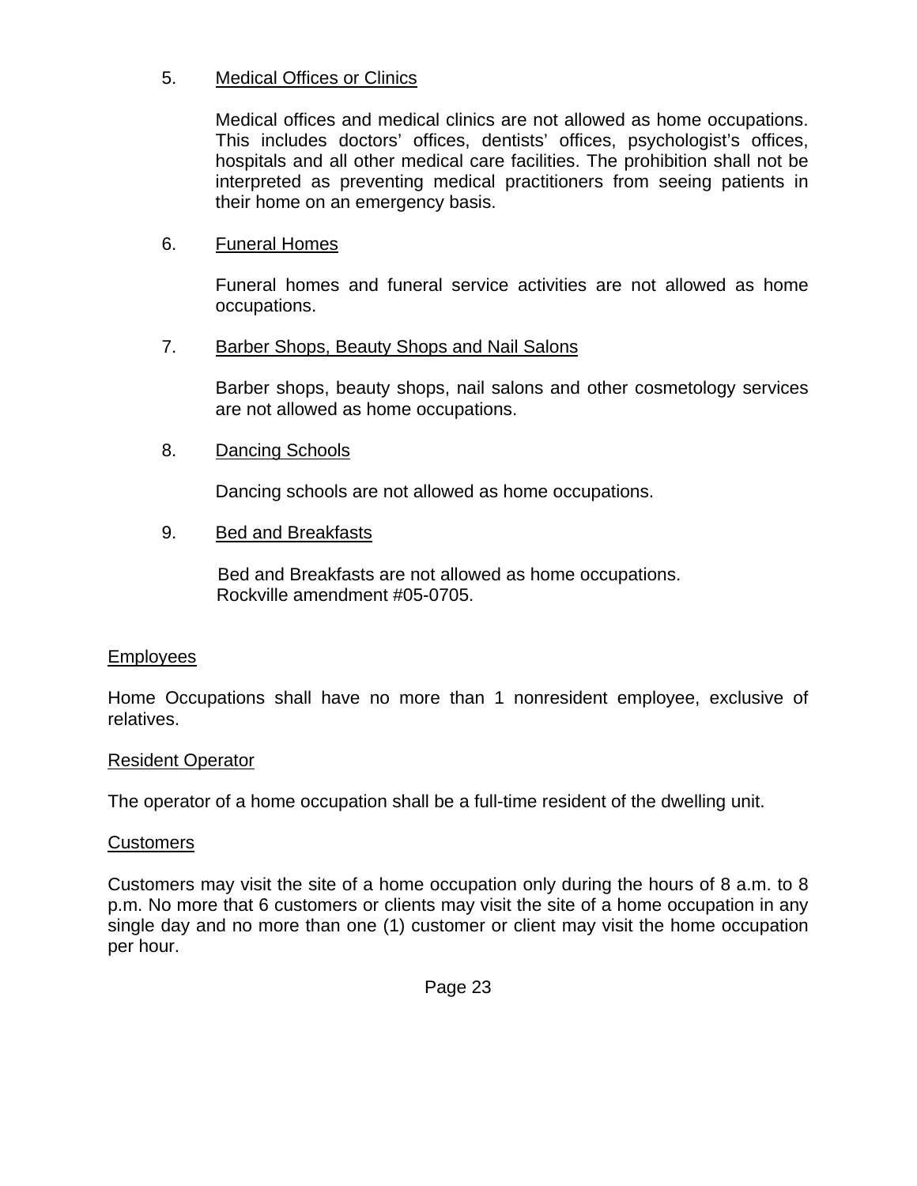5. Medical Offices or Clinics

   Medical offices and medical clinics are not allowed as home occupations. This includes doctors' offices, dentists' offices, psychologist's offices, hospitals and all other medical care facilities. The prohibition shall not be interpreted as preventing medical practitioners from seeing patients in their home on an emergency basis.

6. Funeral Homes

   Funeral homes and funeral service activities are not allowed as home occupations.

7. Barber Shops, Beauty Shops and Nail Salons

   Barber shops, beauty shops, nail salons and other cosmetology services are not allowed as home occupations.

8. Dancing Schools

   Dancing schools are not allowed as home occupations.

9. Bed and Breakfasts

   Bed and Breakfasts are not allowed as home occupations.
   Rockville amendment #05-0705.

Employees

Home Occupations shall have no more than 1 nonresident employee, exclusive of relatives.

Resident Operator

The operator of a home occupation shall be a full-time resident of the dwelling unit.

Customers

Customers may visit the site of a home occupation only during the hours of 8 a.m. to 8 p.m. No more that 6 customers or clients may visit the site of a home occupation in any single day and no more than one (1) customer or client may visit the home occupation per hour.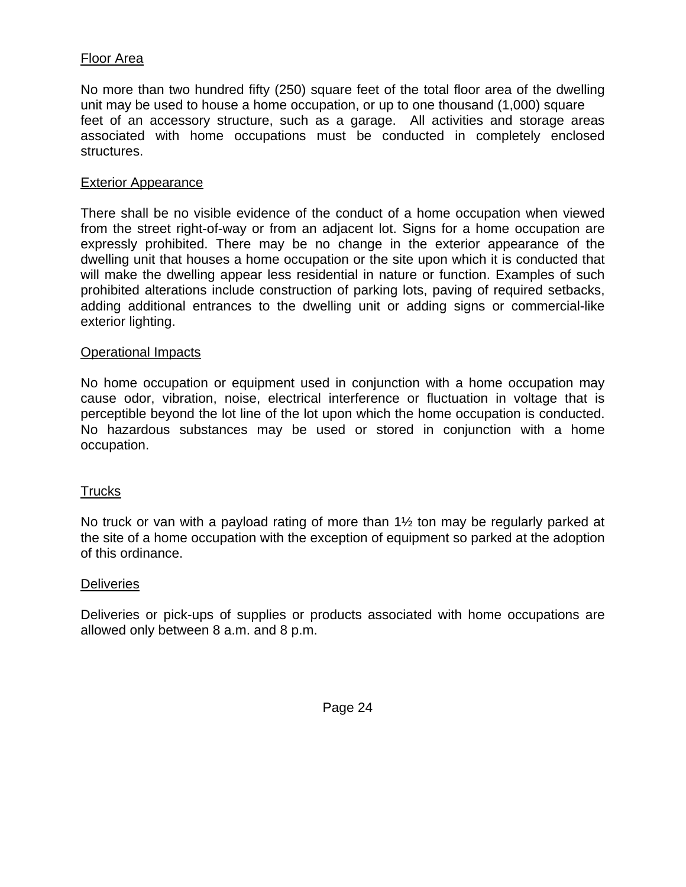Floor Area

No more than two hundred fifty (250) square feet of the total floor area of the dwelling unit may be used to house a home occupation, or up to one thousand (1,000) square feet of an accessory structure, such as a garage. All activities and storage areas associated with home occupations must be conducted in completely enclosed structures.

Exterior Appearance

There shall be no visible evidence of the conduct of a home occupation when viewed from the street right-of-way or from an adjacent lot. Signs for a home occupation are expressly prohibited. There may be no change in the exterior appearance of the dwelling unit that houses a home occupation or the site upon which it is conducted that will make the dwelling appear less residential in nature or function. Examples of such prohibited alterations include construction of parking lots, paving of required setbacks, adding additional entrances to the dwelling unit or adding signs or commercial-like exterior lighting.

Operational Impacts

No home occupation or equipment used in conjunction with a home occupation may cause odor, vibration, noise, electrical interference or fluctuation in voltage that is perceptible beyond the lot line of the lot upon which the home occupation is conducted. No hazardous substances may be used or stored in conjunction with a home occupation.

Trucks

No truck or van with a payload rating of more than 1½ ton may be regularly parked at the site of a home occupation with the exception of equipment so parked at the adoption of this ordinance.

Deliveries

Deliveries or pick-ups of supplies or products associated with home occupations are allowed only between 8 a.m. and 8 p.m.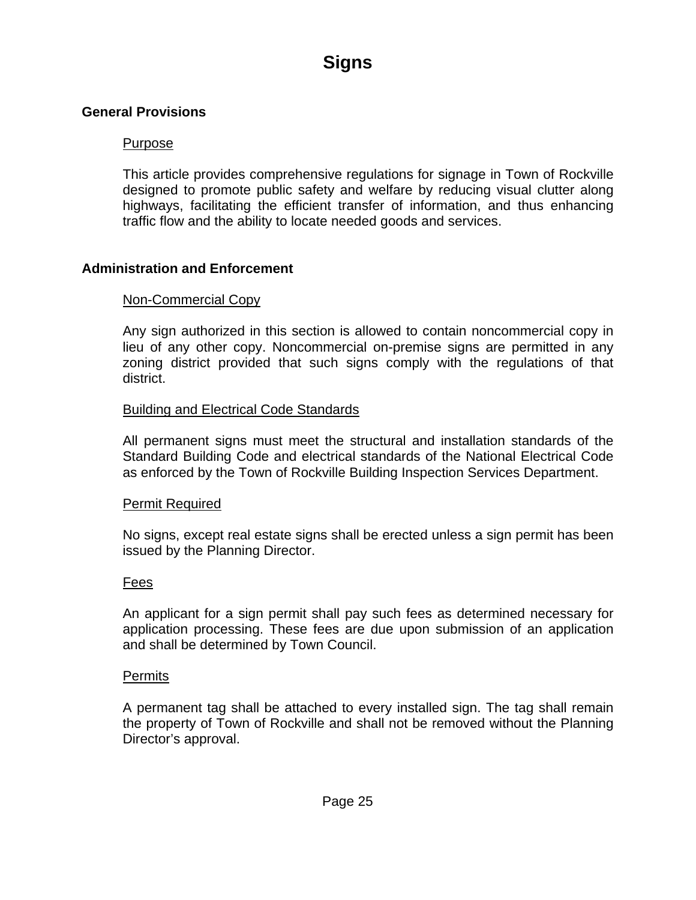# Signs

## General Provisions

### Purpose

This article provides comprehensive regulations for signage in Town of Rockville designed to promote public safety and welfare by reducing visual clutter along highways, facilitating the efficient transfer of information, and thus enhancing traffic flow and the ability to locate needed goods and services.

## Administration and Enforcement

### Non-Commercial Copy

Any sign authorized in this section is allowed to contain noncommercial copy in lieu of any other copy. Noncommercial on-premise signs are permitted in any zoning district provided that such signs comply with the regulations of that district.

### Building and Electrical Code Standards

All permanent signs must meet the structural and installation standards of the Standard Building Code and electrical standards of the National Electrical Code as enforced by the Town of Rockville Building Inspection Services Department.

### Permit Required

No signs, except real estate signs shall be erected unless a sign permit has been issued by the Planning Director.

### Fees

An applicant for a sign permit shall pay such fees as determined necessary for application processing. These fees are due upon submission of an application and shall be determined by Town Council.

### Permits

A permanent tag shall be attached to every installed sign. The tag shall remain the property of Town of Rockville and shall not be removed without the Planning Director's approval.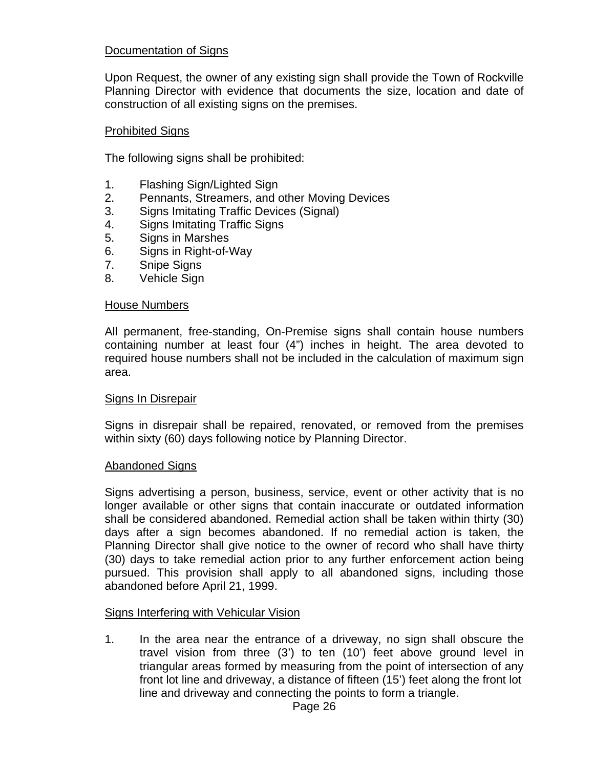## Documentation of Signs

Upon Request, the owner of any existing sign shall provide the Town of Rockville Planning Director with evidence that documents the size, location and date of construction of all existing signs on the premises.

## Prohibited Signs

The following signs shall be prohibited:

1. Flashing Sign/Lighted Sign
2. Pennants, Streamers, and other Moving Devices
3. Signs Imitating Traffic Devices (Signal)
4. Signs Imitating Traffic Signs
5. Signs in Marshes
6. Signs in Right-of-Way
7. Snipe Signs
8. Vehicle Sign

## House Numbers

All permanent, free-standing, On-Premise signs shall contain house numbers containing number at least four (4") inches in height. The area devoted to required house numbers shall not be included in the calculation of maximum sign area.

## Signs In Disrepair

Signs in disrepair shall be repaired, renovated, or removed from the premises within sixty (60) days following notice by Planning Director.

## Abandoned Signs

Signs advertising a person, business, service, event or other activity that is no longer available or other signs that contain inaccurate or outdated information shall be considered abandoned. Remedial action shall be taken within thirty (30) days after a sign becomes abandoned. If no remedial action is taken, the Planning Director shall give notice to the owner of record who shall have thirty (30) days to take remedial action prior to any further enforcement action being pursued. This provision shall apply to all abandoned signs, including those abandoned before April 21, 1999.

## Signs Interfering with Vehicular Vision

1. In the area near the entrance of a driveway, no sign shall obscure the travel vision from three (3') to ten (10') feet above ground level in triangular areas formed by measuring from the point of intersection of any front lot line and driveway, a distance of fifteen (15') feet along the front lot line and driveway and connecting the points to form a triangle.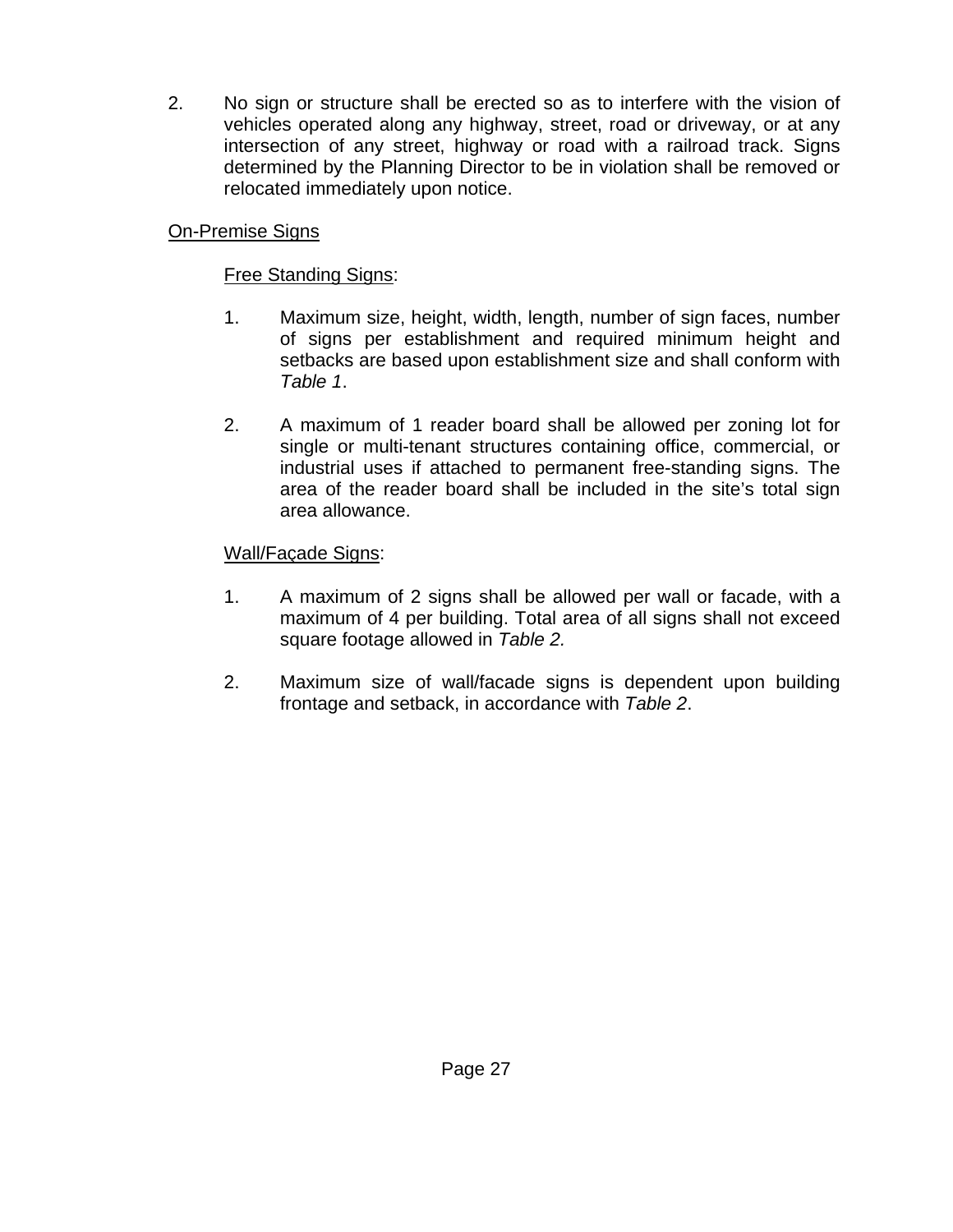2. No sign or structure shall be erected so as to interfere with the vision of vehicles operated along any highway, street, road or driveway, or at any intersection of any street, highway or road with a railroad track. Signs determined by the Planning Director to be in violation shall be removed or relocated immediately upon notice.

<u>On-Premise Signs</u>

<u>Free Standing Signs</u>:

1. Maximum size, height, width, length, number of sign faces, number of signs per establishment and required minimum height and setbacks are based upon establishment size and shall conform with *Table 1*.

2. A maximum of 1 reader board shall be allowed per zoning lot for single or multi-tenant structures containing office, commercial, or industrial uses if attached to permanent free-standing signs. The area of the reader board shall be included in the site's total sign area allowance.

<u>Wall/Façade Signs</u>:

1. A maximum of 2 signs shall be allowed per wall or facade, with a maximum of 4 per building. Total area of all signs shall not exceed square footage allowed in *Table 2.*

2. Maximum size of wall/facade signs is dependent upon building frontage and setback, in accordance with *Table 2*.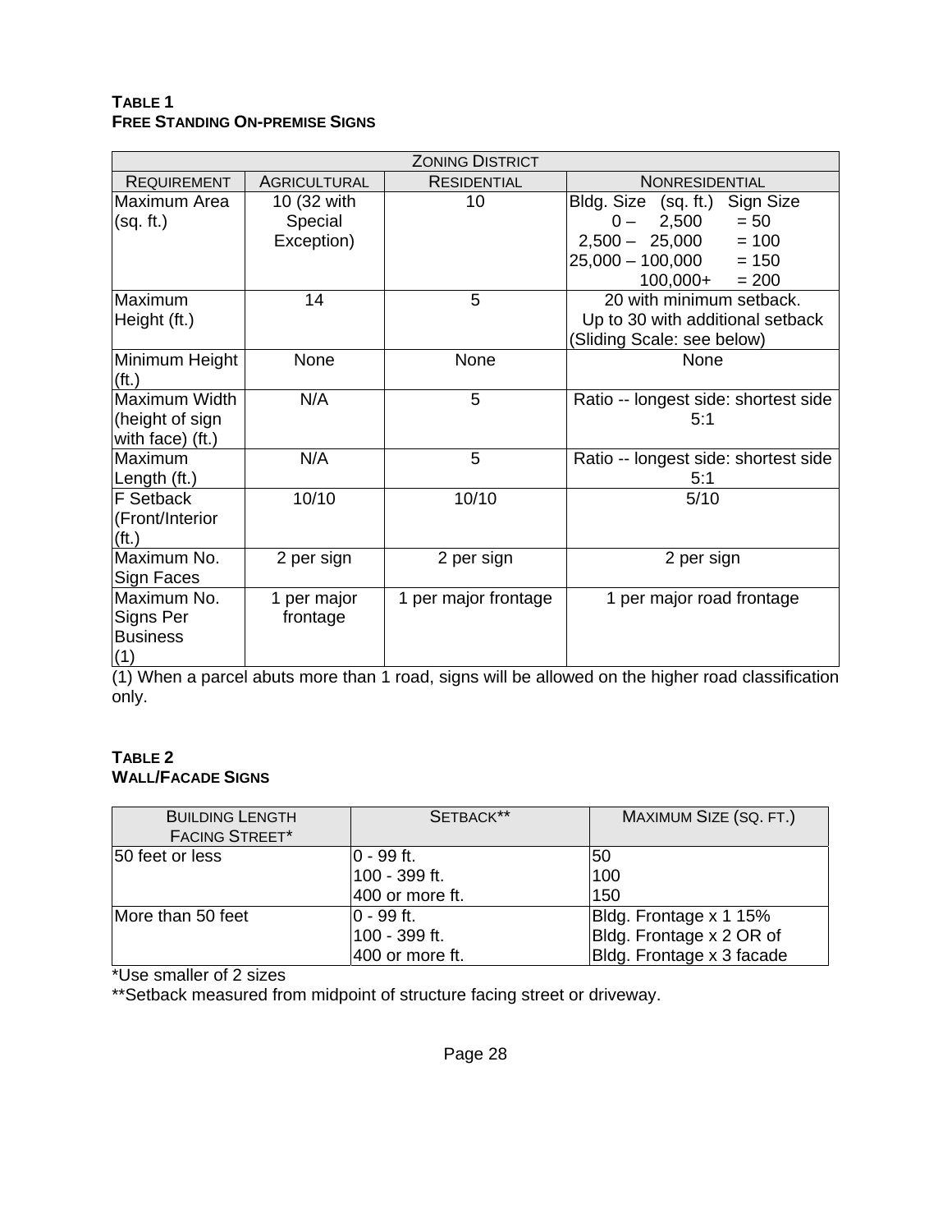**TABLE 1**
**FREE STANDING ON-PREMISE SIGNS**

| ZONING DISTRICT | | | |
|---|---|---|---|
| REQUIREMENT | AGRICULTURAL | RESIDENTIAL | NONRESIDENTIAL |
| Maximum Area (sq. ft.) | 10 (32 with Special Exception) | 10 | Bldg. Size (sq. ft.) Sign Size<br>0 – 2,500 = 50<br>2,500 – 25,000 = 100<br>25,000 – 100,000 = 150<br>100,000+ = 200 |
| Maximum Height (ft.) | 14 | 5 | 20 with minimum setback.<br>Up to 30 with additional setback<br>(Sliding Scale: see below) |
| Minimum Height (ft.) | None | None | None |
| Maximum Width (height of sign with face) (ft.) | N/A | 5 | Ratio -- longest side: shortest side 5:1 |
| Maximum Length (ft.) | N/A | 5 | Ratio -- longest side: shortest side 5:1 |
| F Setback (Front/Interior (ft.) | 10/10 | 10/10 | 5/10 |
| Maximum No. Sign Faces | 2 per sign | 2 per sign | 2 per sign |
| Maximum No. Signs Per Business (1) | 1 per major frontage | 1 per major frontage | 1 per major road frontage |

(1) When a parcel abuts more than 1 road, signs will be allowed on the higher road classification only.

**TABLE 2**
**WALL/FACADE SIGNS**

| BUILDING LENGTH FACING STREET* | SETBACK** | MAXIMUM SIZE (SQ. FT.) |
|---|---|---|
| 50 feet or less | 0 - 99 ft.<br>100 - 399 ft.<br>400 or more ft. | 50<br>100<br>150 |
| More than 50 feet | 0 - 99 ft.<br>100 - 399 ft.<br>400 or more ft. | Bldg. Frontage x 1 15%<br>Bldg. Frontage x 2 OR of<br>Bldg. Frontage x 3 facade |

*Use smaller of 2 sizes

**Setback measured from midpoint of structure facing street or driveway.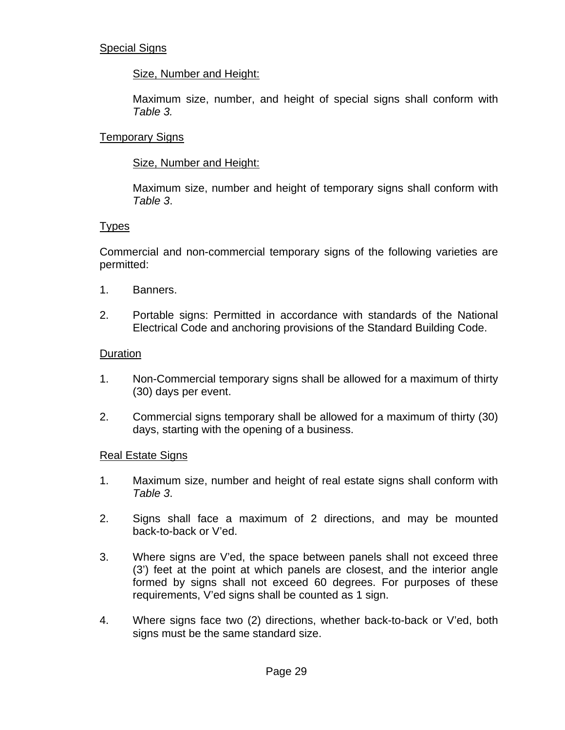## Special Signs

### Size, Number and Height:

Maximum size, number, and height of special signs shall conform with *Table 3.*

## Temporary Signs

### Size, Number and Height:

Maximum size, number and height of temporary signs shall conform with *Table 3*.

## Types

Commercial and non-commercial temporary signs of the following varieties are permitted:

1. Banners.

2. Portable signs: Permitted in accordance with standards of the National Electrical Code and anchoring provisions of the Standard Building Code.

## Duration

1. Non-Commercial temporary signs shall be allowed for a maximum of thirty (30) days per event.

2. Commercial signs temporary shall be allowed for a maximum of thirty (30) days, starting with the opening of a business.

## Real Estate Signs

1. Maximum size, number and height of real estate signs shall conform with *Table 3*.

2. Signs shall face a maximum of 2 directions, and may be mounted back-to-back or V'ed.

3. Where signs are V'ed, the space between panels shall not exceed three (3') feet at the point at which panels are closest, and the interior angle formed by signs shall not exceed 60 degrees. For purposes of these requirements, V'ed signs shall be counted as 1 sign.

4. Where signs face two (2) directions, whether back-to-back or V'ed, both signs must be the same standard size.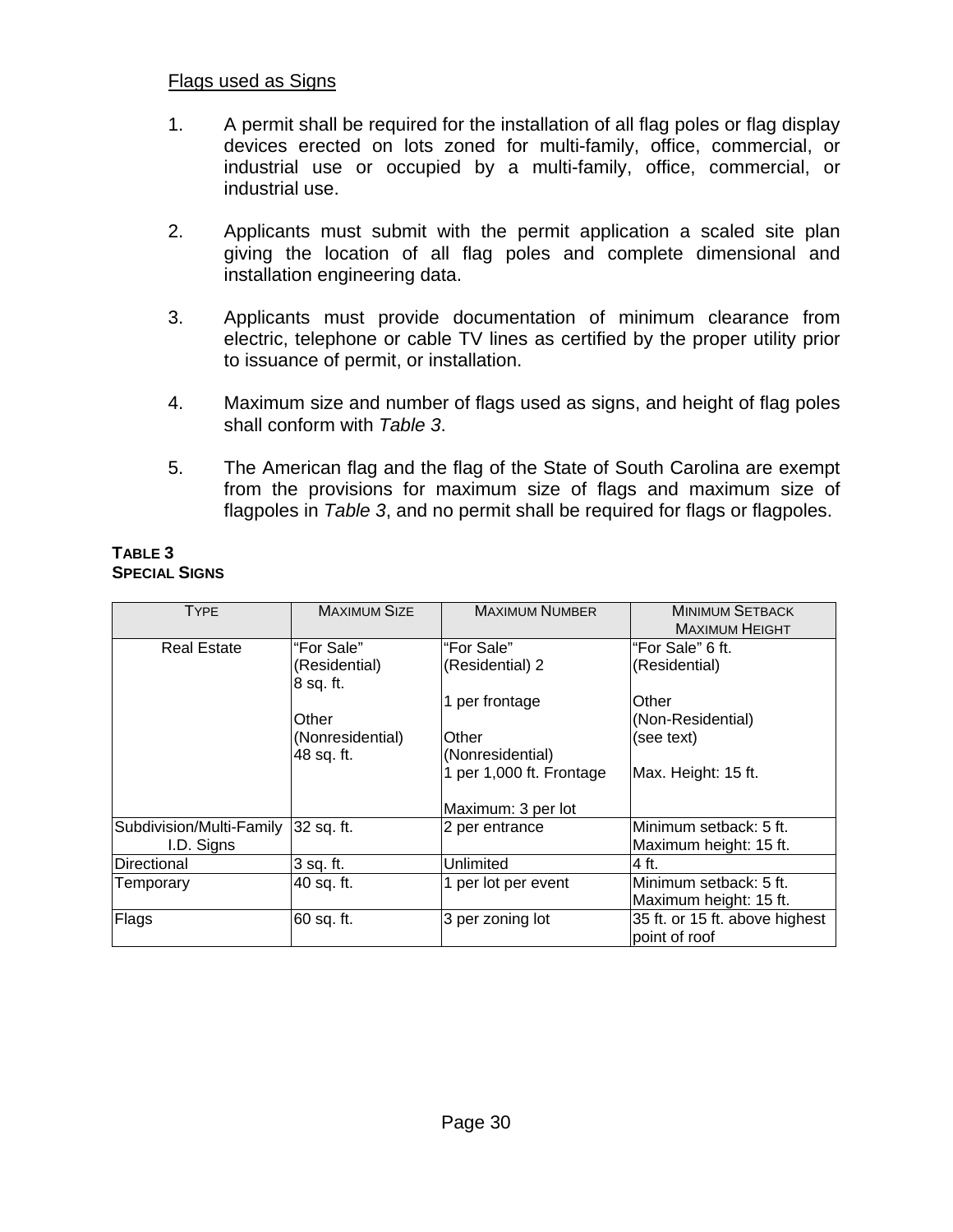Flags used as Signs

1. A permit shall be required for the installation of all flag poles or flag display devices erected on lots zoned for multi-family, office, commercial, or industrial use or occupied by a multi-family, office, commercial, or industrial use.

2. Applicants must submit with the permit application a scaled site plan giving the location of all flag poles and complete dimensional and installation engineering data.

3. Applicants must provide documentation of minimum clearance from electric, telephone or cable TV lines as certified by the proper utility prior to issuance of permit, or installation.

4. Maximum size and number of flags used as signs, and height of flag poles shall conform with *Table 3*.

5. The American flag and the flag of the State of South Carolina are exempt from the provisions for maximum size of flags and maximum size of flagpoles in *Table 3*, and no permit shall be required for flags or flagpoles.

**TABLE 3**
**SPECIAL SIGNS**

| TYPE | MAXIMUM SIZE | MAXIMUM NUMBER | MINIMUM SETBACK MAXIMUM HEIGHT |
|---|---|---|---|
| Real Estate | "For Sale" (Residential) 8 sq. ft.<br><br>Other (Nonresidential) 48 sq. ft. | "For Sale" (Residential) 2<br><br>1 per frontage<br><br>Other (Nonresidential) 1 per 1,000 ft. Frontage<br><br>Maximum: 3 per lot | "For Sale" 6 ft. (Residential)<br><br>Other (Non-Residential) (see text)<br><br>Max. Height: 15 ft. |
| Subdivision/Multi-Family I.D. Signs | 32 sq. ft. | 2 per entrance | Minimum setback: 5 ft.<br>Maximum height: 15 ft. |
| Directional | 3 sq. ft. | Unlimited | 4 ft. |
| Temporary | 40 sq. ft. | 1 per lot per event | Minimum setback: 5 ft.<br>Maximum height: 15 ft. |
| Flags | 60 sq. ft. | 3 per zoning lot | 35 ft. or 15 ft. above highest point of roof |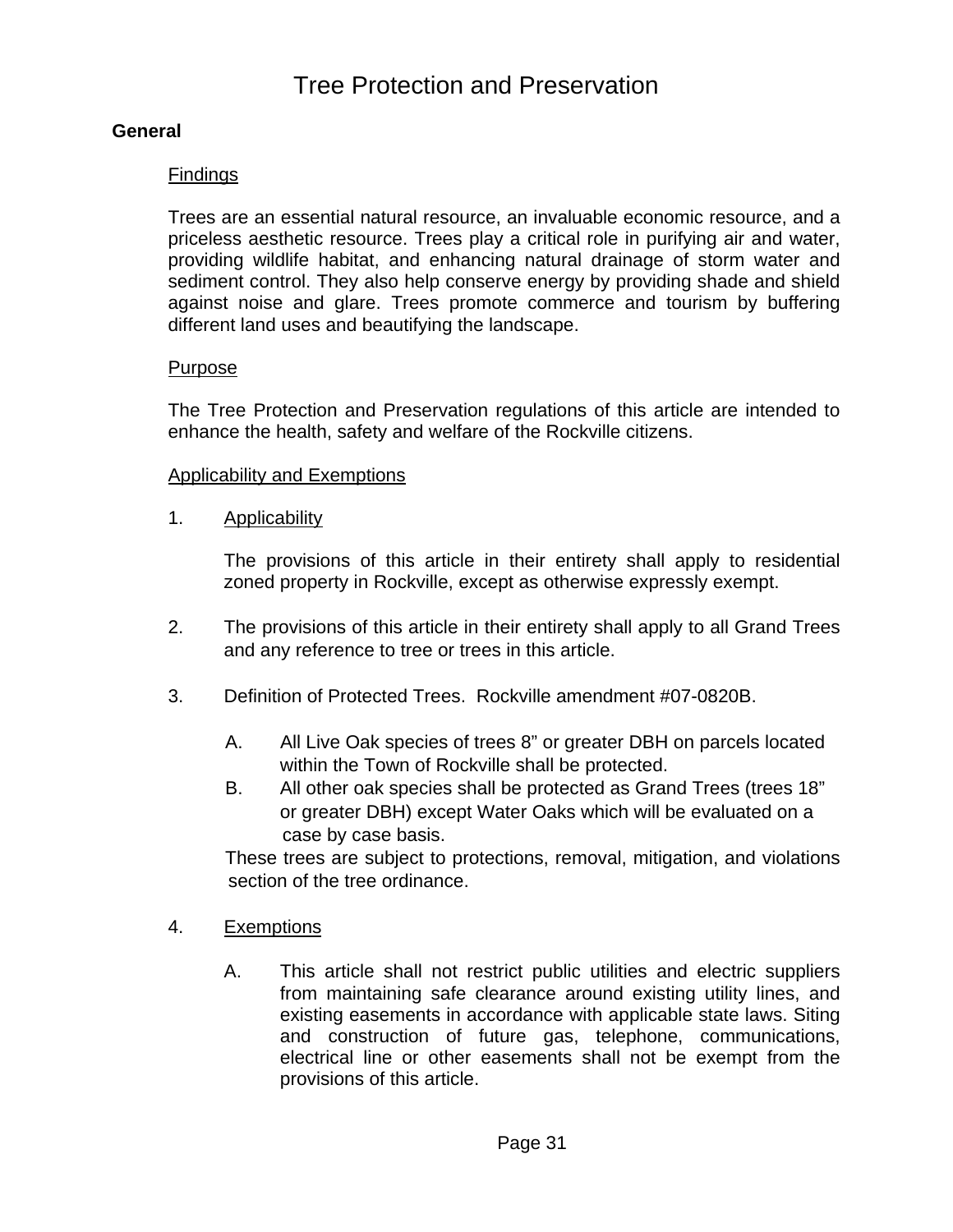# Tree Protection and Preservation

## General

### Findings

Trees are an essential natural resource, an invaluable economic resource, and a priceless aesthetic resource. Trees play a critical role in purifying air and water, providing wildlife habitat, and enhancing natural drainage of storm water and sediment control. They also help conserve energy by providing shade and shield against noise and glare. Trees promote commerce and tourism by buffering different land uses and beautifying the landscape.

### Purpose

The Tree Protection and Preservation regulations of this article are intended to enhance the health, safety and welfare of the Rockville citizens.

### Applicability and Exemptions

1. Applicability

   The provisions of this article in their entirety shall apply to residential zoned property in Rockville, except as otherwise expressly exempt.

2. The provisions of this article in their entirety shall apply to all Grand Trees and any reference to tree or trees in this article.

3. Definition of Protected Trees. Rockville amendment #07-0820B.

   A. All Live Oak species of trees 8" or greater DBH on parcels located within the Town of Rockville shall be protected.
   
   B. All other oak species shall be protected as Grand Trees (trees 18" or greater DBH) except Water Oaks which will be evaluated on a case by case basis.

   These trees are subject to protections, removal, mitigation, and violations section of the tree ordinance.

4. Exemptions

   A. This article shall not restrict public utilities and electric suppliers from maintaining safe clearance around existing utility lines, and existing easements in accordance with applicable state laws. Siting and construction of future gas, telephone, communications, electrical line or other easements shall not be exempt from the provisions of this article.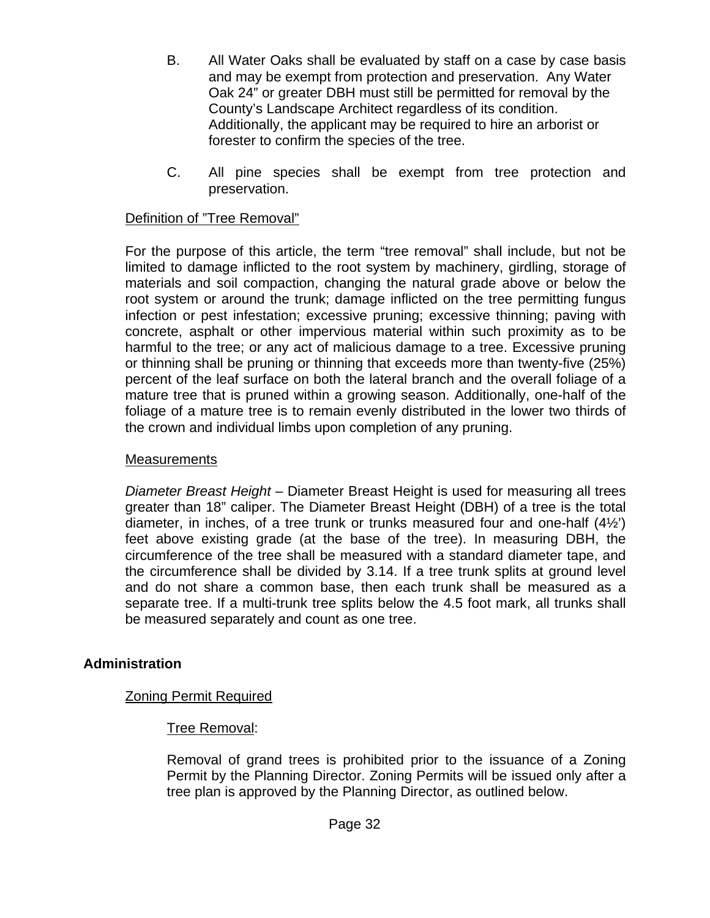B. All Water Oaks shall be evaluated by staff on a case by case basis and may be exempt from protection and preservation. Any Water Oak 24" or greater DBH must still be permitted for removal by the County's Landscape Architect regardless of its condition. Additionally, the applicant may be required to hire an arborist or forester to confirm the species of the tree.

C. All pine species shall be exempt from tree protection and preservation.

<u>Definition of "Tree Removal"</u>

For the purpose of this article, the term "tree removal" shall include, but not be limited to damage inflicted to the root system by machinery, girdling, storage of materials and soil compaction, changing the natural grade above or below the root system or around the trunk; damage inflicted on the tree permitting fungus infection or pest infestation; excessive pruning; excessive thinning; paving with concrete, asphalt or other impervious material within such proximity as to be harmful to the tree; or any act of malicious damage to a tree. Excessive pruning or thinning shall be pruning or thinning that exceeds more than twenty-five (25%) percent of the leaf surface on both the lateral branch and the overall foliage of a mature tree that is pruned within a growing season. Additionally, one-half of the foliage of a mature tree is to remain evenly distributed in the lower two thirds of the crown and individual limbs upon completion of any pruning.

<u>Measurements</u>

*Diameter Breast Height* – Diameter Breast Height is used for measuring all trees greater than 18" caliper. The Diameter Breast Height (DBH) of a tree is the total diameter, in inches, of a tree trunk or trunks measured four and one-half (4½') feet above existing grade (at the base of the tree). In measuring DBH, the circumference of the tree shall be measured with a standard diameter tape, and the circumference shall be divided by 3.14. If a tree trunk splits at ground level and do not share a common base, then each trunk shall be measured as a separate tree. If a multi-trunk tree splits below the 4.5 foot mark, all trunks shall be measured separately and count as one tree.

## Administration

<u>Zoning Permit Required</u>

<u>Tree Removal</u>:

Removal of grand trees is prohibited prior to the issuance of a Zoning Permit by the Planning Director. Zoning Permits will be issued only after a tree plan is approved by the Planning Director, as outlined below.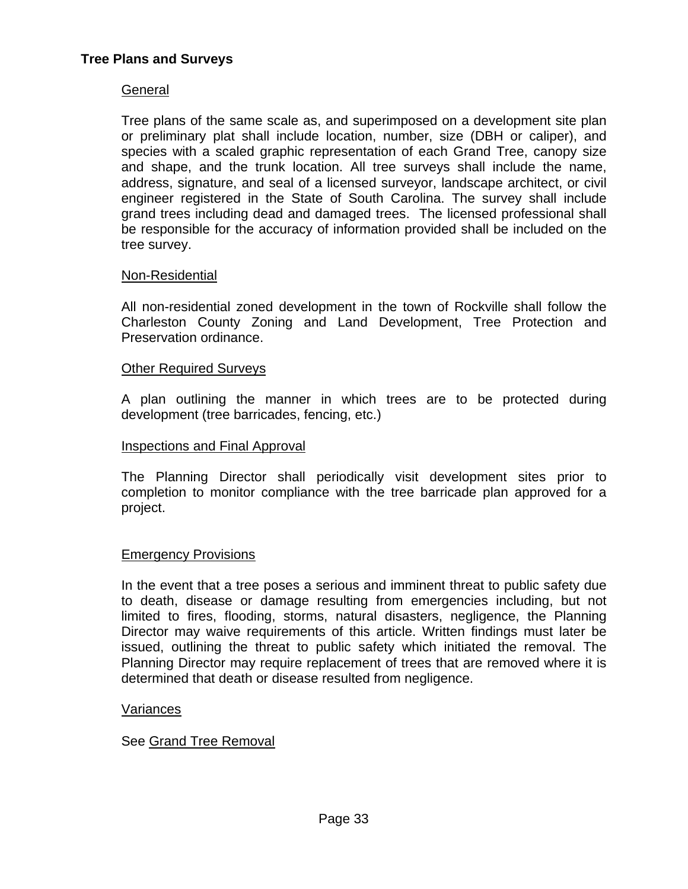**Tree Plans and Surveys**

General

Tree plans of the same scale as, and superimposed on a development site plan or preliminary plat shall include location, number, size (DBH or caliper), and species with a scaled graphic representation of each Grand Tree, canopy size and shape, and the trunk location. All tree surveys shall include the name, address, signature, and seal of a licensed surveyor, landscape architect, or civil engineer registered in the State of South Carolina. The survey shall include grand trees including dead and damaged trees. The licensed professional shall be responsible for the accuracy of information provided shall be included on the tree survey.

Non-Residential

All non-residential zoned development in the town of Rockville shall follow the Charleston County Zoning and Land Development, Tree Protection and Preservation ordinance.

Other Required Surveys

A plan outlining the manner in which trees are to be protected during development (tree barricades, fencing, etc.)

Inspections and Final Approval

The Planning Director shall periodically visit development sites prior to completion to monitor compliance with the tree barricade plan approved for a project.

Emergency Provisions

In the event that a tree poses a serious and imminent threat to public safety due to death, disease or damage resulting from emergencies including, but not limited to fires, flooding, storms, natural disasters, negligence, the Planning Director may waive requirements of this article. Written findings must later be issued, outlining the threat to public safety which initiated the removal. The Planning Director may require replacement of trees that are removed where it is determined that death or disease resulted from negligence.

Variances

See Grand Tree Removal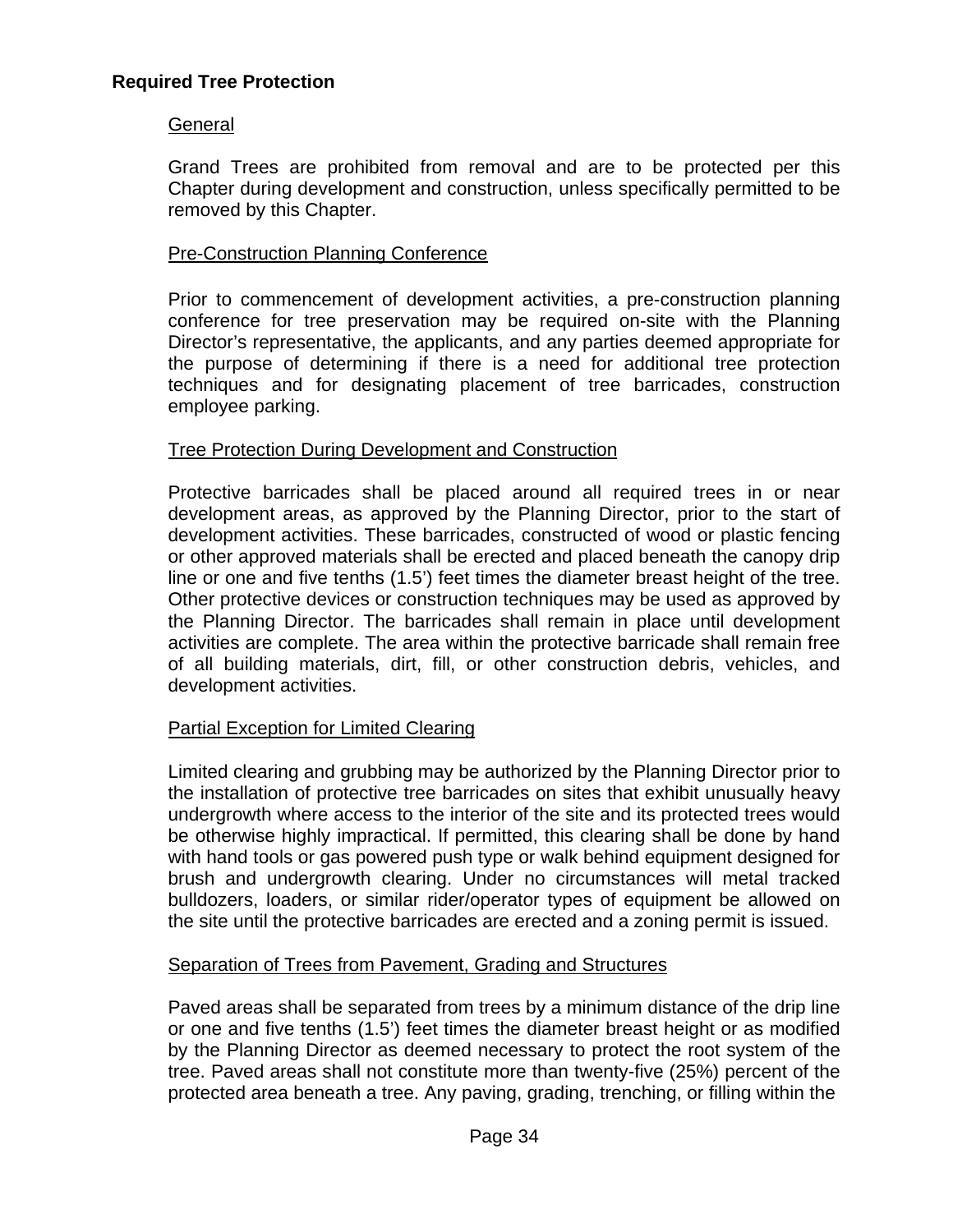## Required Tree Protection

### General

Grand Trees are prohibited from removal and are to be protected per this Chapter during development and construction, unless specifically permitted to be removed by this Chapter.

### Pre-Construction Planning Conference

Prior to commencement of development activities, a pre-construction planning conference for tree preservation may be required on-site with the Planning Director's representative, the applicants, and any parties deemed appropriate for the purpose of determining if there is a need for additional tree protection techniques and for designating placement of tree barricades, construction employee parking.

### Tree Protection During Development and Construction

Protective barricades shall be placed around all required trees in or near development areas, as approved by the Planning Director, prior to the start of development activities. These barricades, constructed of wood or plastic fencing or other approved materials shall be erected and placed beneath the canopy drip line or one and five tenths (1.5') feet times the diameter breast height of the tree. Other protective devices or construction techniques may be used as approved by the Planning Director. The barricades shall remain in place until development activities are complete. The area within the protective barricade shall remain free of all building materials, dirt, fill, or other construction debris, vehicles, and development activities.

### Partial Exception for Limited Clearing

Limited clearing and grubbing may be authorized by the Planning Director prior to the installation of protective tree barricades on sites that exhibit unusually heavy undergrowth where access to the interior of the site and its protected trees would be otherwise highly impractical. If permitted, this clearing shall be done by hand with hand tools or gas powered push type or walk behind equipment designed for brush and undergrowth clearing. Under no circumstances will metal tracked bulldozers, loaders, or similar rider/operator types of equipment be allowed on the site until the protective barricades are erected and a zoning permit is issued.

### Separation of Trees from Pavement, Grading and Structures

Paved areas shall be separated from trees by a minimum distance of the drip line or one and five tenths (1.5') feet times the diameter breast height or as modified by the Planning Director as deemed necessary to protect the root system of the tree. Paved areas shall not constitute more than twenty-five (25%) percent of the protected area beneath a tree. Any paving, grading, trenching, or filling within the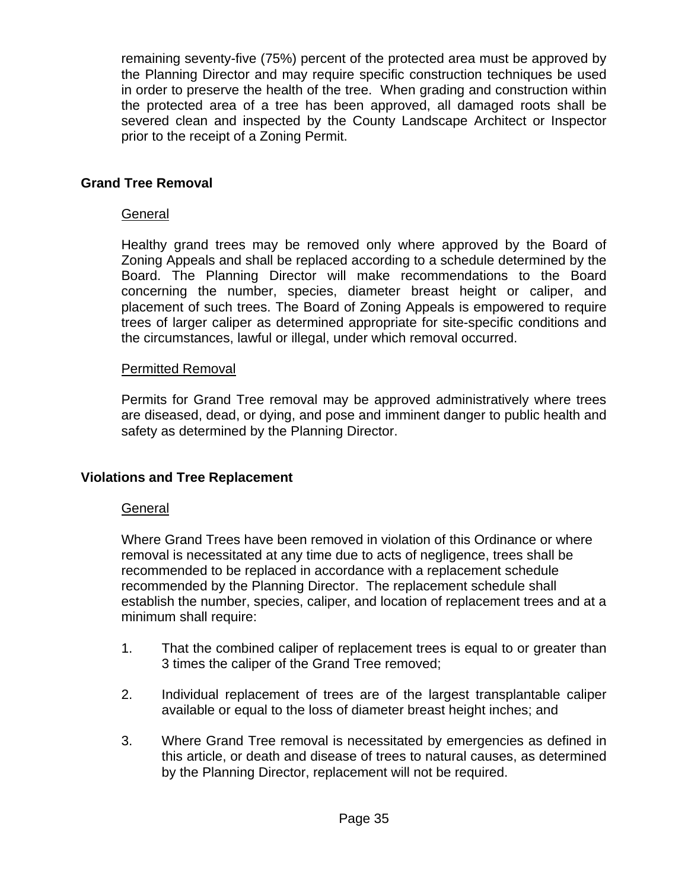remaining seventy-five (75%) percent of the protected area must be approved by the Planning Director and may require specific construction techniques be used in order to preserve the health of the tree. When grading and construction within the protected area of a tree has been approved, all damaged roots shall be severed clean and inspected by the County Landscape Architect or Inspector prior to the receipt of a Zoning Permit.

## Grand Tree Removal

General

Healthy grand trees may be removed only where approved by the Board of Zoning Appeals and shall be replaced according to a schedule determined by the Board. The Planning Director will make recommendations to the Board concerning the number, species, diameter breast height or caliper, and placement of such trees. The Board of Zoning Appeals is empowered to require trees of larger caliper as determined appropriate for site-specific conditions and the circumstances, lawful or illegal, under which removal occurred.

Permitted Removal

Permits for Grand Tree removal may be approved administratively where trees are diseased, dead, or dying, and pose and imminent danger to public health and safety as determined by the Planning Director.

## Violations and Tree Replacement

General

Where Grand Trees have been removed in violation of this Ordinance or where removal is necessitated at any time due to acts of negligence, trees shall be recommended to be replaced in accordance with a replacement schedule recommended by the Planning Director. The replacement schedule shall establish the number, species, caliper, and location of replacement trees and at a minimum shall require:

1. That the combined caliper of replacement trees is equal to or greater than 3 times the caliper of the Grand Tree removed;

2. Individual replacement of trees are of the largest transplantable caliper available or equal to the loss of diameter breast height inches; and

3. Where Grand Tree removal is necessitated by emergencies as defined in this article, or death and disease of trees to natural causes, as determined by the Planning Director, replacement will not be required.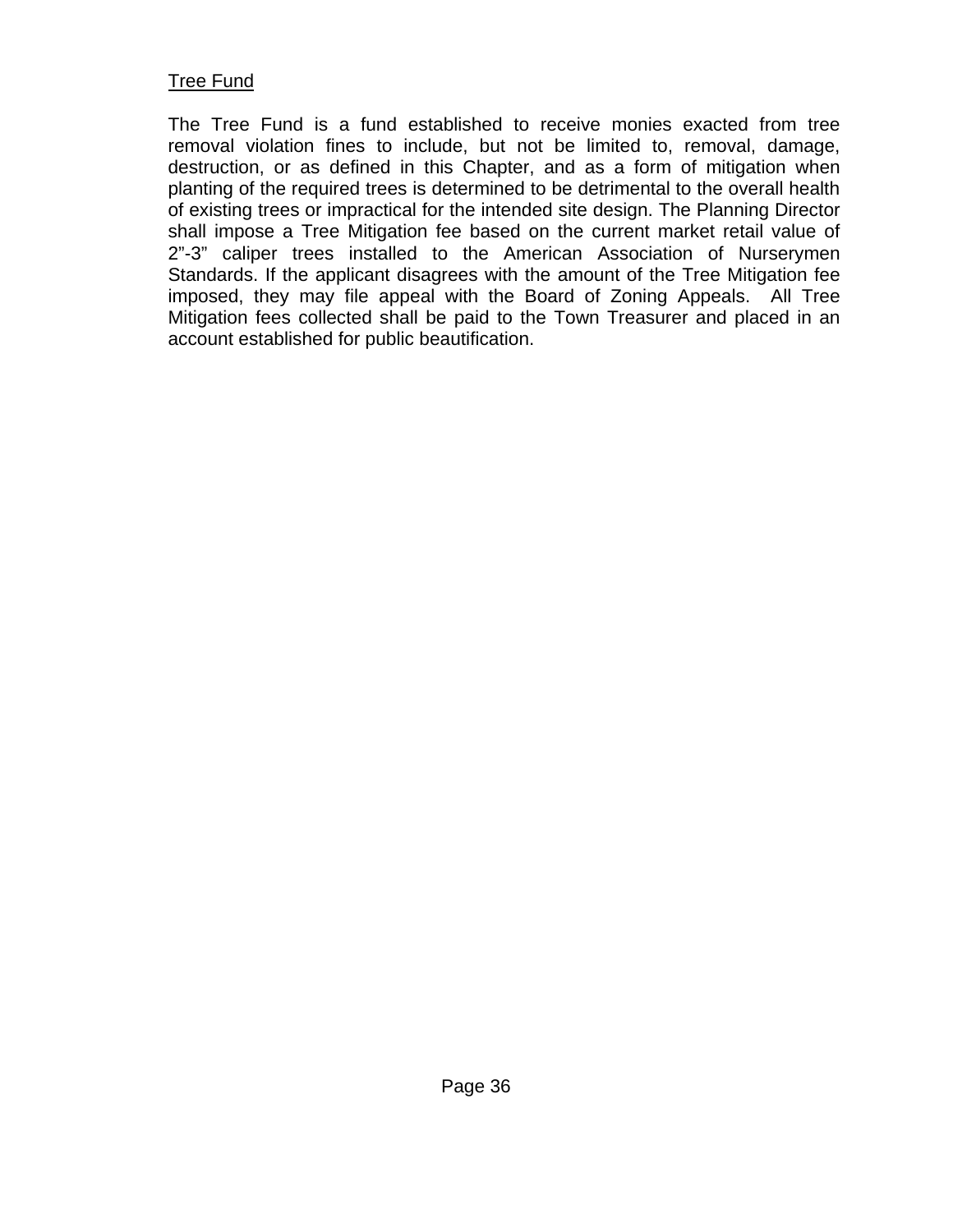Tree Fund

The Tree Fund is a fund established to receive monies exacted from tree removal violation fines to include, but not be limited to, removal, damage, destruction, or as defined in this Chapter, and as a form of mitigation when planting of the required trees is determined to be detrimental to the overall health of existing trees or impractical for the intended site design. The Planning Director shall impose a Tree Mitigation fee based on the current market retail value of 2”-3” caliper trees installed to the American Association of Nurserymen Standards. If the applicant disagrees with the amount of the Tree Mitigation fee imposed, they may file appeal with the Board of Zoning Appeals. All Tree Mitigation fees collected shall be paid to the Town Treasurer and placed in an account established for public beautification.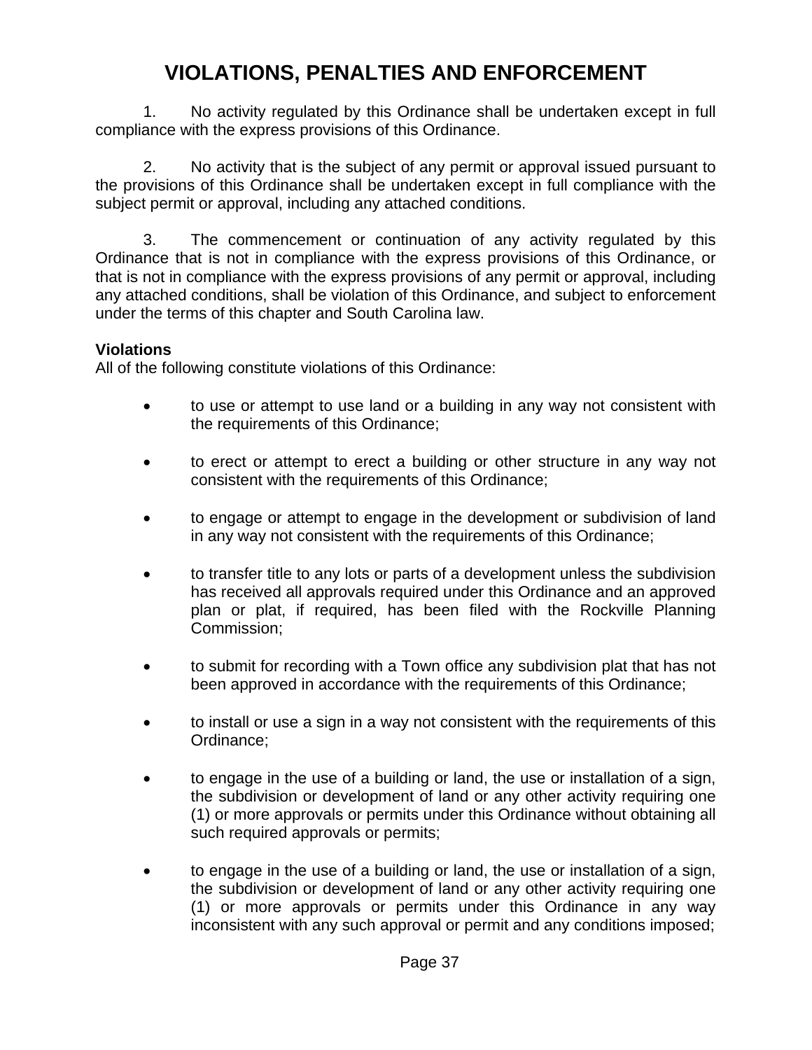# VIOLATIONS, PENALTIES AND ENFORCEMENT

1. No activity regulated by this Ordinance shall be undertaken except in full compliance with the express provisions of this Ordinance.

2. No activity that is the subject of any permit or approval issued pursuant to the provisions of this Ordinance shall be undertaken except in full compliance with the subject permit or approval, including any attached conditions.

3. The commencement or continuation of any activity regulated by this Ordinance that is not in compliance with the express provisions of this Ordinance, or that is not in compliance with the express provisions of any permit or approval, including any attached conditions, shall be violation of this Ordinance, and subject to enforcement under the terms of this chapter and South Carolina law.

**Violations**
All of the following constitute violations of this Ordinance:

- to use or attempt to use land or a building in any way not consistent with the requirements of this Ordinance;

- to erect or attempt to erect a building or other structure in any way not consistent with the requirements of this Ordinance;

- to engage or attempt to engage in the development or subdivision of land in any way not consistent with the requirements of this Ordinance;

- to transfer title to any lots or parts of a development unless the subdivision has received all approvals required under this Ordinance and an approved plan or plat, if required, has been filed with the Rockville Planning Commission;

- to submit for recording with a Town office any subdivision plat that has not been approved in accordance with the requirements of this Ordinance;

- to install or use a sign in a way not consistent with the requirements of this Ordinance;

- to engage in the use of a building or land, the use or installation of a sign, the subdivision or development of land or any other activity requiring one (1) or more approvals or permits under this Ordinance without obtaining all such required approvals or permits;

- to engage in the use of a building or land, the use or installation of a sign, the subdivision or development of land or any other activity requiring one (1) or more approvals or permits under this Ordinance in any way inconsistent with any such approval or permit and any conditions imposed;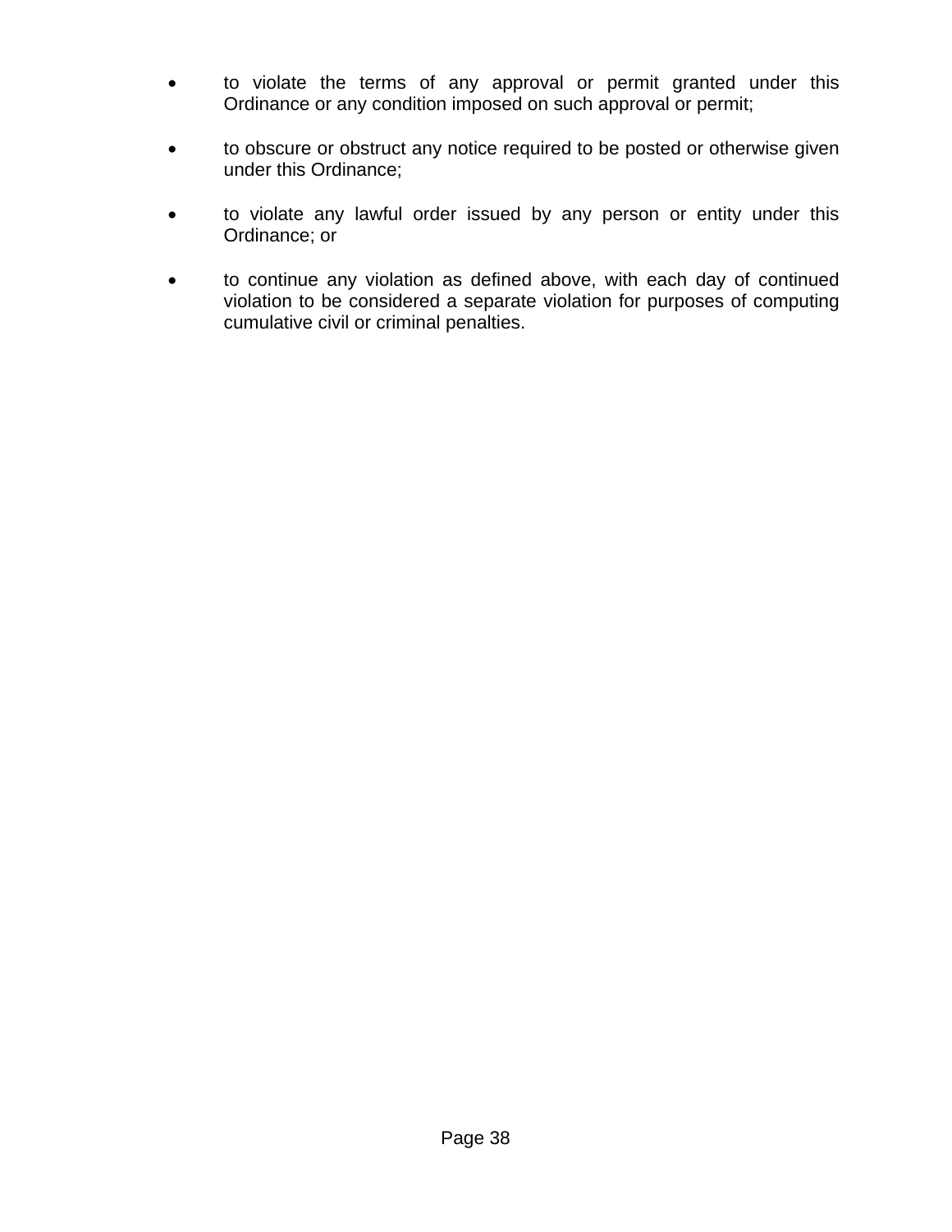- to violate the terms of any approval or permit granted under this Ordinance or any condition imposed on such approval or permit;

- to obscure or obstruct any notice required to be posted or otherwise given under this Ordinance;

- to violate any lawful order issued by any person or entity under this Ordinance; or

- to continue any violation as defined above, with each day of continued violation to be considered a separate violation for purposes of computing cumulative civil or criminal penalties.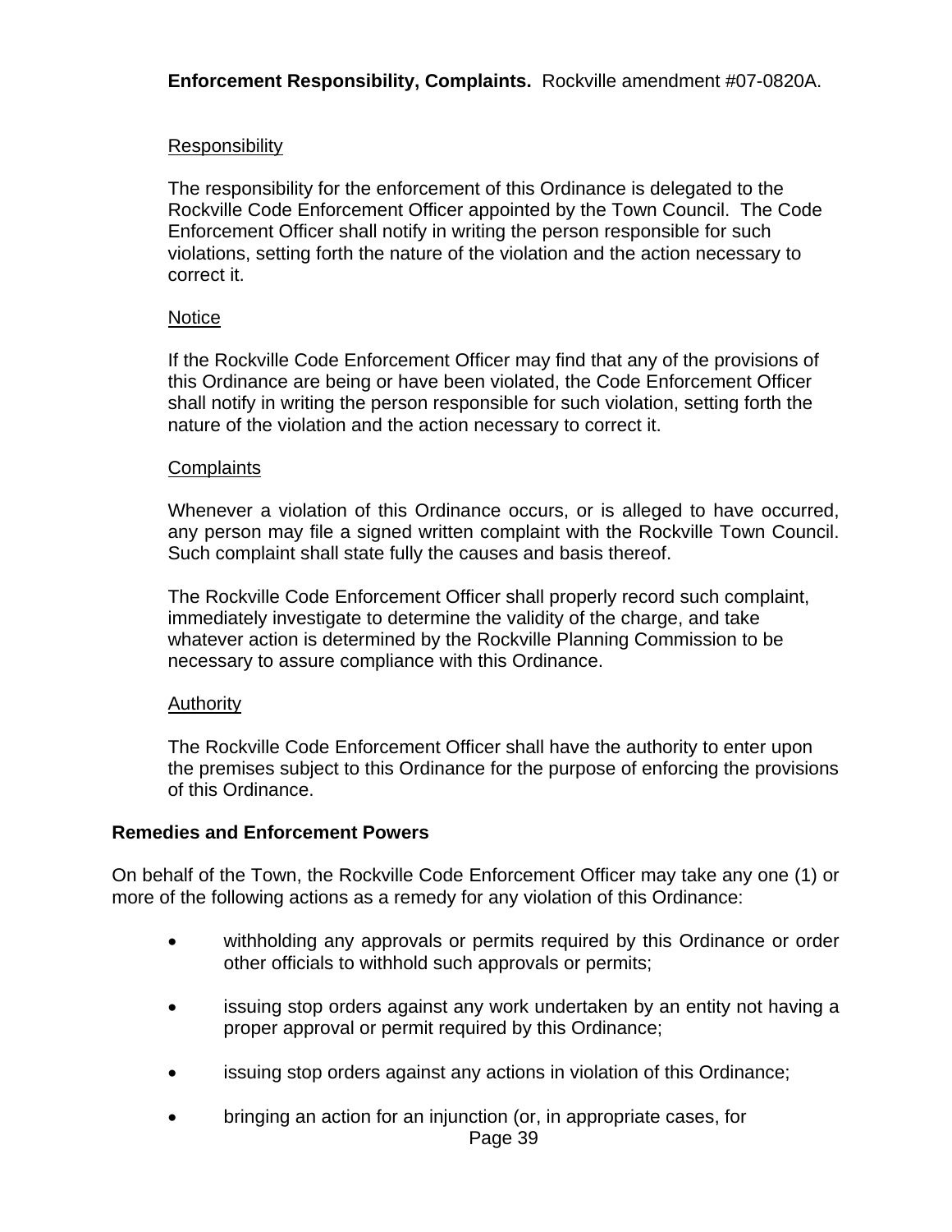**Enforcement Responsibility, Complaints.** Rockville amendment #07-0820A.

Responsibility

The responsibility for the enforcement of this Ordinance is delegated to the Rockville Code Enforcement Officer appointed by the Town Council. The Code Enforcement Officer shall notify in writing the person responsible for such violations, setting forth the nature of the violation and the action necessary to correct it.

Notice

If the Rockville Code Enforcement Officer may find that any of the provisions of this Ordinance are being or have been violated, the Code Enforcement Officer shall notify in writing the person responsible for such violation, setting forth the nature of the violation and the action necessary to correct it.

Complaints

Whenever a violation of this Ordinance occurs, or is alleged to have occurred, any person may file a signed written complaint with the Rockville Town Council. Such complaint shall state fully the causes and basis thereof.

The Rockville Code Enforcement Officer shall properly record such complaint, immediately investigate to determine the validity of the charge, and take whatever action is determined by the Rockville Planning Commission to be necessary to assure compliance with this Ordinance.

Authority

The Rockville Code Enforcement Officer shall have the authority to enter upon the premises subject to this Ordinance for the purpose of enforcing the provisions of this Ordinance.

**Remedies and Enforcement Powers**

On behalf of the Town, the Rockville Code Enforcement Officer may take any one (1) or more of the following actions as a remedy for any violation of this Ordinance:

- withholding any approvals or permits required by this Ordinance or order other officials to withhold such approvals or permits;
- issuing stop orders against any work undertaken by an entity not having a proper approval or permit required by this Ordinance;
- issuing stop orders against any actions in violation of this Ordinance;
- bringing an action for an injunction (or, in appropriate cases, for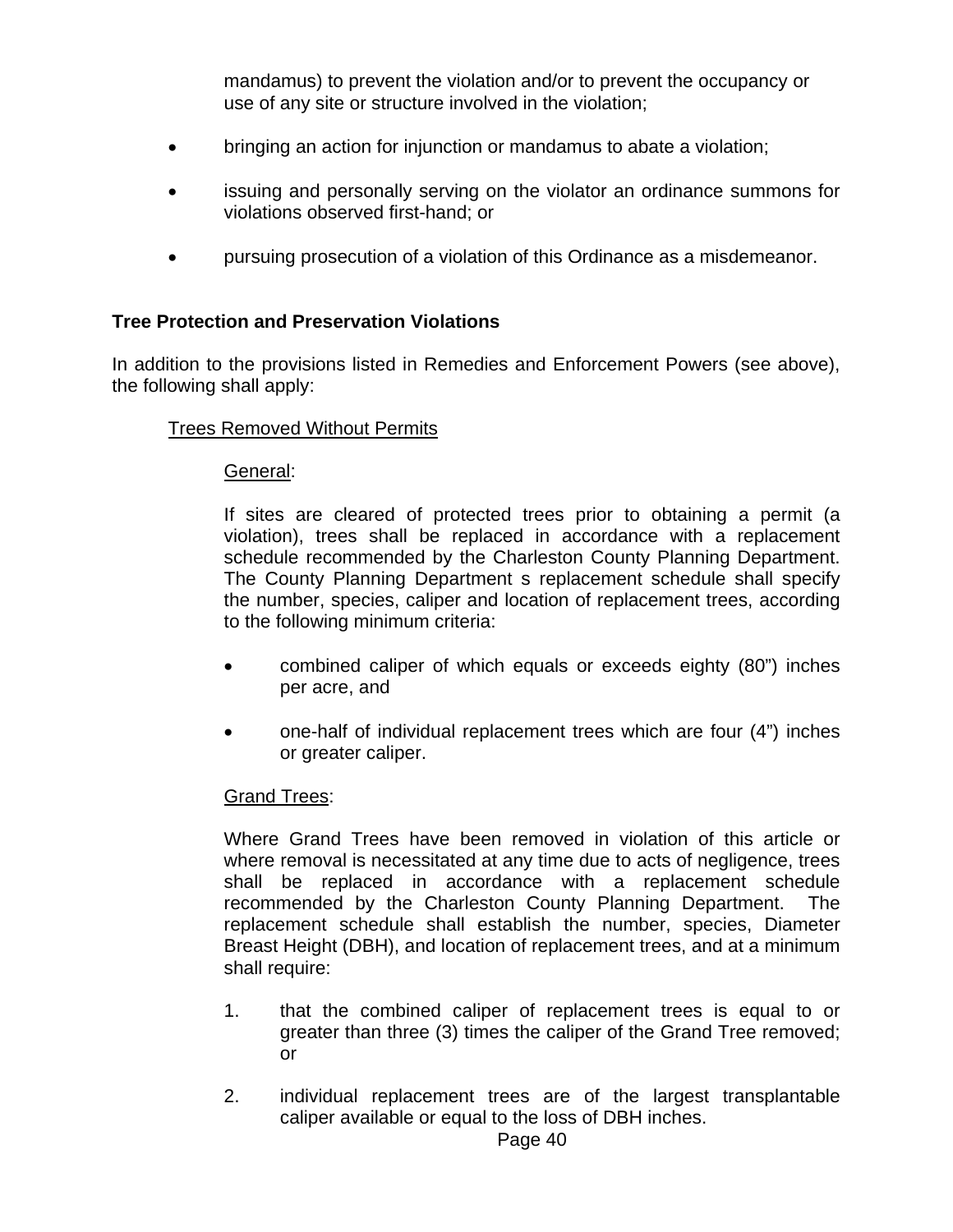mandamus) to prevent the violation and/or to prevent the occupancy or use of any site or structure involved in the violation;

- bringing an action for injunction or mandamus to abate a violation;
- issuing and personally serving on the violator an ordinance summons for violations observed first-hand; or
- pursuing prosecution of a violation of this Ordinance as a misdemeanor.

**Tree Protection and Preservation Violations**

In addition to the provisions listed in Remedies and Enforcement Powers (see above), the following shall apply:

Trees Removed Without Permits

General:

If sites are cleared of protected trees prior to obtaining a permit (a violation), trees shall be replaced in accordance with a replacement schedule recommended by the Charleston County Planning Department. The County Planning Department s replacement schedule shall specify the number, species, caliper and location of replacement trees, according to the following minimum criteria:

- combined caliper of which equals or exceeds eighty (80") inches per acre, and
- one-half of individual replacement trees which are four (4") inches or greater caliper.

Grand Trees:

Where Grand Trees have been removed in violation of this article or where removal is necessitated at any time due to acts of negligence, trees shall be replaced in accordance with a replacement schedule recommended by the Charleston County Planning Department. The replacement schedule shall establish the number, species, Diameter Breast Height (DBH), and location of replacement trees, and at a minimum shall require:

1. that the combined caliper of replacement trees is equal to or greater than three (3) times the caliper of the Grand Tree removed; or
2. individual replacement trees are of the largest transplantable caliper available or equal to the loss of DBH inches.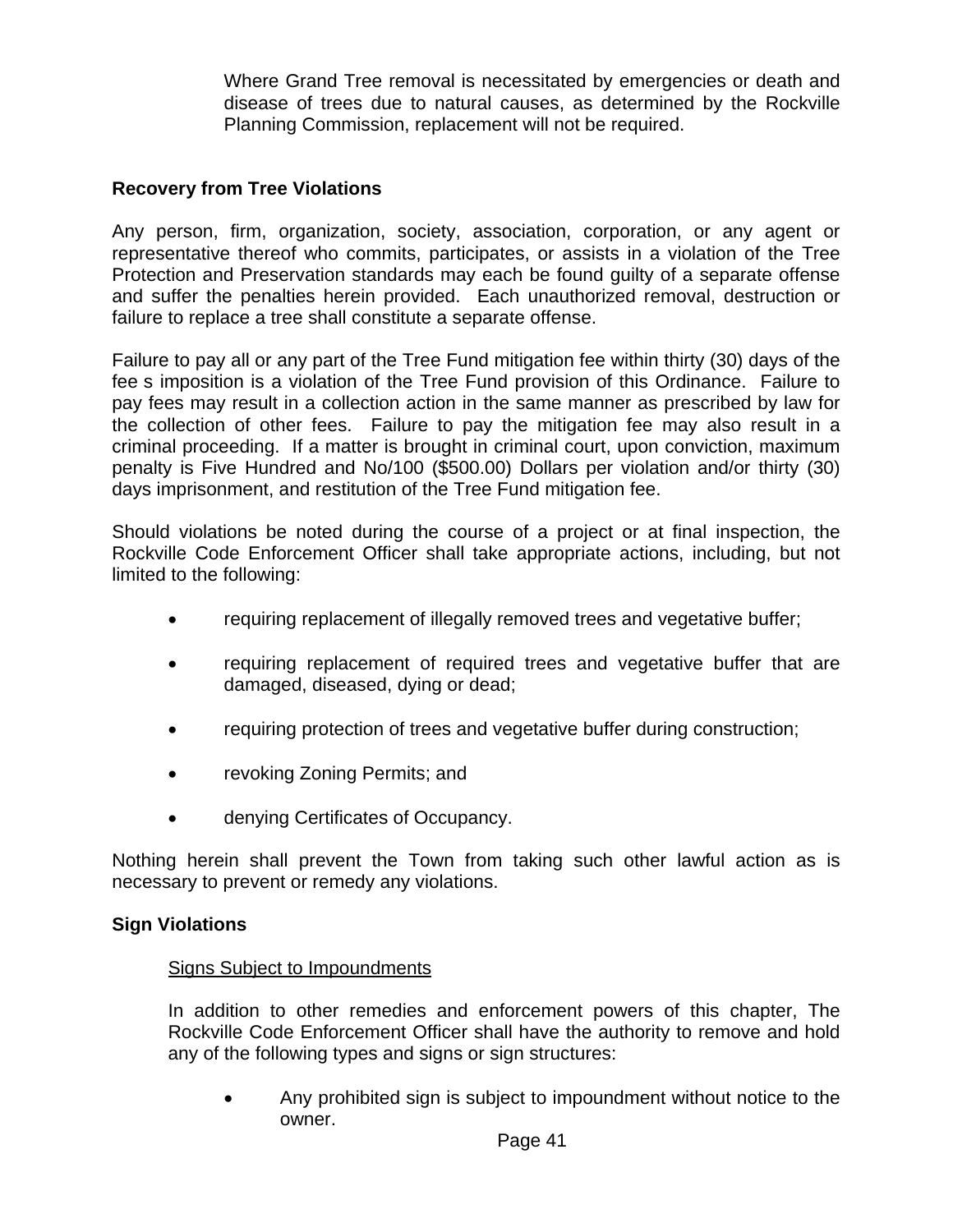Where Grand Tree removal is necessitated by emergencies or death and disease of trees due to natural causes, as determined by the Rockville Planning Commission, replacement will not be required.

**Recovery from Tree Violations**

Any person, firm, organization, society, association, corporation, or any agent or representative thereof who commits, participates, or assists in a violation of the Tree Protection and Preservation standards may each be found guilty of a separate offense and suffer the penalties herein provided. Each unauthorized removal, destruction or failure to replace a tree shall constitute a separate offense.

Failure to pay all or any part of the Tree Fund mitigation fee within thirty (30) days of the fee s imposition is a violation of the Tree Fund provision of this Ordinance. Failure to pay fees may result in a collection action in the same manner as prescribed by law for the collection of other fees. Failure to pay the mitigation fee may also result in a criminal proceeding. If a matter is brought in criminal court, upon conviction, maximum penalty is Five Hundred and No/100 ($500.00) Dollars per violation and/or thirty (30) days imprisonment, and restitution of the Tree Fund mitigation fee.

Should violations be noted during the course of a project or at final inspection, the Rockville Code Enforcement Officer shall take appropriate actions, including, but not limited to the following:

- requiring replacement of illegally removed trees and vegetative buffer;
- requiring replacement of required trees and vegetative buffer that are damaged, diseased, dying or dead;
- requiring protection of trees and vegetative buffer during construction;
- revoking Zoning Permits; and
- denying Certificates of Occupancy.

Nothing herein shall prevent the Town from taking such other lawful action as is necessary to prevent or remedy any violations.

**Sign Violations**

<u>Signs Subject to Impoundments</u>

In addition to other remedies and enforcement powers of this chapter, The Rockville Code Enforcement Officer shall have the authority to remove and hold any of the following types and signs or sign structures:

- Any prohibited sign is subject to impoundment without notice to the owner.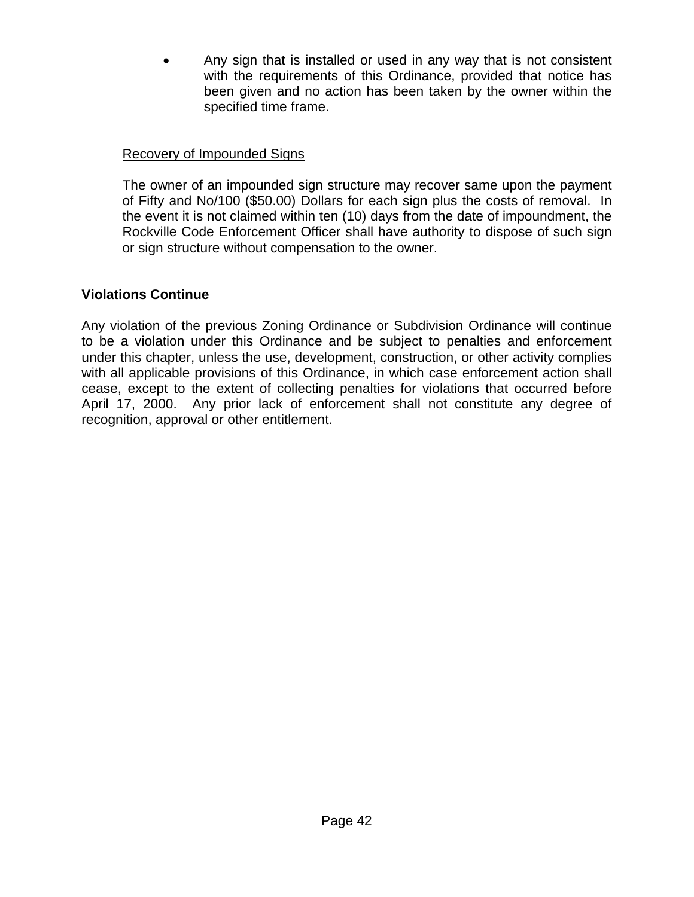- Any sign that is installed or used in any way that is not consistent with the requirements of this Ordinance, provided that notice has been given and no action has been taken by the owner within the specified time frame.

Recovery of Impounded Signs

The owner of an impounded sign structure may recover same upon the payment of Fifty and No/100 ($50.00) Dollars for each sign plus the costs of removal. In the event it is not claimed within ten (10) days from the date of impoundment, the Rockville Code Enforcement Officer shall have authority to dispose of such sign or sign structure without compensation to the owner.

**Violations Continue**

Any violation of the previous Zoning Ordinance or Subdivision Ordinance will continue to be a violation under this Ordinance and be subject to penalties and enforcement under this chapter, unless the use, development, construction, or other activity complies with all applicable provisions of this Ordinance, in which case enforcement action shall cease, except to the extent of collecting penalties for violations that occurred before April 17, 2000. Any prior lack of enforcement shall not constitute any degree of recognition, approval or other entitlement.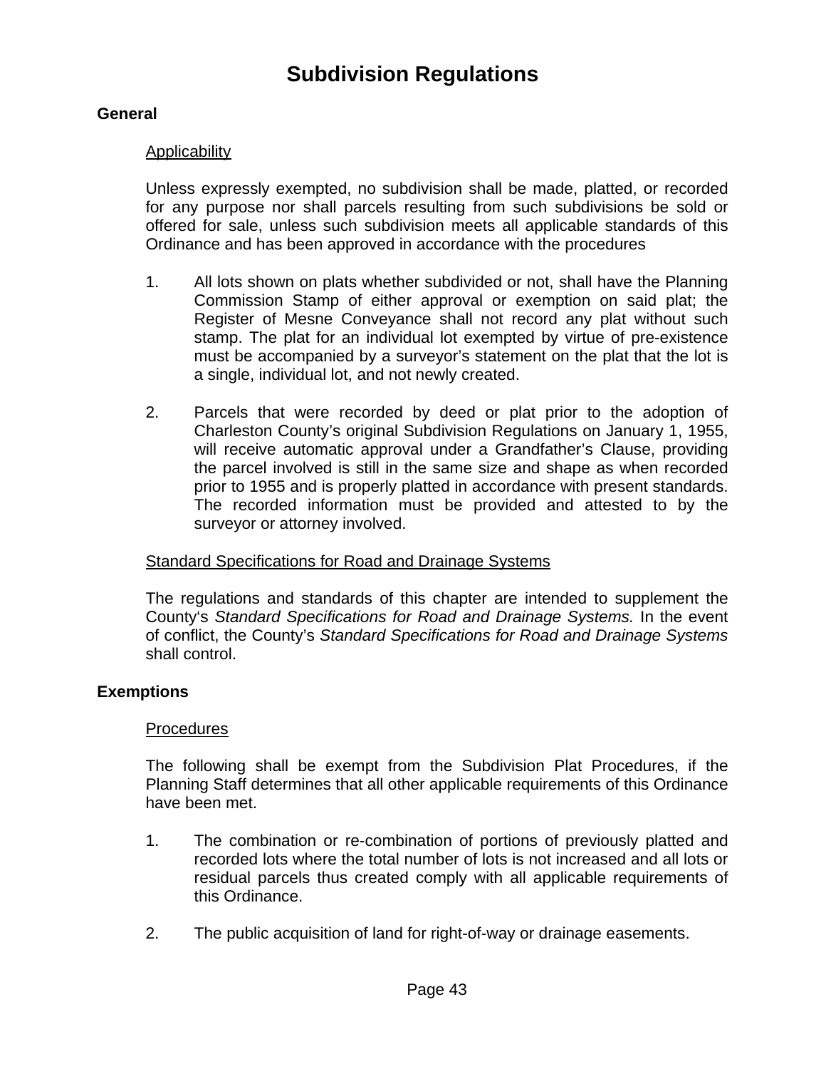# Subdivision Regulations

## General

### Applicability

Unless expressly exempted, no subdivision shall be made, platted, or recorded for any purpose nor shall parcels resulting from such subdivisions be sold or offered for sale, unless such subdivision meets all applicable standards of this Ordinance and has been approved in accordance with the procedures

1. All lots shown on plats whether subdivided or not, shall have the Planning Commission Stamp of either approval or exemption on said plat; the Register of Mesne Conveyance shall not record any plat without such stamp. The plat for an individual lot exempted by virtue of pre-existence must be accompanied by a surveyor's statement on the plat that the lot is a single, individual lot, and not newly created.

2. Parcels that were recorded by deed or plat prior to the adoption of Charleston County's original Subdivision Regulations on January 1, 1955, will receive automatic approval under a Grandfather's Clause, providing the parcel involved is still in the same size and shape as when recorded prior to 1955 and is properly platted in accordance with present standards. The recorded information must be provided and attested to by the surveyor or attorney involved.

### Standard Specifications for Road and Drainage Systems

The regulations and standards of this chapter are intended to supplement the County's *Standard Specifications for Road and Drainage Systems.* In the event of conflict, the County's *Standard Specifications for Road and Drainage Systems* shall control.

## Exemptions

### Procedures

The following shall be exempt from the Subdivision Plat Procedures, if the Planning Staff determines that all other applicable requirements of this Ordinance have been met.

1. The combination or re-combination of portions of previously platted and recorded lots where the total number of lots is not increased and all lots or residual parcels thus created comply with all applicable requirements of this Ordinance.

2. The public acquisition of land for right-of-way or drainage easements.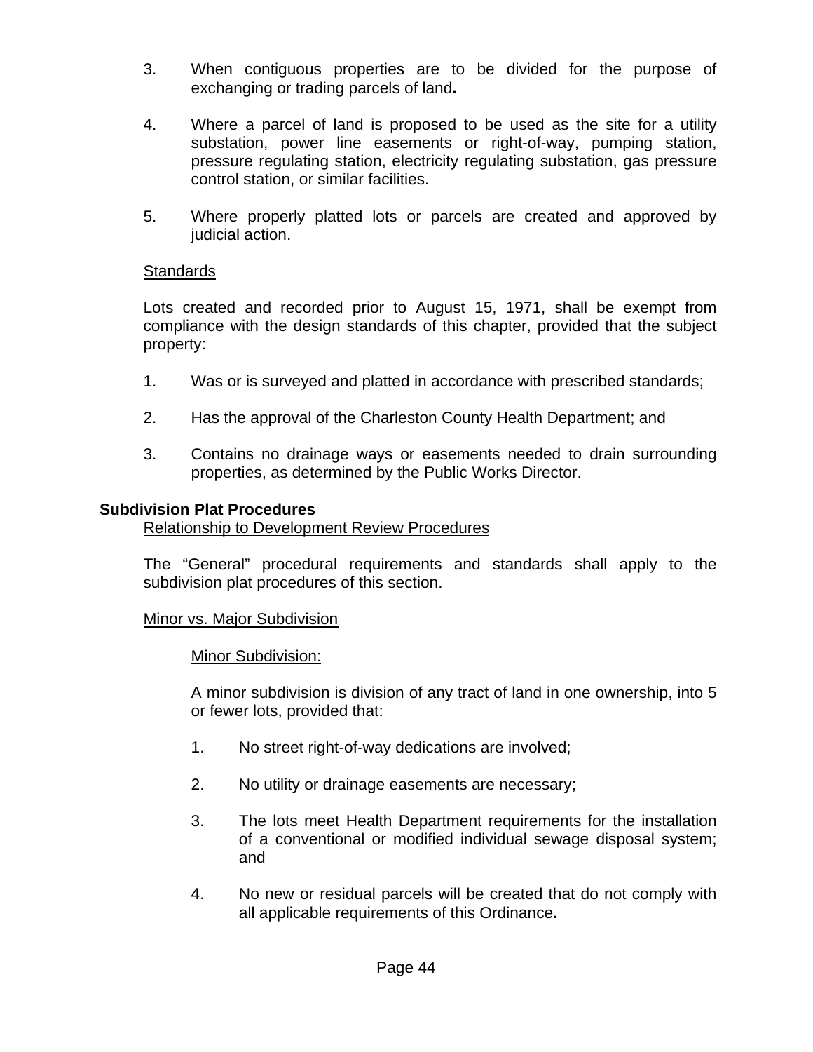3. When contiguous properties are to be divided for the purpose of exchanging or trading parcels of land**.**

4. Where a parcel of land is proposed to be used as the site for a utility substation, power line easements or right-of-way, pumping station, pressure regulating station, electricity regulating substation, gas pressure control station, or similar facilities.

5. Where properly platted lots or parcels are created and approved by judicial action.

<u>Standards</u>

Lots created and recorded prior to August 15, 1971, shall be exempt from compliance with the design standards of this chapter, provided that the subject property:

1. Was or is surveyed and platted in accordance with prescribed standards;

2. Has the approval of the Charleston County Health Department; and

3. Contains no drainage ways or easements needed to drain surrounding properties, as determined by the Public Works Director.

**Subdivision Plat Procedures**

<u>Relationship to Development Review Procedures</u>

The "General" procedural requirements and standards shall apply to the subdivision plat procedures of this section.

<u>Minor vs. Major Subdivision</u>

<u>Minor Subdivision:</u>

A minor subdivision is division of any tract of land in one ownership, into 5 or fewer lots, provided that:

1. No street right-of-way dedications are involved;

2. No utility or drainage easements are necessary;

3. The lots meet Health Department requirements for the installation of a conventional or modified individual sewage disposal system; and

4. No new or residual parcels will be created that do not comply with all applicable requirements of this Ordinance**.**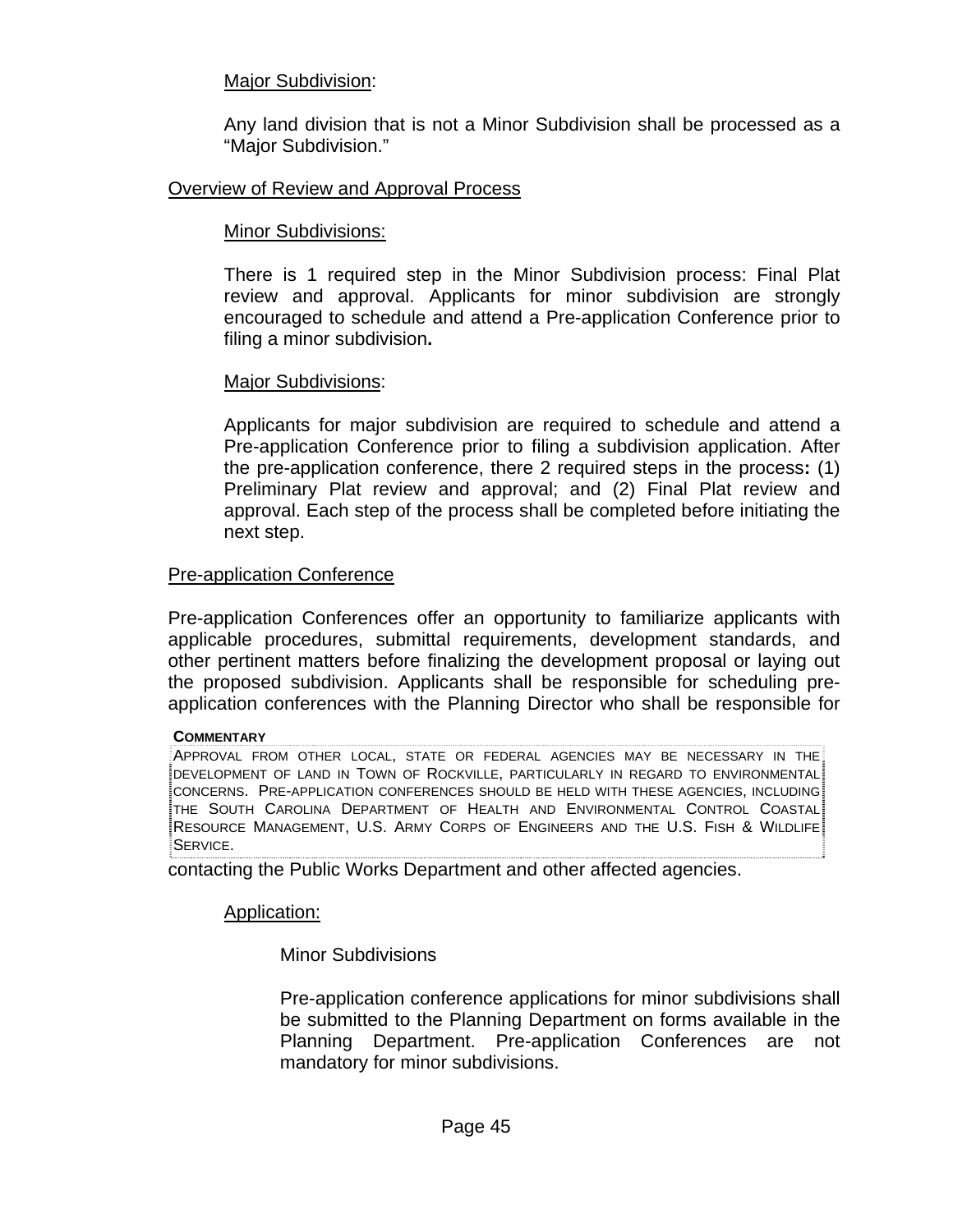Major Subdivision:

Any land division that is not a Minor Subdivision shall be processed as a "Major Subdivision."

Overview of Review and Approval Process

Minor Subdivisions:

There is 1 required step in the Minor Subdivision process: Final Plat review and approval. Applicants for minor subdivision are strongly encouraged to schedule and attend a Pre-application Conference prior to filing a minor subdivision**.**

Major Subdivisions:

Applicants for major subdivision are required to schedule and attend a Pre-application Conference prior to filing a subdivision application. After the pre-application conference, there 2 required steps in the process**:** (1) Preliminary Plat review and approval; and (2) Final Plat review and approval. Each step of the process shall be completed before initiating the next step.

Pre-application Conference

Pre-application Conferences offer an opportunity to familiarize applicants with applicable procedures, submittal requirements, development standards, and other pertinent matters before finalizing the development proposal or laying out the proposed subdivision. Applicants shall be responsible for scheduling pre-application conferences with the Planning Director who shall be responsible for contacting the Public Works Department and other affected agencies.

> **COMMENTARY**
>
> APPROVAL FROM OTHER LOCAL, STATE OR FEDERAL AGENCIES MAY BE NECESSARY IN THE DEVELOPMENT OF LAND IN TOWN OF ROCKVILLE, PARTICULARLY IN REGARD TO ENVIRONMENTAL CONCERNS. PRE-APPLICATION CONFERENCES SHOULD BE HELD WITH THESE AGENCIES, INCLUDING THE SOUTH CAROLINA DEPARTMENT OF HEALTH AND ENVIRONMENTAL CONTROL COASTAL RESOURCE MANAGEMENT, U.S. ARMY CORPS OF ENGINEERS AND THE U.S. FISH & WILDLIFE SERVICE.

Application:

Minor Subdivisions

Pre-application conference applications for minor subdivisions shall be submitted to the Planning Department on forms available in the Planning Department. Pre-application Conferences are not mandatory for minor subdivisions.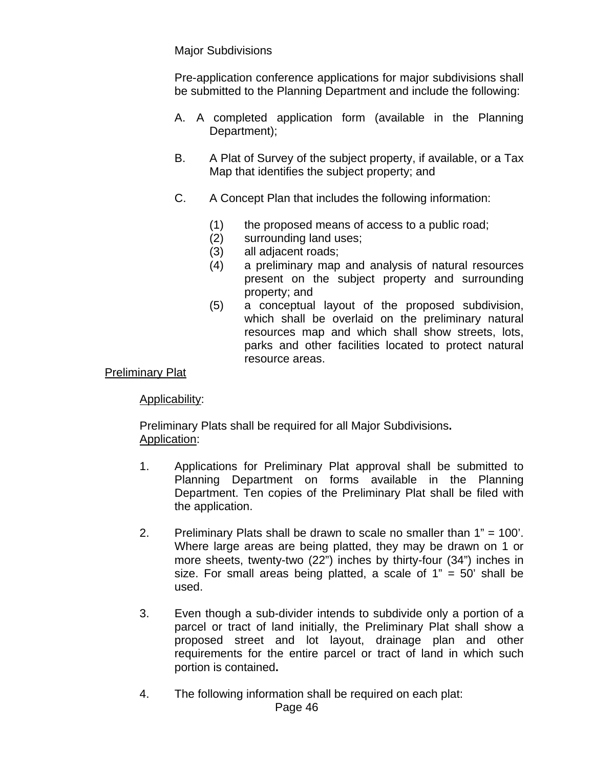Major Subdivisions

Pre-application conference applications for major subdivisions shall be submitted to the Planning Department and include the following:

A. A completed application form (available in the Planning Department);

B. A Plat of Survey of the subject property, if available, or a Tax Map that identifies the subject property; and

C. A Concept Plan that includes the following information:

(1) the proposed means of access to a public road;
(2) surrounding land uses;
(3) all adjacent roads;
(4) a preliminary map and analysis of natural resources present on the subject property and surrounding property; and
(5) a conceptual layout of the proposed subdivision, which shall be overlaid on the preliminary natural resources map and which shall show streets, lots, parks and other facilities located to protect natural resource areas.

<u>Preliminary Plat</u>

<u>Applicability</u>:

Preliminary Plats shall be required for all Major Subdivisions**.**
<u>Application</u>:

1. Applications for Preliminary Plat approval shall be submitted to Planning Department on forms available in the Planning Department. Ten copies of the Preliminary Plat shall be filed with the application.

2. Preliminary Plats shall be drawn to scale no smaller than 1" = 100'. Where large areas are being platted, they may be drawn on 1 or more sheets, twenty-two (22") inches by thirty-four (34") inches in size. For small areas being platted, a scale of 1" = 50' shall be used.

3. Even though a sub-divider intends to subdivide only a portion of a parcel or tract of land initially, the Preliminary Plat shall show a proposed street and lot layout, drainage plan and other requirements for the entire parcel or tract of land in which such portion is contained**.**

4. The following information shall be required on each plat: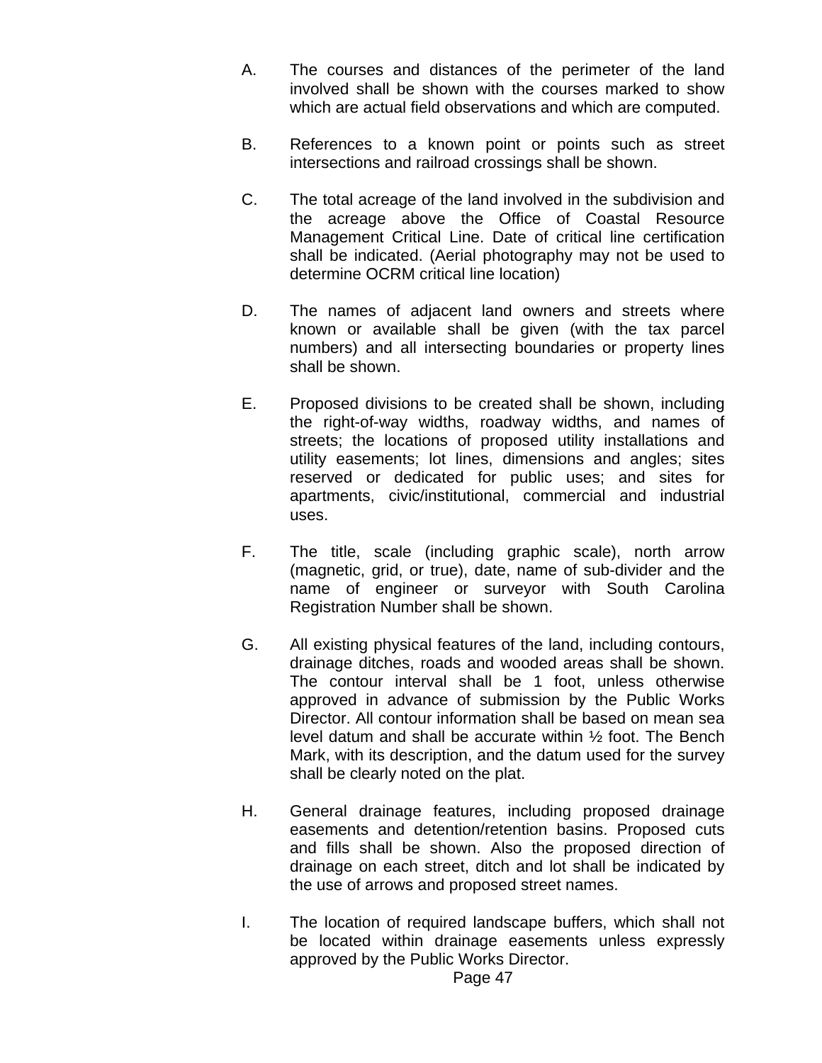A. The courses and distances of the perimeter of the land involved shall be shown with the courses marked to show which are actual field observations and which are computed.

B. References to a known point or points such as street intersections and railroad crossings shall be shown.

C. The total acreage of the land involved in the subdivision and the acreage above the Office of Coastal Resource Management Critical Line. Date of critical line certification shall be indicated. (Aerial photography may not be used to determine OCRM critical line location)

D. The names of adjacent land owners and streets where known or available shall be given (with the tax parcel numbers) and all intersecting boundaries or property lines shall be shown.

E. Proposed divisions to be created shall be shown, including the right-of-way widths, roadway widths, and names of streets; the locations of proposed utility installations and utility easements; lot lines, dimensions and angles; sites reserved or dedicated for public uses; and sites for apartments, civic/institutional, commercial and industrial uses.

F. The title, scale (including graphic scale), north arrow (magnetic, grid, or true), date, name of sub-divider and the name of engineer or surveyor with South Carolina Registration Number shall be shown.

G. All existing physical features of the land, including contours, drainage ditches, roads and wooded areas shall be shown. The contour interval shall be 1 foot, unless otherwise approved in advance of submission by the Public Works Director. All contour information shall be based on mean sea level datum and shall be accurate within ½ foot. The Bench Mark, with its description, and the datum used for the survey shall be clearly noted on the plat.

H. General drainage features, including proposed drainage easements and detention/retention basins. Proposed cuts and fills shall be shown. Also the proposed direction of drainage on each street, ditch and lot shall be indicated by the use of arrows and proposed street names.

I. The location of required landscape buffers, which shall not be located within drainage easements unless expressly approved by the Public Works Director.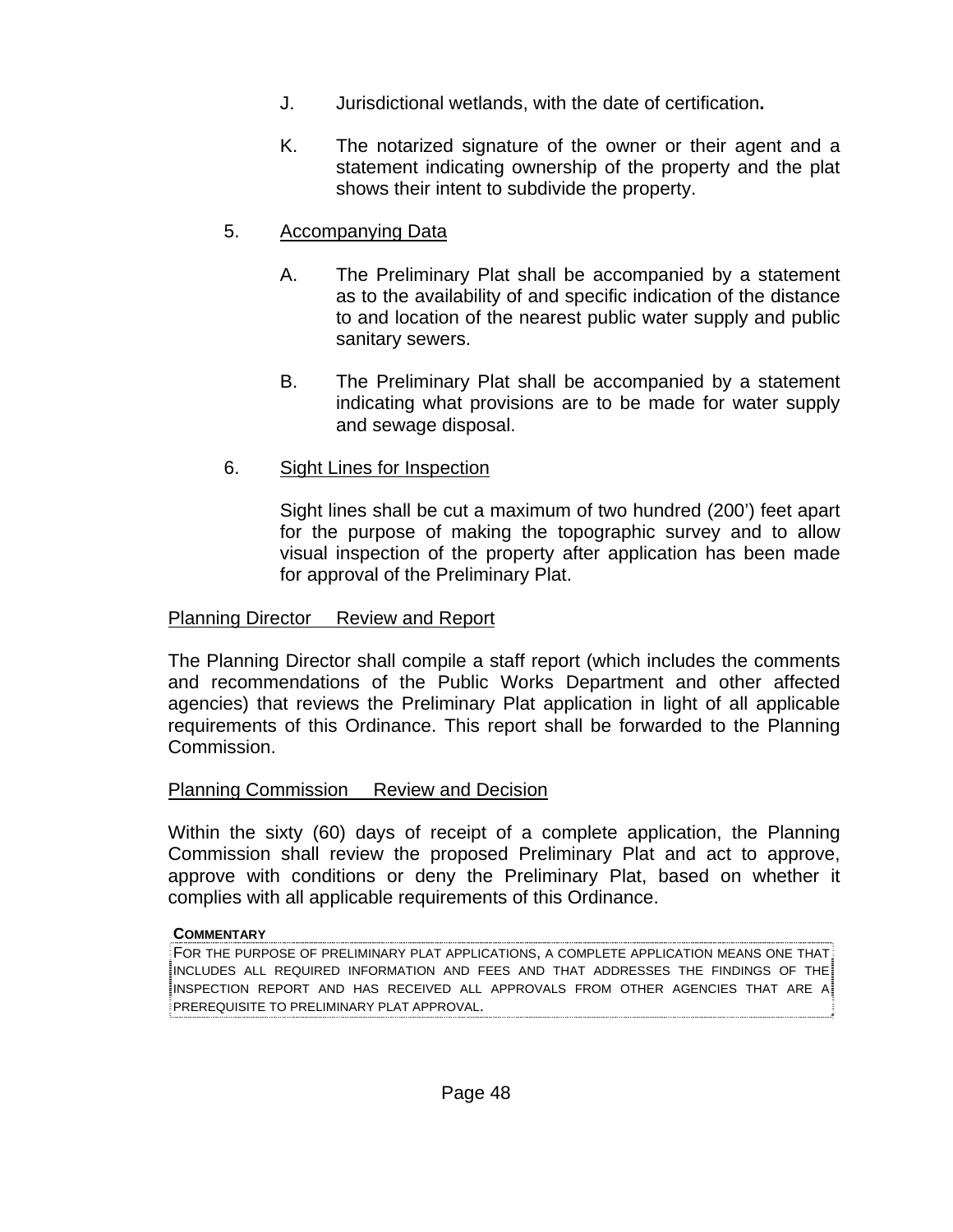J. Jurisdictional wetlands, with the date of certification**.**

K. The notarized signature of the owner or their agent and a statement indicating ownership of the property and the plat shows their intent to subdivide the property.

5. Accompanying Data

A. The Preliminary Plat shall be accompanied by a statement as to the availability of and specific indication of the distance to and location of the nearest public water supply and public sanitary sewers.

B. The Preliminary Plat shall be accompanied by a statement indicating what provisions are to be made for water supply and sewage disposal.

6. Sight Lines for Inspection

Sight lines shall be cut a maximum of two hundred (200') feet apart for the purpose of making the topographic survey and to allow visual inspection of the property after application has been made for approval of the Preliminary Plat.

Planning Director Review and Report

The Planning Director shall compile a staff report (which includes the comments and recommendations of the Public Works Department and other affected agencies) that reviews the Preliminary Plat application in light of all applicable requirements of this Ordinance. This report shall be forwarded to the Planning Commission.

Planning Commission Review and Decision

Within the sixty (60) days of receipt of a complete application, the Planning Commission shall review the proposed Preliminary Plat and act to approve, approve with conditions or deny the Preliminary Plat, based on whether it complies with all applicable requirements of this Ordinance.

**COMMENTARY**

FOR THE PURPOSE OF PRELIMINARY PLAT APPLICATIONS, A COMPLETE APPLICATION MEANS ONE THAT INCLUDES ALL REQUIRED INFORMATION AND FEES AND THAT ADDRESSES THE FINDINGS OF THE INSPECTION REPORT AND HAS RECEIVED ALL APPROVALS FROM OTHER AGENCIES THAT ARE A PREREQUISITE TO PRELIMINARY PLAT APPROVAL.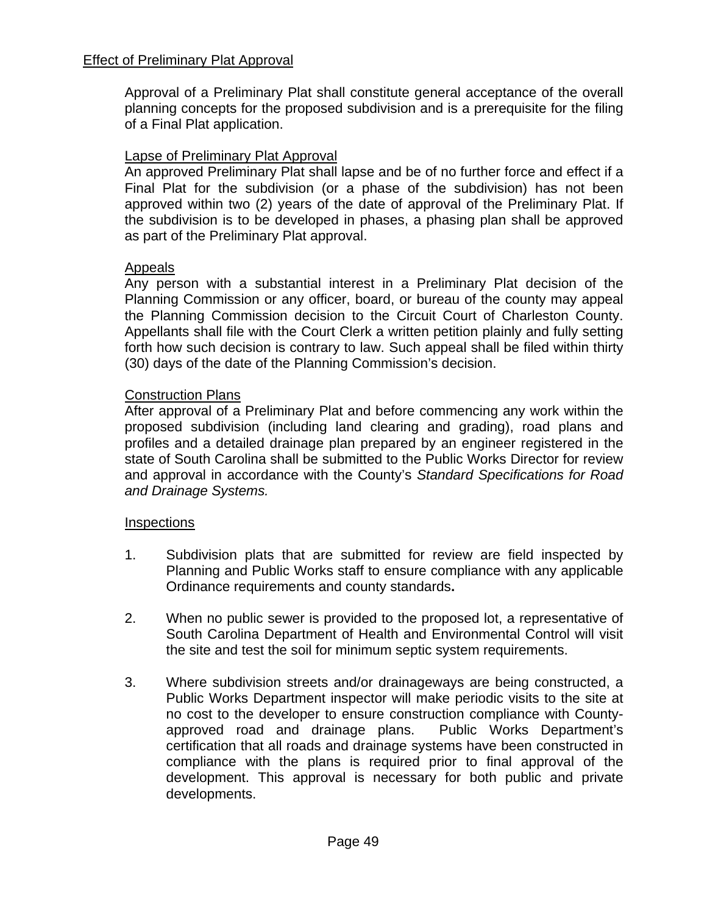## Effect of Preliminary Plat Approval

Approval of a Preliminary Plat shall constitute general acceptance of the overall planning concepts for the proposed subdivision and is a prerequisite for the filing of a Final Plat application.

### Lapse of Preliminary Plat Approval

An approved Preliminary Plat shall lapse and be of no further force and effect if a Final Plat for the subdivision (or a phase of the subdivision) has not been approved within two (2) years of the date of approval of the Preliminary Plat. If the subdivision is to be developed in phases, a phasing plan shall be approved as part of the Preliminary Plat approval.

### Appeals

Any person with a substantial interest in a Preliminary Plat decision of the Planning Commission or any officer, board, or bureau of the county may appeal the Planning Commission decision to the Circuit Court of Charleston County. Appellants shall file with the Court Clerk a written petition plainly and fully setting forth how such decision is contrary to law. Such appeal shall be filed within thirty (30) days of the date of the Planning Commission's decision.

### Construction Plans

After approval of a Preliminary Plat and before commencing any work within the proposed subdivision (including land clearing and grading), road plans and profiles and a detailed drainage plan prepared by an engineer registered in the state of South Carolina shall be submitted to the Public Works Director for review and approval in accordance with the County's *Standard Specifications for Road and Drainage Systems.*

### Inspections

1. Subdivision plats that are submitted for review are field inspected by Planning and Public Works staff to ensure compliance with any applicable Ordinance requirements and county standards**.**

2. When no public sewer is provided to the proposed lot, a representative of South Carolina Department of Health and Environmental Control will visit the site and test the soil for minimum septic system requirements.

3. Where subdivision streets and/or drainageways are being constructed, a Public Works Department inspector will make periodic visits to the site at no cost to the developer to ensure construction compliance with County-approved road and drainage plans. Public Works Department's certification that all roads and drainage systems have been constructed in compliance with the plans is required prior to final approval of the development. This approval is necessary for both public and private developments.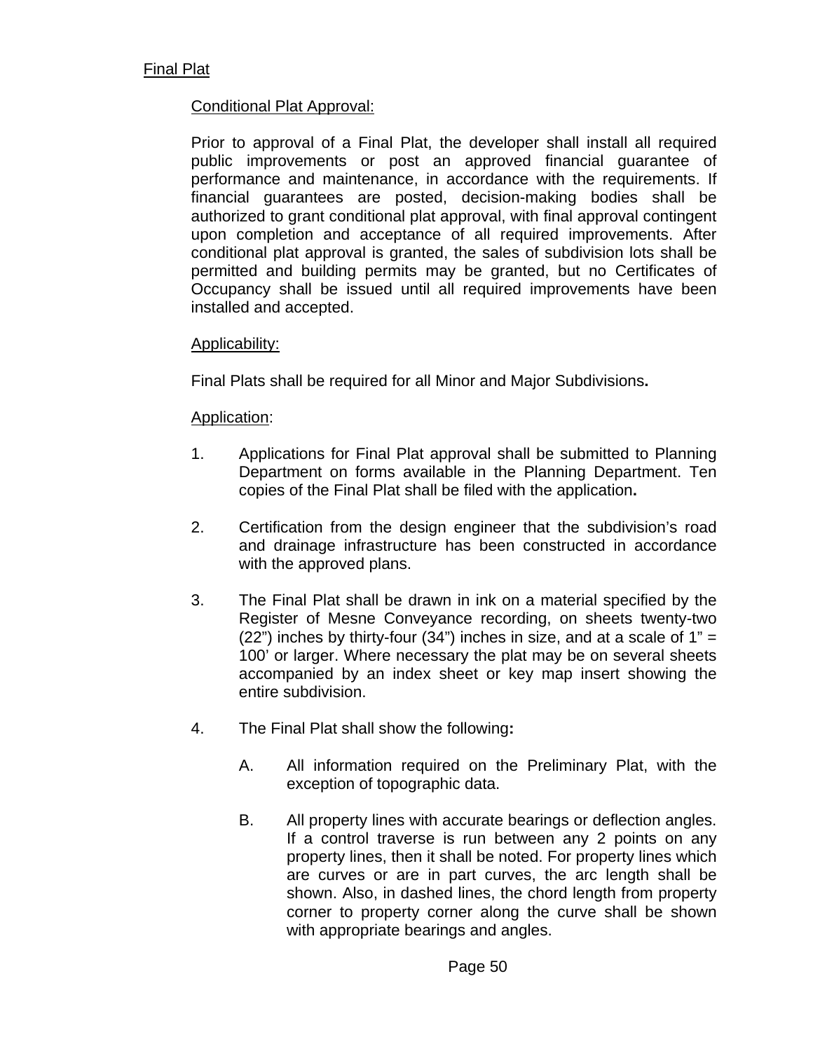## Final Plat

### Conditional Plat Approval:

Prior to approval of a Final Plat, the developer shall install all required public improvements or post an approved financial guarantee of performance and maintenance, in accordance with the requirements. If financial guarantees are posted, decision-making bodies shall be authorized to grant conditional plat approval, with final approval contingent upon completion and acceptance of all required improvements. After conditional plat approval is granted, the sales of subdivision lots shall be permitted and building permits may be granted, but no Certificates of Occupancy shall be issued until all required improvements have been installed and accepted.

### Applicability:

Final Plats shall be required for all Minor and Major Subdivisions**.**

### Application:

1. Applications for Final Plat approval shall be submitted to Planning Department on forms available in the Planning Department. Ten copies of the Final Plat shall be filed with the application**.**

2. Certification from the design engineer that the subdivision's road and drainage infrastructure has been constructed in accordance with the approved plans.

3. The Final Plat shall be drawn in ink on a material specified by the Register of Mesne Conveyance recording, on sheets twenty-two (22") inches by thirty-four (34") inches in size, and at a scale of 1" = 100' or larger. Where necessary the plat may be on several sheets accompanied by an index sheet or key map insert showing the entire subdivision.

4. The Final Plat shall show the following**:**

   A. All information required on the Preliminary Plat, with the exception of topographic data.

   B. All property lines with accurate bearings or deflection angles. If a control traverse is run between any 2 points on any property lines, then it shall be noted. For property lines which are curves or are in part curves, the arc length shall be shown. Also, in dashed lines, the chord length from property corner to property corner along the curve shall be shown with appropriate bearings and angles.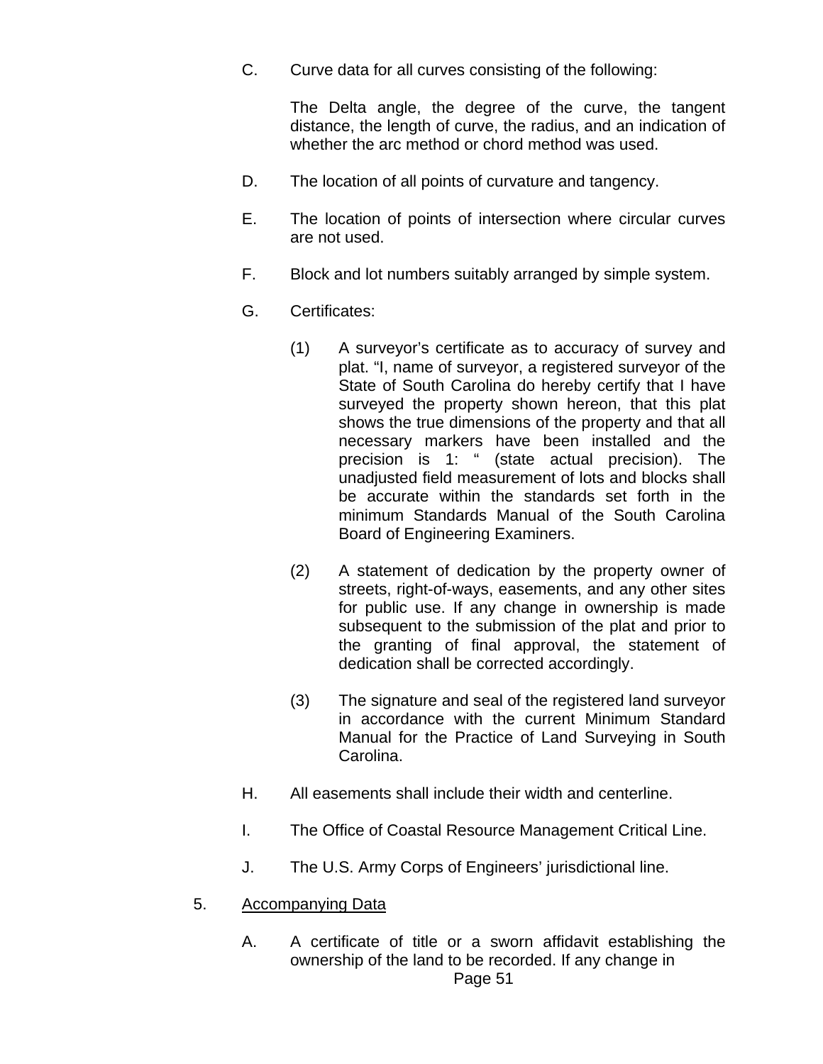C. Curve data for all curves consisting of the following:

   The Delta angle, the degree of the curve, the tangent distance, the length of curve, the radius, and an indication of whether the arc method or chord method was used.

D. The location of all points of curvature and tangency.

E. The location of points of intersection where circular curves are not used.

F. Block and lot numbers suitably arranged by simple system.

G. Certificates:

   (1) A surveyor's certificate as to accuracy of survey and plat. "I, name of surveyor, a registered surveyor of the State of South Carolina do hereby certify that I have surveyed the property shown hereon, that this plat shows the true dimensions of the property and that all necessary markers have been installed and the precision is 1: " (state actual precision). The unadjusted field measurement of lots and blocks shall be accurate within the standards set forth in the minimum Standards Manual of the South Carolina Board of Engineering Examiners.

   (2) A statement of dedication by the property owner of streets, right-of-ways, easements, and any other sites for public use. If any change in ownership is made subsequent to the submission of the plat and prior to the granting of final approval, the statement of dedication shall be corrected accordingly.

   (3) The signature and seal of the registered land surveyor in accordance with the current Minimum Standard Manual for the Practice of Land Surveying in South Carolina.

H. All easements shall include their width and centerline.

I. The Office of Coastal Resource Management Critical Line.

J. The U.S. Army Corps of Engineers' jurisdictional line.

5. <u>Accompanying Data</u>

   A. A certificate of title or a sworn affidavit establishing the ownership of the land to be recorded. If any change in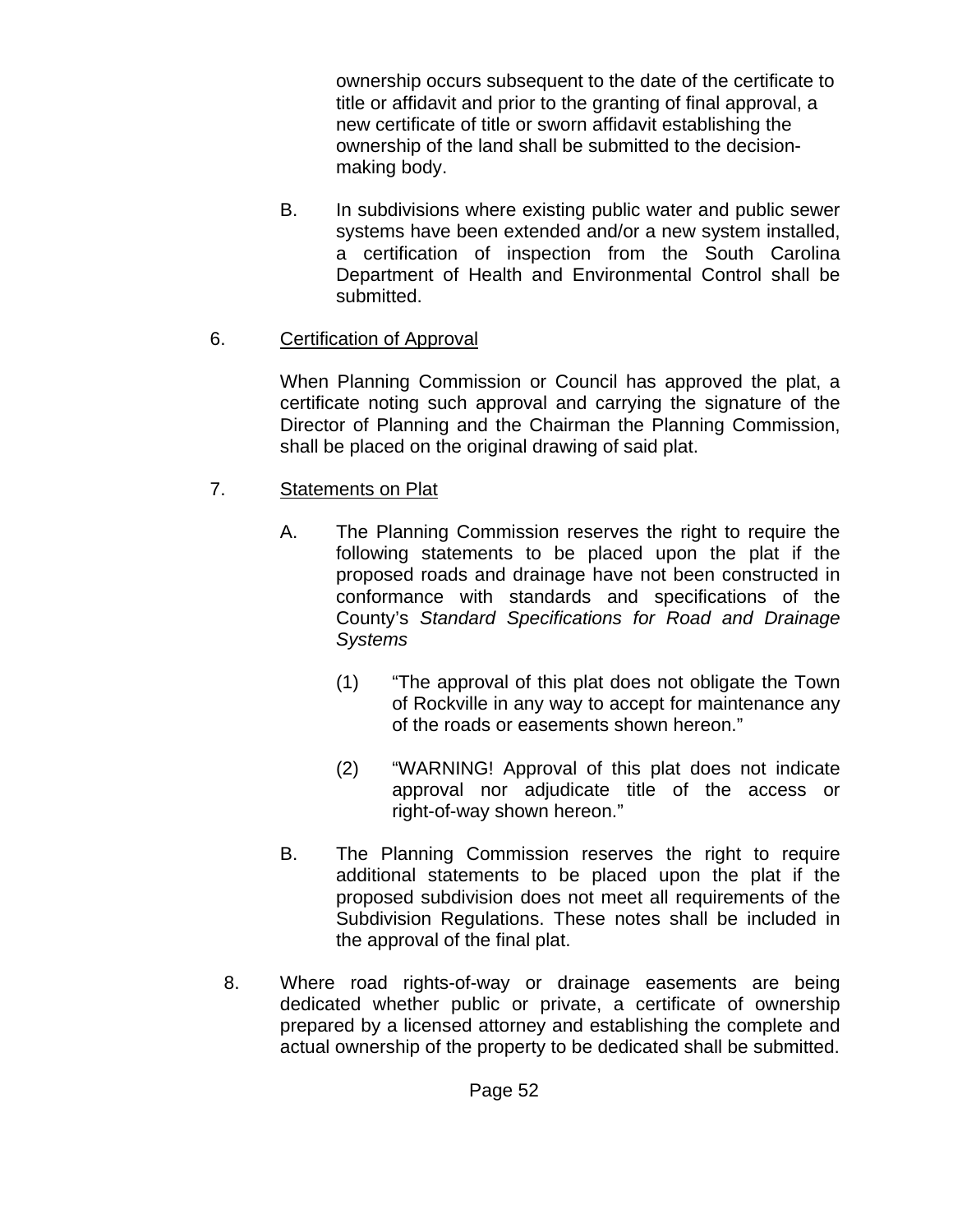ownership occurs subsequent to the date of the certificate to title or affidavit and prior to the granting of final approval, a new certificate of title or sworn affidavit establishing the ownership of the land shall be submitted to the decision-making body.

B. In subdivisions where existing public water and public sewer systems have been extended and/or a new system installed, a certification of inspection from the South Carolina Department of Health and Environmental Control shall be submitted.

6. Certification of Approval

When Planning Commission or Council has approved the plat, a certificate noting such approval and carrying the signature of the Director of Planning and the Chairman the Planning Commission, shall be placed on the original drawing of said plat.

7. Statements on Plat

A. The Planning Commission reserves the right to require the following statements to be placed upon the plat if the proposed roads and drainage have not been constructed in conformance with standards and specifications of the County's *Standard Specifications for Road and Drainage Systems*

(1) "The approval of this plat does not obligate the Town of Rockville in any way to accept for maintenance any of the roads or easements shown hereon."

(2) "WARNING! Approval of this plat does not indicate approval nor adjudicate title of the access or right-of-way shown hereon."

B. The Planning Commission reserves the right to require additional statements to be placed upon the plat if the proposed subdivision does not meet all requirements of the Subdivision Regulations. These notes shall be included in the approval of the final plat.

8. Where road rights-of-way or drainage easements are being dedicated whether public or private, a certificate of ownership prepared by a licensed attorney and establishing the complete and actual ownership of the property to be dedicated shall be submitted.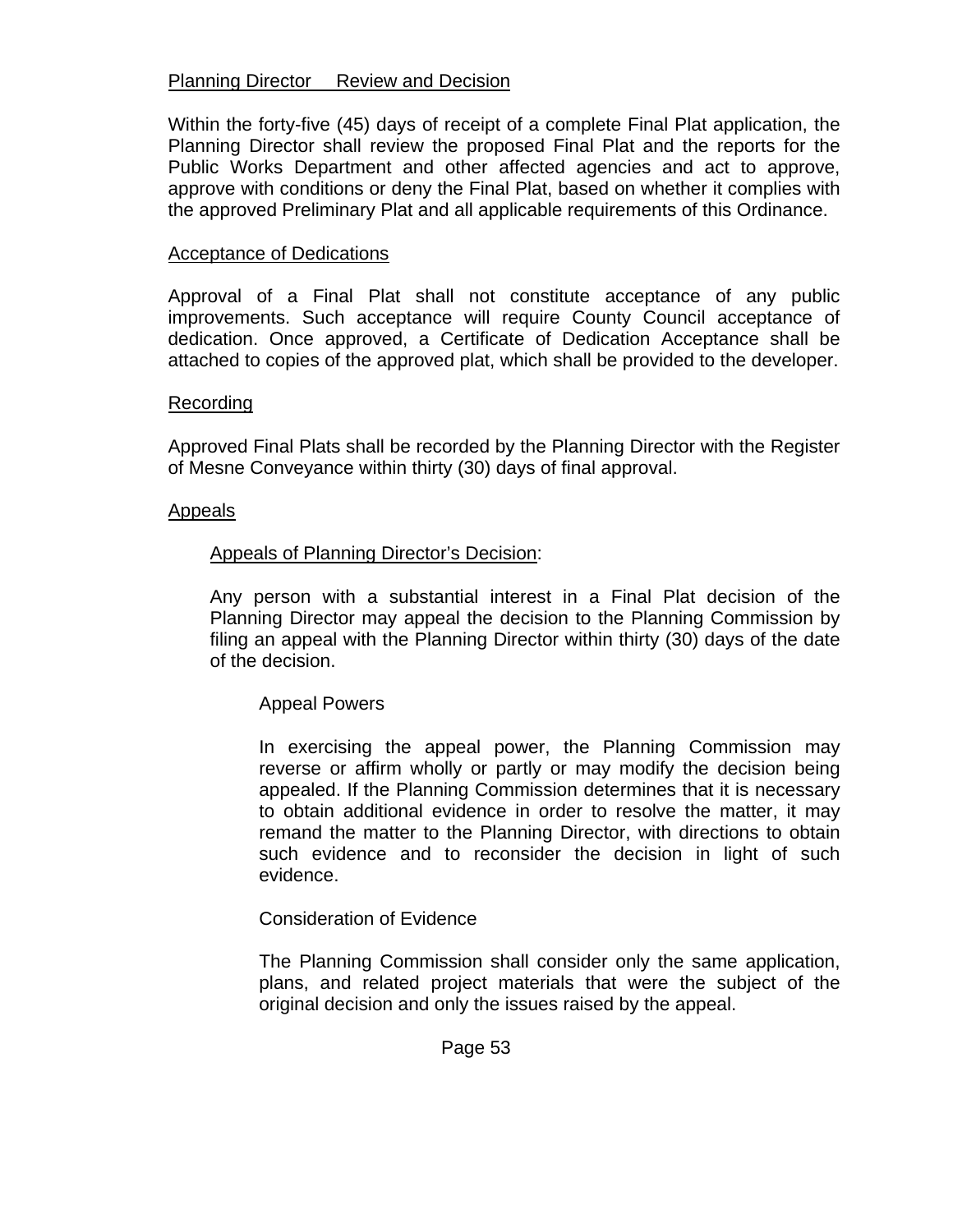Planning Director Review and Decision

Within the forty-five (45) days of receipt of a complete Final Plat application, the Planning Director shall review the proposed Final Plat and the reports for the Public Works Department and other affected agencies and act to approve, approve with conditions or deny the Final Plat, based on whether it complies with the approved Preliminary Plat and all applicable requirements of this Ordinance.

Acceptance of Dedications

Approval of a Final Plat shall not constitute acceptance of any public improvements. Such acceptance will require County Council acceptance of dedication. Once approved, a Certificate of Dedication Acceptance shall be attached to copies of the approved plat, which shall be provided to the developer.

Recording

Approved Final Plats shall be recorded by the Planning Director with the Register of Mesne Conveyance within thirty (30) days of final approval.

Appeals

Appeals of Planning Director's Decision:

Any person with a substantial interest in a Final Plat decision of the Planning Director may appeal the decision to the Planning Commission by filing an appeal with the Planning Director within thirty (30) days of the date of the decision.

Appeal Powers

In exercising the appeal power, the Planning Commission may reverse or affirm wholly or partly or may modify the decision being appealed. If the Planning Commission determines that it is necessary to obtain additional evidence in order to resolve the matter, it may remand the matter to the Planning Director, with directions to obtain such evidence and to reconsider the decision in light of such evidence.

Consideration of Evidence

The Planning Commission shall consider only the same application, plans, and related project materials that were the subject of the original decision and only the issues raised by the appeal.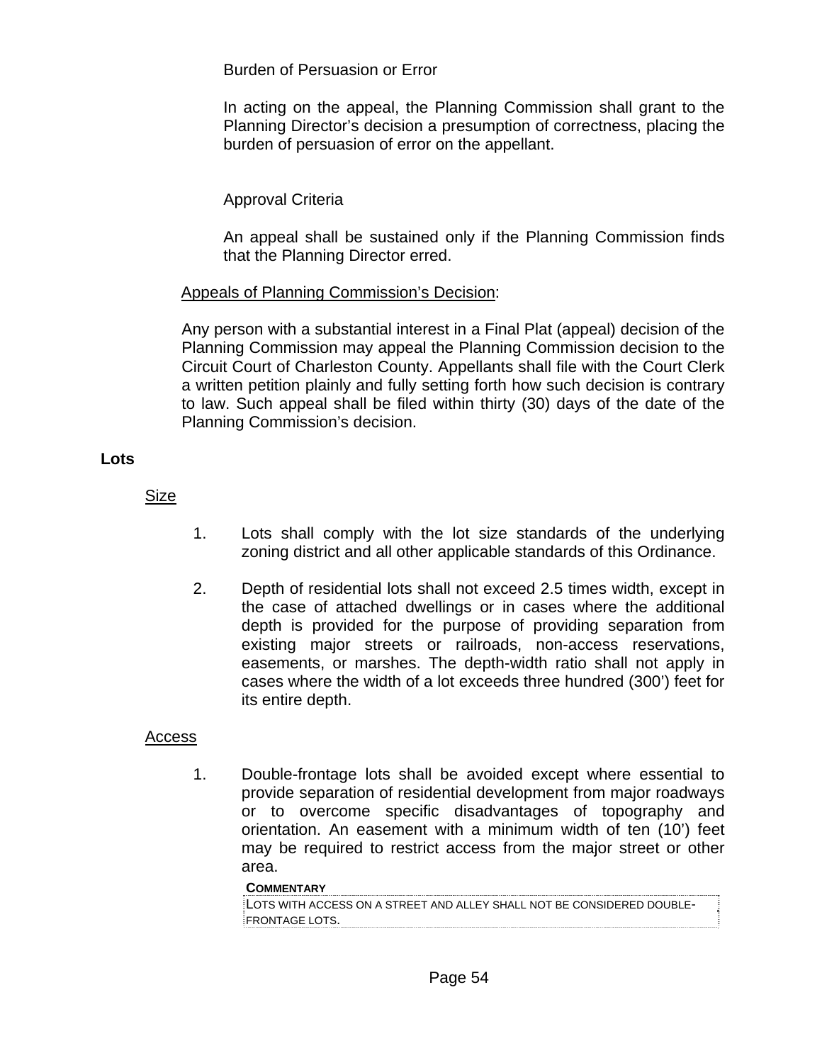Burden of Persuasion or Error

In acting on the appeal, the Planning Commission shall grant to the Planning Director's decision a presumption of correctness, placing the burden of persuasion of error on the appellant.

Approval Criteria

An appeal shall be sustained only if the Planning Commission finds that the Planning Director erred.

Appeals of Planning Commission's Decision:

Any person with a substantial interest in a Final Plat (appeal) decision of the Planning Commission may appeal the Planning Commission decision to the Circuit Court of Charleston County. Appellants shall file with the Court Clerk a written petition plainly and fully setting forth how such decision is contrary to law. Such appeal shall be filed within thirty (30) days of the date of the Planning Commission's decision.

**Lots**

Size

1. Lots shall comply with the lot size standards of the underlying zoning district and all other applicable standards of this Ordinance.

2. Depth of residential lots shall not exceed 2.5 times width, except in the case of attached dwellings or in cases where the additional depth is provided for the purpose of providing separation from existing major streets or railroads, non-access reservations, easements, or marshes. The depth-width ratio shall not apply in cases where the width of a lot exceeds three hundred (300') feet for its entire depth.

Access

1. Double-frontage lots shall be avoided except where essential to provide separation of residential development from major roadways or to overcome specific disadvantages of topography and orientation. An easement with a minimum width of ten (10') feet may be required to restrict access from the major street or other area.

**COMMENTARY**

LOTS WITH ACCESS ON A STREET AND ALLEY SHALL NOT BE CONSIDERED DOUBLE-FRONTAGE LOTS.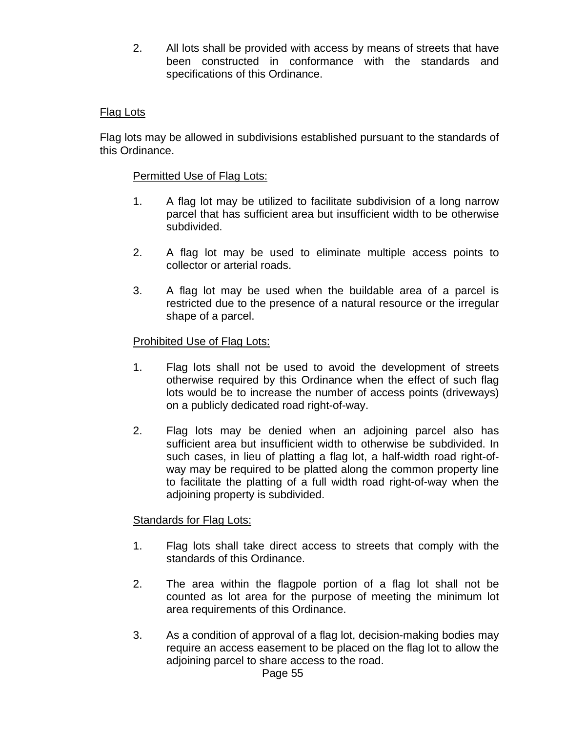2. All lots shall be provided with access by means of streets that have been constructed in conformance with the standards and specifications of this Ordinance.

Flag Lots

Flag lots may be allowed in subdivisions established pursuant to the standards of this Ordinance.

Permitted Use of Flag Lots:

1. A flag lot may be utilized to facilitate subdivision of a long narrow parcel that has sufficient area but insufficient width to be otherwise subdivided.

2. A flag lot may be used to eliminate multiple access points to collector or arterial roads.

3. A flag lot may be used when the buildable area of a parcel is restricted due to the presence of a natural resource or the irregular shape of a parcel.

Prohibited Use of Flag Lots:

1. Flag lots shall not be used to avoid the development of streets otherwise required by this Ordinance when the effect of such flag lots would be to increase the number of access points (driveways) on a publicly dedicated road right-of-way.

2. Flag lots may be denied when an adjoining parcel also has sufficient area but insufficient width to otherwise be subdivided. In such cases, in lieu of platting a flag lot, a half-width road right-of-way may be required to be platted along the common property line to facilitate the platting of a full width road right-of-way when the adjoining property is subdivided.

Standards for Flag Lots:

1. Flag lots shall take direct access to streets that comply with the standards of this Ordinance.

2. The area within the flagpole portion of a flag lot shall not be counted as lot area for the purpose of meeting the minimum lot area requirements of this Ordinance.

3. As a condition of approval of a flag lot, decision-making bodies may require an access easement to be placed on the flag lot to allow the adjoining parcel to share access to the road.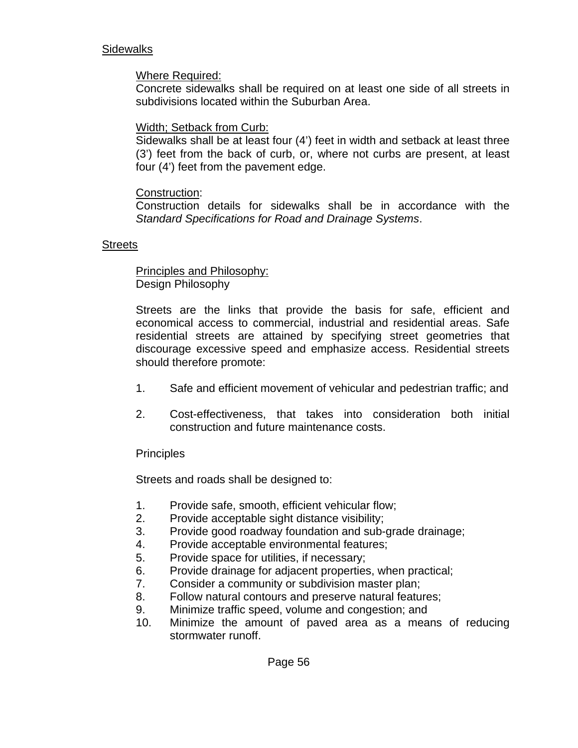Sidewalks

Where Required:
Concrete sidewalks shall be required on at least one side of all streets in subdivisions located within the Suburban Area.

Width; Setback from Curb:
Sidewalks shall be at least four (4') feet in width and setback at least three (3') feet from the back of curb, or, where not curbs are present, at least four (4') feet from the pavement edge.

Construction:
Construction details for sidewalks shall be in accordance with the *Standard Specifications for Road and Drainage Systems*.

Streets

Principles and Philosophy:
Design Philosophy

Streets are the links that provide the basis for safe, efficient and economical access to commercial, industrial and residential areas. Safe residential streets are attained by specifying street geometries that discourage excessive speed and emphasize access. Residential streets should therefore promote:

1. Safe and efficient movement of vehicular and pedestrian traffic; and

2. Cost-effectiveness, that takes into consideration both initial construction and future maintenance costs.

Principles

Streets and roads shall be designed to:

1. Provide safe, smooth, efficient vehicular flow;
2. Provide acceptable sight distance visibility;
3. Provide good roadway foundation and sub-grade drainage;
4. Provide acceptable environmental features;
5. Provide space for utilities, if necessary;
6. Provide drainage for adjacent properties, when practical;
7. Consider a community or subdivision master plan;
8. Follow natural contours and preserve natural features;
9. Minimize traffic speed, volume and congestion; and
10. Minimize the amount of paved area as a means of reducing stormwater runoff.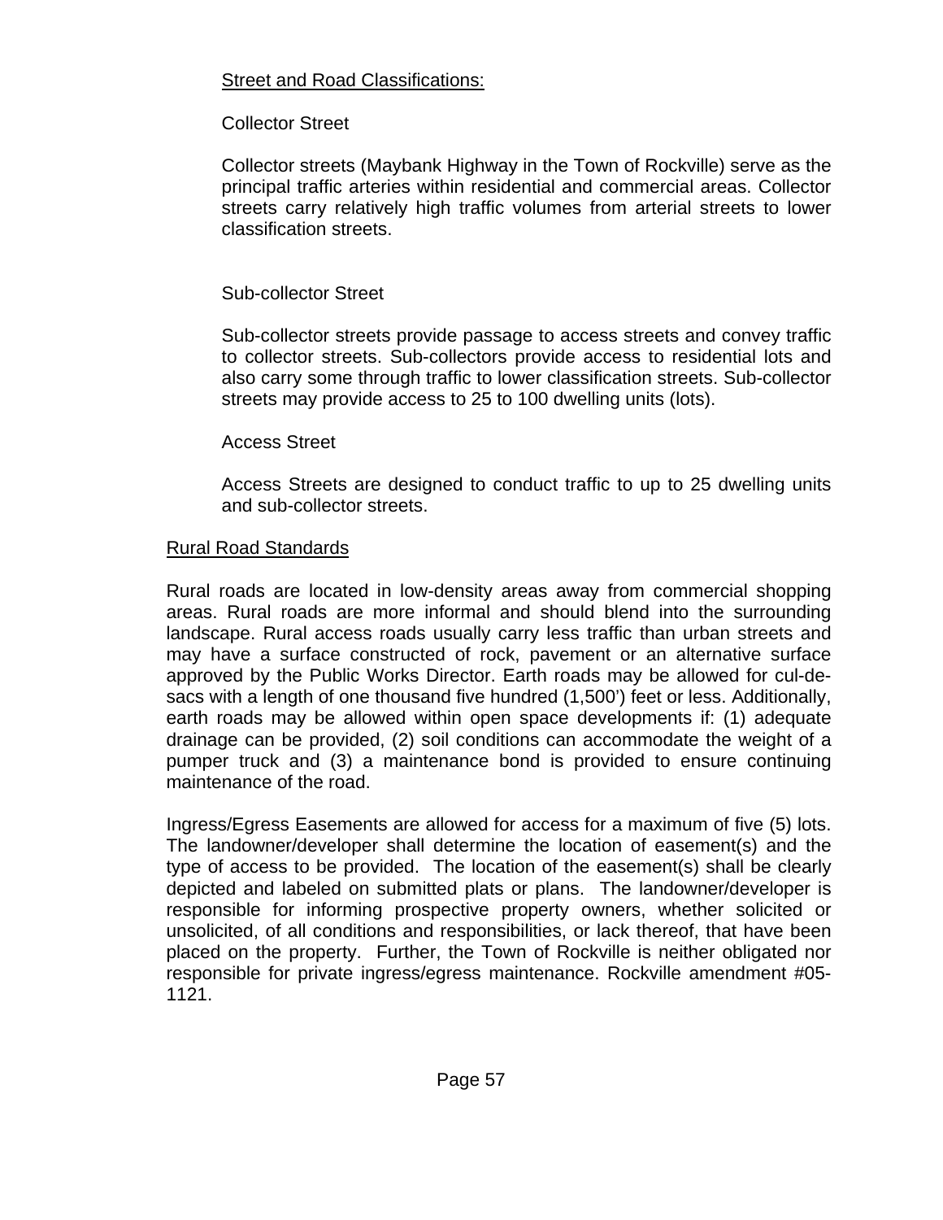Street and Road Classifications:

Collector Street

Collector streets (Maybank Highway in the Town of Rockville) serve as the principal traffic arteries within residential and commercial areas. Collector streets carry relatively high traffic volumes from arterial streets to lower classification streets.

Sub-collector Street

Sub-collector streets provide passage to access streets and convey traffic to collector streets. Sub-collectors provide access to residential lots and also carry some through traffic to lower classification streets. Sub-collector streets may provide access to 25 to 100 dwelling units (lots).

Access Street

Access Streets are designed to conduct traffic to up to 25 dwelling units and sub-collector streets.

Rural Road Standards

Rural roads are located in low-density areas away from commercial shopping areas. Rural roads are more informal and should blend into the surrounding landscape. Rural access roads usually carry less traffic than urban streets and may have a surface constructed of rock, pavement or an alternative surface approved by the Public Works Director. Earth roads may be allowed for cul-de-sacs with a length of one thousand five hundred (1,500') feet or less. Additionally, earth roads may be allowed within open space developments if: (1) adequate drainage can be provided, (2) soil conditions can accommodate the weight of a pumper truck and (3) a maintenance bond is provided to ensure continuing maintenance of the road.

Ingress/Egress Easements are allowed for access for a maximum of five (5) lots. The landowner/developer shall determine the location of easement(s) and the type of access to be provided. The location of the easement(s) shall be clearly depicted and labeled on submitted plats or plans. The landowner/developer is responsible for informing prospective property owners, whether solicited or unsolicited, of all conditions and responsibilities, or lack thereof, that have been placed on the property. Further, the Town of Rockville is neither obligated nor responsible for private ingress/egress maintenance. Rockville amendment #05-1121.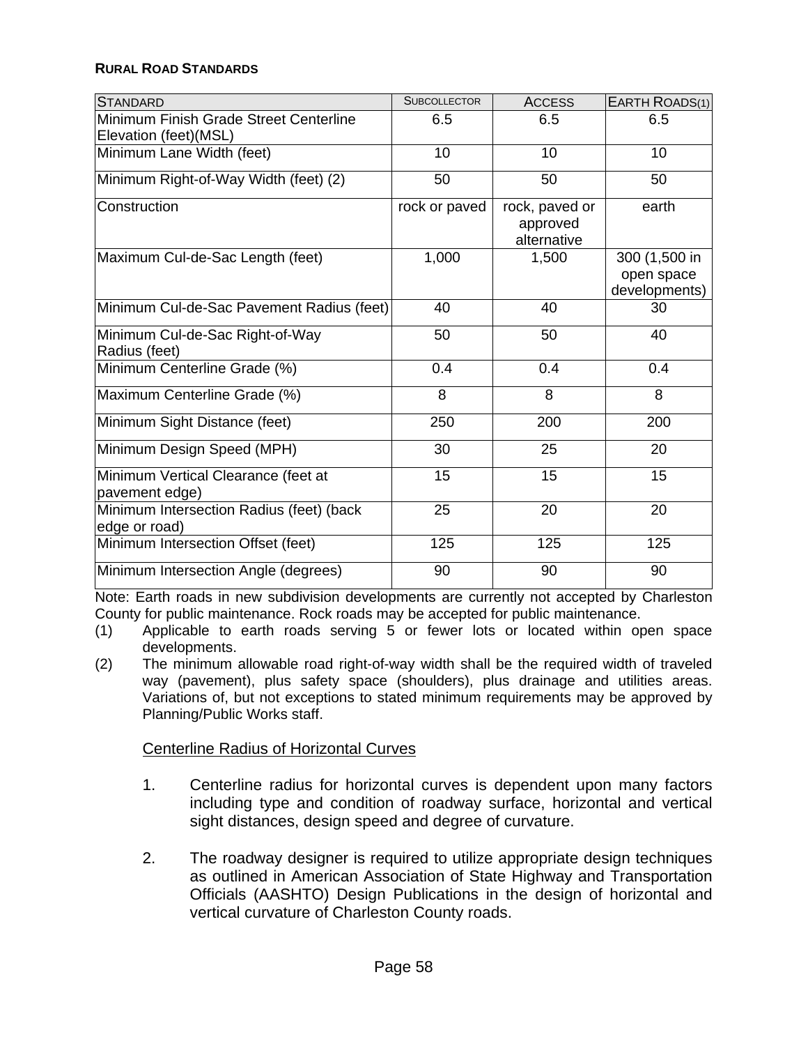**RURAL ROAD STANDARDS**

| STANDARD | SUBCOLLECTOR | ACCESS | EARTH ROADS(1) |
|---|---|---|---|
| Minimum Finish Grade Street Centerline Elevation (feet)(MSL) | 6.5 | 6.5 | 6.5 |
| Minimum Lane Width (feet) | 10 | 10 | 10 |
| Minimum Right-of-Way Width (feet) (2) | 50 | 50 | 50 |
| Construction | rock or paved | rock, paved or approved alternative | earth |
| Maximum Cul-de-Sac Length (feet) | 1,000 | 1,500 | 300 (1,500 in open space developments) |
| Minimum Cul-de-Sac Pavement Radius (feet) | 40 | 40 | 30 |
| Minimum Cul-de-Sac Right-of-Way Radius (feet) | 50 | 50 | 40 |
| Minimum Centerline Grade (%) | 0.4 | 0.4 | 0.4 |
| Maximum Centerline Grade (%) | 8 | 8 | 8 |
| Minimum Sight Distance (feet) | 250 | 200 | 200 |
| Minimum Design Speed (MPH) | 30 | 25 | 20 |
| Minimum Vertical Clearance (feet at pavement edge) | 15 | 15 | 15 |
| Minimum Intersection Radius (feet) (back edge or road) | 25 | 20 | 20 |
| Minimum Intersection Offset (feet) | 125 | 125 | 125 |
| Minimum Intersection Angle (degrees) | 90 | 90 | 90 |

Note: Earth roads in new subdivision developments are currently not accepted by Charleston County for public maintenance. Rock roads may be accepted for public maintenance.

(1) Applicable to earth roads serving 5 or fewer lots or located within open space developments.

(2) The minimum allowable road right-of-way width shall be the required width of traveled way (pavement), plus safety space (shoulders), plus drainage and utilities areas. Variations of, but not exceptions to stated minimum requirements may be approved by Planning/Public Works staff.

Centerline Radius of Horizontal Curves

1. Centerline radius for horizontal curves is dependent upon many factors including type and condition of roadway surface, horizontal and vertical sight distances, design speed and degree of curvature.

2. The roadway designer is required to utilize appropriate design techniques as outlined in American Association of State Highway and Transportation Officials (AASHTO) Design Publications in the design of horizontal and vertical curvature of Charleston County roads.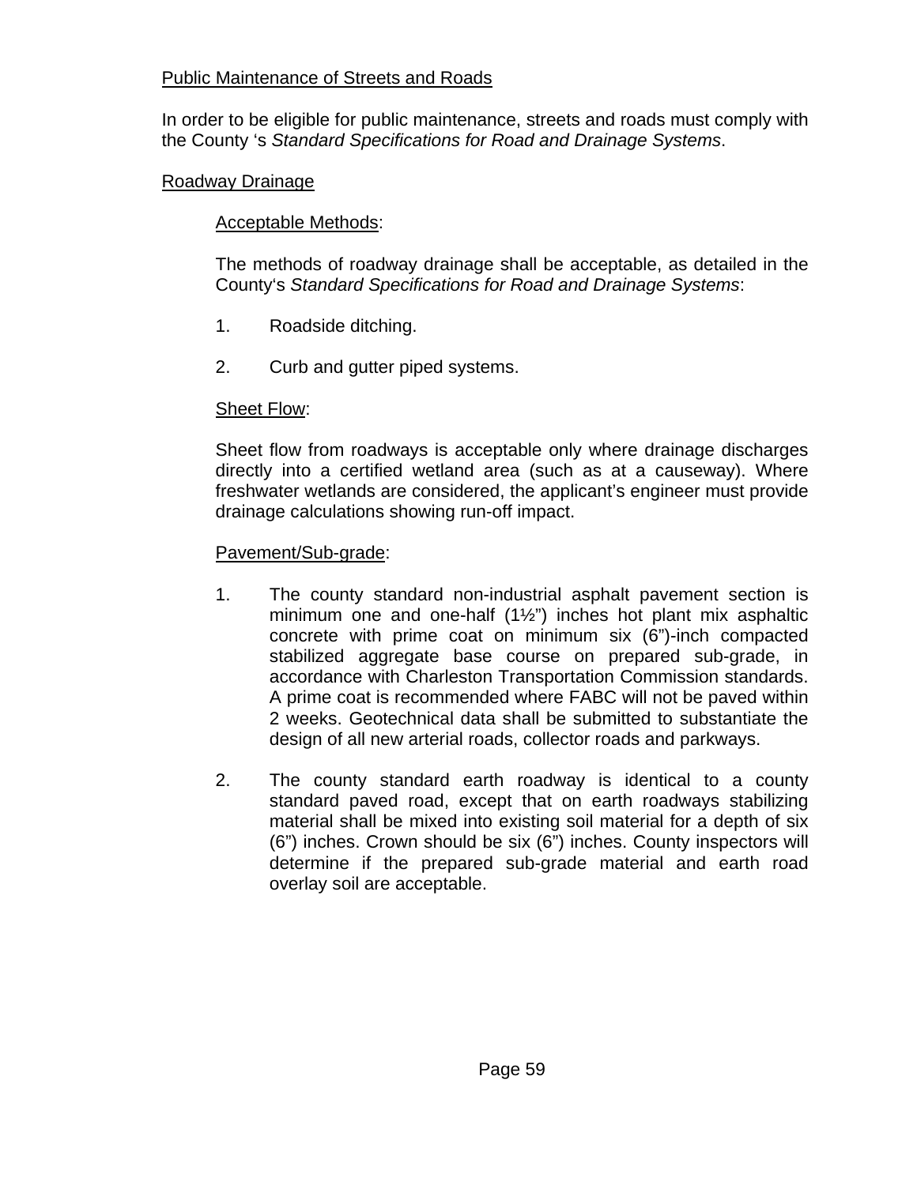Public Maintenance of Streets and Roads

In order to be eligible for public maintenance, streets and roads must comply with the County 's *Standard Specifications for Road and Drainage Systems*.

Roadway Drainage

Acceptable Methods:

The methods of roadway drainage shall be acceptable, as detailed in the County's *Standard Specifications for Road and Drainage Systems*:

1. Roadside ditching.

2. Curb and gutter piped systems.

Sheet Flow:

Sheet flow from roadways is acceptable only where drainage discharges directly into a certified wetland area (such as at a causeway). Where freshwater wetlands are considered, the applicant's engineer must provide drainage calculations showing run-off impact.

Pavement/Sub-grade:

1. The county standard non-industrial asphalt pavement section is minimum one and one-half (1½") inches hot plant mix asphaltic concrete with prime coat on minimum six (6")-inch compacted stabilized aggregate base course on prepared sub-grade, in accordance with Charleston Transportation Commission standards. A prime coat is recommended where FABC will not be paved within 2 weeks. Geotechnical data shall be submitted to substantiate the design of all new arterial roads, collector roads and parkways.

2. The county standard earth roadway is identical to a county standard paved road, except that on earth roadways stabilizing material shall be mixed into existing soil material for a depth of six (6") inches. Crown should be six (6") inches. County inspectors will determine if the prepared sub-grade material and earth road overlay soil are acceptable.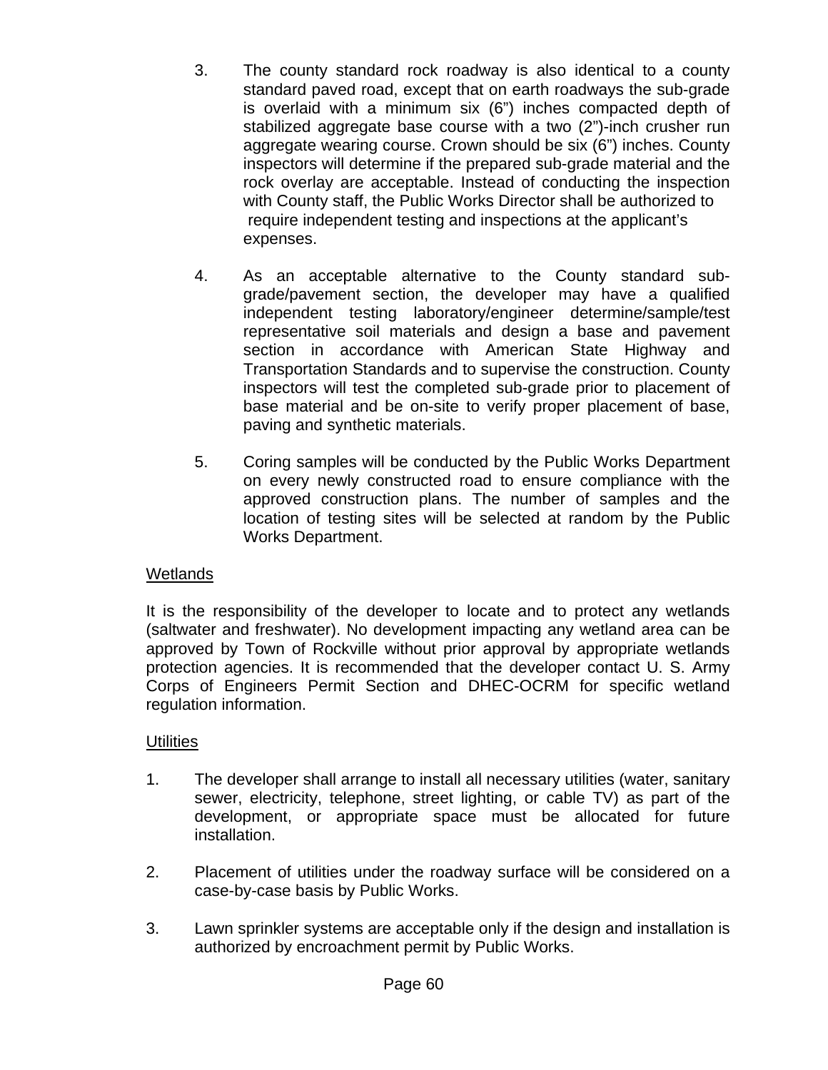3. The county standard rock roadway is also identical to a county standard paved road, except that on earth roadways the sub-grade is overlaid with a minimum six (6") inches compacted depth of stabilized aggregate base course with a two (2")-inch crusher run aggregate wearing course. Crown should be six (6") inches. County inspectors will determine if the prepared sub-grade material and the rock overlay are acceptable. Instead of conducting the inspection with County staff, the Public Works Director shall be authorized to require independent testing and inspections at the applicant's expenses.

4. As an acceptable alternative to the County standard sub-grade/pavement section, the developer may have a qualified independent testing laboratory/engineer determine/sample/test representative soil materials and design a base and pavement section in accordance with American State Highway and Transportation Standards and to supervise the construction. County inspectors will test the completed sub-grade prior to placement of base material and be on-site to verify proper placement of base, paving and synthetic materials.

5. Coring samples will be conducted by the Public Works Department on every newly constructed road to ensure compliance with the approved construction plans. The number of samples and the location of testing sites will be selected at random by the Public Works Department.

<u>Wetlands</u>

It is the responsibility of the developer to locate and to protect any wetlands (saltwater and freshwater). No development impacting any wetland area can be approved by Town of Rockville without prior approval by appropriate wetlands protection agencies. It is recommended that the developer contact U. S. Army Corps of Engineers Permit Section and DHEC-OCRM for specific wetland regulation information.

<u>Utilities</u>

1. The developer shall arrange to install all necessary utilities (water, sanitary sewer, electricity, telephone, street lighting, or cable TV) as part of the development, or appropriate space must be allocated for future installation.

2. Placement of utilities under the roadway surface will be considered on a case-by-case basis by Public Works.

3. Lawn sprinkler systems are acceptable only if the design and installation is authorized by encroachment permit by Public Works.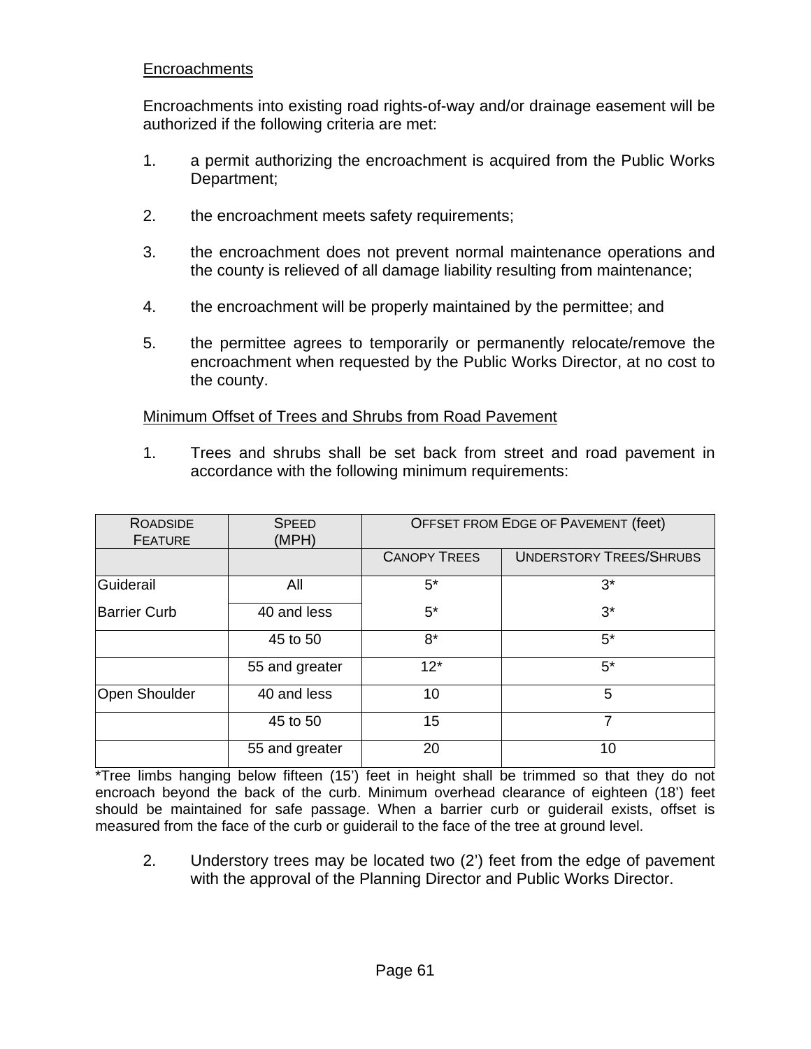Encroachments

Encroachments into existing road rights-of-way and/or drainage easement will be authorized if the following criteria are met:

1. a permit authorizing the encroachment is acquired from the Public Works Department;

2. the encroachment meets safety requirements;

3. the encroachment does not prevent normal maintenance operations and the county is relieved of all damage liability resulting from maintenance;

4. the encroachment will be properly maintained by the permittee; and

5. the permittee agrees to temporarily or permanently relocate/remove the encroachment when requested by the Public Works Director, at no cost to the county.

Minimum Offset of Trees and Shrubs from Road Pavement

1. Trees and shrubs shall be set back from street and road pavement in accordance with the following minimum requirements:

| ROADSIDE FEATURE | SPEED (MPH) | OFFSET FROM EDGE OF PAVEMENT (feet) | |
|---|---|---|---|
| | | CANOPY TREES | UNDERSTORY TREES/SHRUBS |
| Guiderail | All | 5* | 3* |
| Barrier Curb | 40 and less | 5* | 3* |
| | 45 to 50 | 8* | 5* |
| | 55 and greater | 12* | 5* |
| Open Shoulder | 40 and less | 10 | 5 |
| | 45 to 50 | 15 | 7 |
| | 55 and greater | 20 | 10 |

*Tree limbs hanging below fifteen (15') feet in height shall be trimmed so that they do not encroach beyond the back of the curb. Minimum overhead clearance of eighteen (18') feet should be maintained for safe passage. When a barrier curb or guiderail exists, offset is measured from the face of the curb or guiderail to the face of the tree at ground level.

2. Understory trees may be located two (2') feet from the edge of pavement with the approval of the Planning Director and Public Works Director.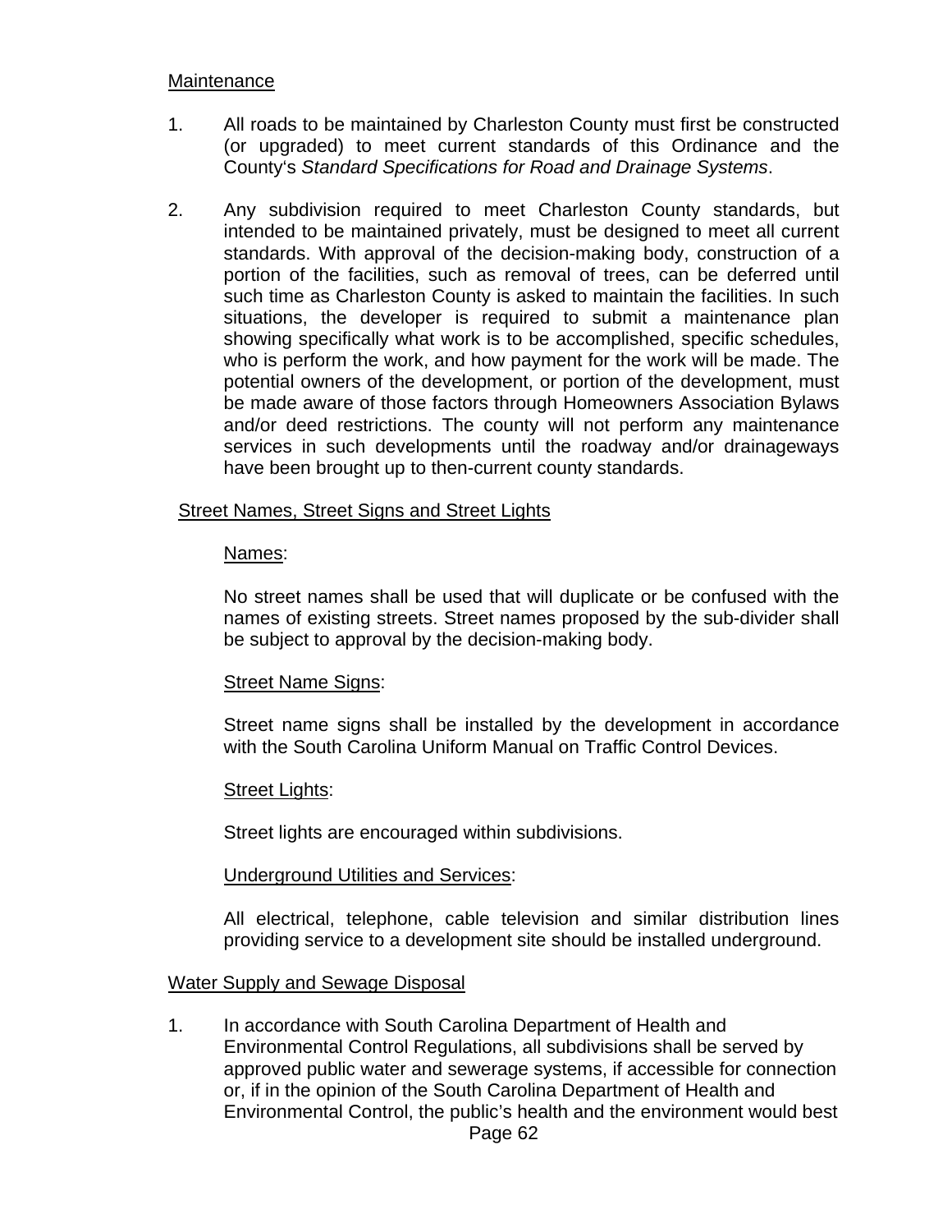Maintenance

1. All roads to be maintained by Charleston County must first be constructed (or upgraded) to meet current standards of this Ordinance and the County's *Standard Specifications for Road and Drainage Systems*.

2. Any subdivision required to meet Charleston County standards, but intended to be maintained privately, must be designed to meet all current standards. With approval of the decision-making body, construction of a portion of the facilities, such as removal of trees, can be deferred until such time as Charleston County is asked to maintain the facilities. In such situations, the developer is required to submit a maintenance plan showing specifically what work is to be accomplished, specific schedules, who is perform the work, and how payment for the work will be made. The potential owners of the development, or portion of the development, must be made aware of those factors through Homeowners Association Bylaws and/or deed restrictions. The county will not perform any maintenance services in such developments until the roadway and/or drainageways have been brought up to then-current county standards.

Street Names, Street Signs and Street Lights

Names:

No street names shall be used that will duplicate or be confused with the names of existing streets. Street names proposed by the sub-divider shall be subject to approval by the decision-making body.

Street Name Signs:

Street name signs shall be installed by the development in accordance with the South Carolina Uniform Manual on Traffic Control Devices.

Street Lights:

Street lights are encouraged within subdivisions.

Underground Utilities and Services:

All electrical, telephone, cable television and similar distribution lines providing service to a development site should be installed underground.

Water Supply and Sewage Disposal

1. In accordance with South Carolina Department of Health and Environmental Control Regulations, all subdivisions shall be served by approved public water and sewerage systems, if accessible for connection or, if in the opinion of the South Carolina Department of Health and Environmental Control, the public's health and the environment would best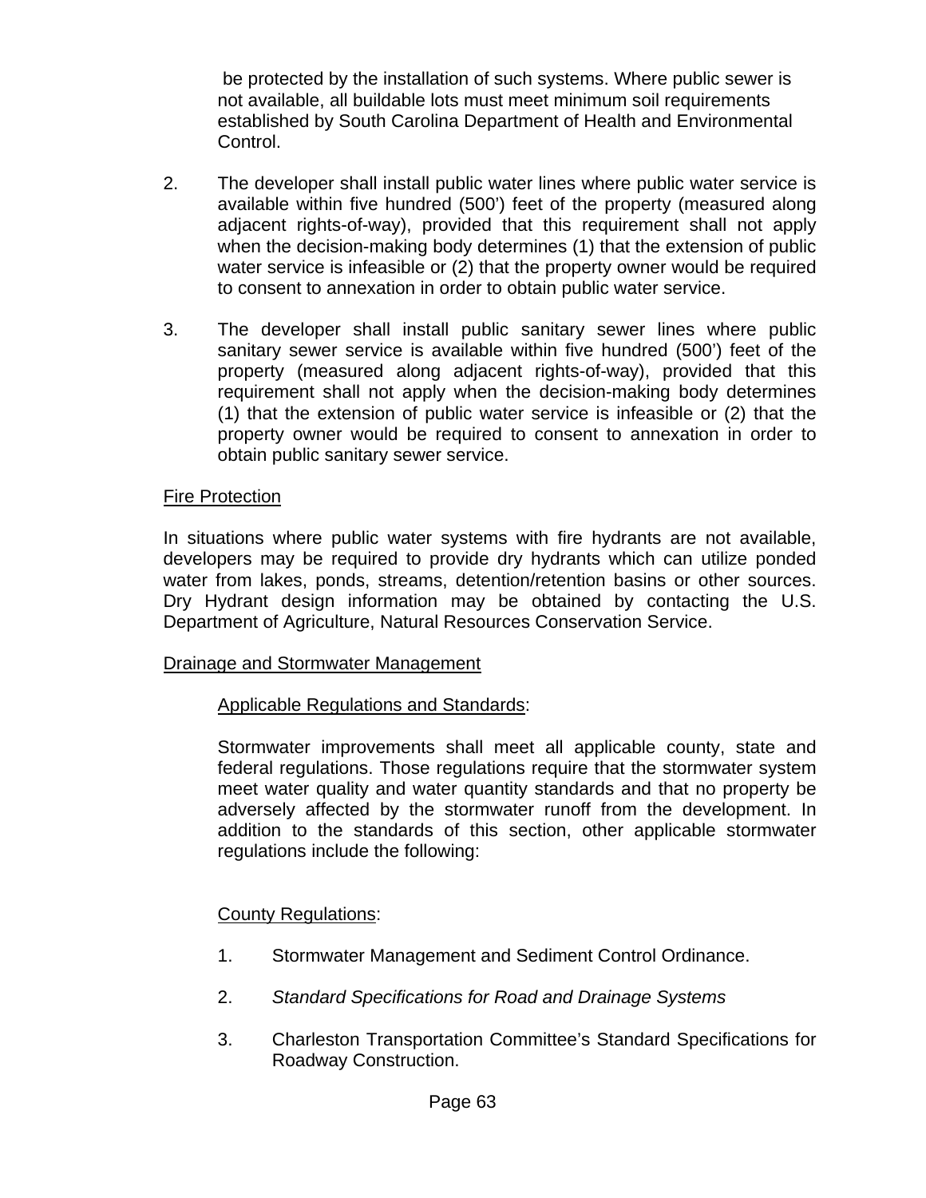be protected by the installation of such systems. Where public sewer is not available, all buildable lots must meet minimum soil requirements established by South Carolina Department of Health and Environmental Control.

2. The developer shall install public water lines where public water service is available within five hundred (500') feet of the property (measured along adjacent rights-of-way), provided that this requirement shall not apply when the decision-making body determines (1) that the extension of public water service is infeasible or (2) that the property owner would be required to consent to annexation in order to obtain public water service.

3. The developer shall install public sanitary sewer lines where public sanitary sewer service is available within five hundred (500') feet of the property (measured along adjacent rights-of-way), provided that this requirement shall not apply when the decision-making body determines (1) that the extension of public water service is infeasible or (2) that the property owner would be required to consent to annexation in order to obtain public sanitary sewer service.

<u>Fire Protection</u>

In situations where public water systems with fire hydrants are not available, developers may be required to provide dry hydrants which can utilize ponded water from lakes, ponds, streams, detention/retention basins or other sources. Dry Hydrant design information may be obtained by contacting the U.S. Department of Agriculture, Natural Resources Conservation Service.

<u>Drainage and Stormwater Management</u>

<u>Applicable Regulations and Standards</u>:

Stormwater improvements shall meet all applicable county, state and federal regulations. Those regulations require that the stormwater system meet water quality and water quantity standards and that no property be adversely affected by the stormwater runoff from the development. In addition to the standards of this section, other applicable stormwater regulations include the following:

<u>County Regulations</u>:

1. Stormwater Management and Sediment Control Ordinance.

2. *Standard Specifications for Road and Drainage Systems*

3. Charleston Transportation Committee's Standard Specifications for Roadway Construction.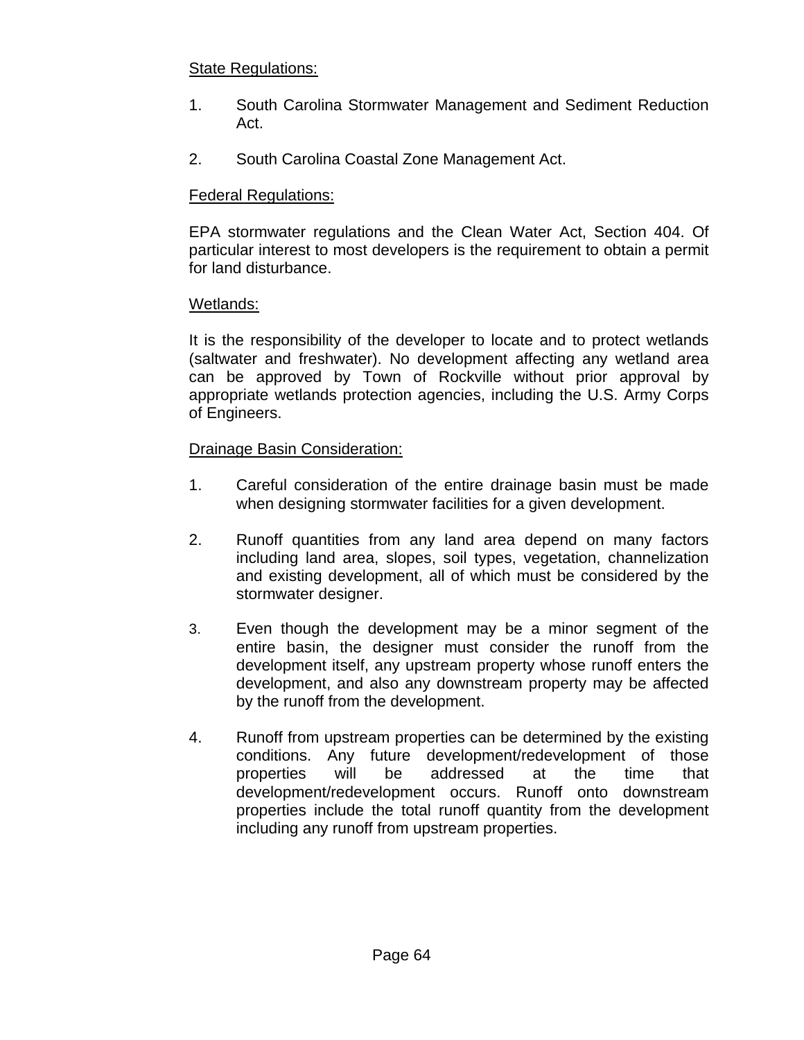<u>State Regulations:</u>

1. South Carolina Stormwater Management and Sediment Reduction Act.

2. South Carolina Coastal Zone Management Act.

<u>Federal Regulations:</u>

EPA stormwater regulations and the Clean Water Act, Section 404. Of particular interest to most developers is the requirement to obtain a permit for land disturbance.

<u>Wetlands:</u>

It is the responsibility of the developer to locate and to protect wetlands (saltwater and freshwater). No development affecting any wetland area can be approved by Town of Rockville without prior approval by appropriate wetlands protection agencies, including the U.S. Army Corps of Engineers.

<u>Drainage Basin Consideration:</u>

1. Careful consideration of the entire drainage basin must be made when designing stormwater facilities for a given development.

2. Runoff quantities from any land area depend on many factors including land area, slopes, soil types, vegetation, channelization and existing development, all of which must be considered by the stormwater designer.

3. Even though the development may be a minor segment of the entire basin, the designer must consider the runoff from the development itself, any upstream property whose runoff enters the development, and also any downstream property may be affected by the runoff from the development.

4. Runoff from upstream properties can be determined by the existing conditions. Any future development/redevelopment of those properties will be addressed at the time that development/redevelopment occurs. Runoff onto downstream properties include the total runoff quantity from the development including any runoff from upstream properties.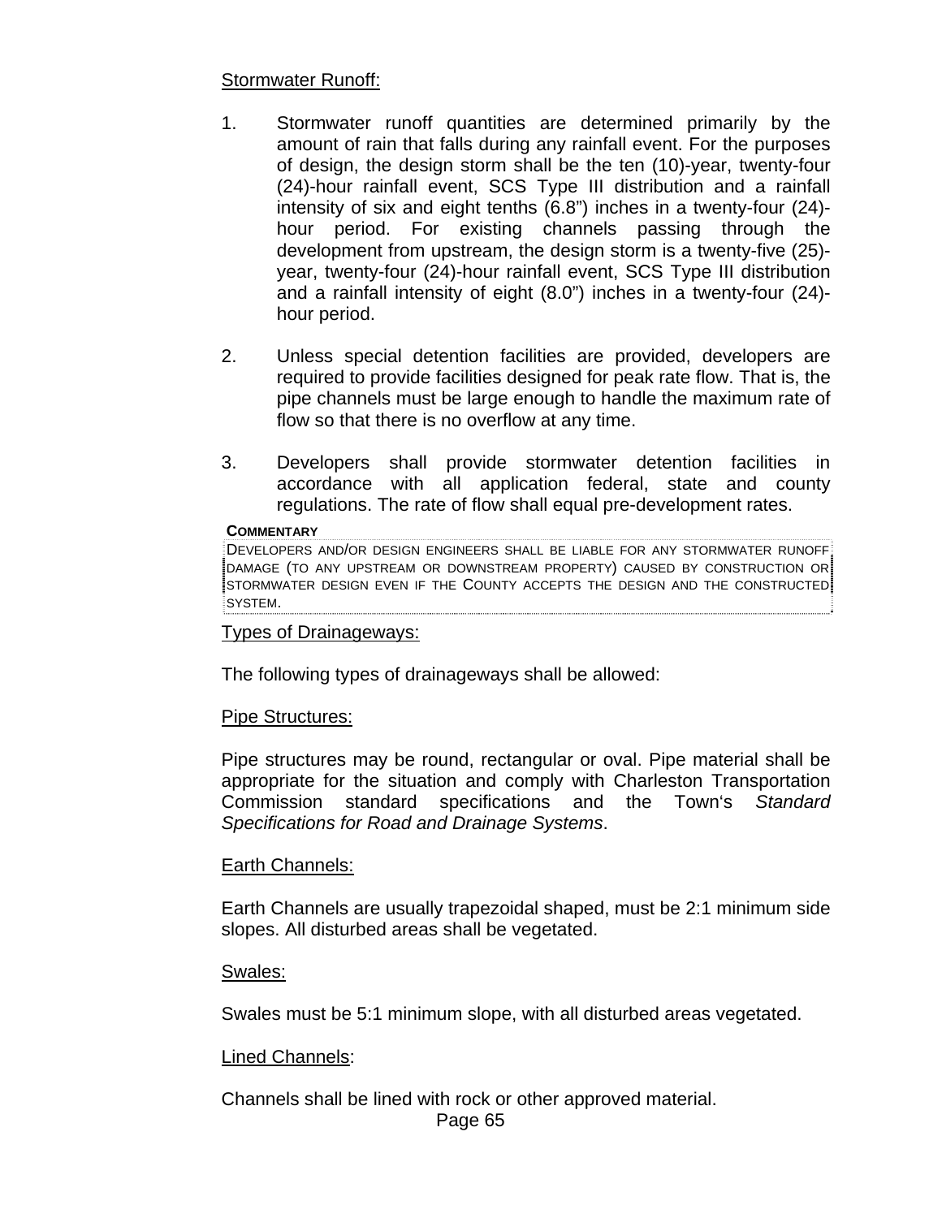Stormwater Runoff:

1. Stormwater runoff quantities are determined primarily by the amount of rain that falls during any rainfall event. For the purposes of design, the design storm shall be the ten (10)-year, twenty-four (24)-hour rainfall event, SCS Type III distribution and a rainfall intensity of six and eight tenths (6.8") inches in a twenty-four (24)-hour period. For existing channels passing through the development from upstream, the design storm is a twenty-five (25)-year, twenty-four (24)-hour rainfall event, SCS Type III distribution and a rainfall intensity of eight (8.0") inches in a twenty-four (24)-hour period.

2. Unless special detention facilities are provided, developers are required to provide facilities designed for peak rate flow. That is, the pipe channels must be large enough to handle the maximum rate of flow so that there is no overflow at any time.

3. Developers shall provide stormwater detention facilities in accordance with all application federal, state and county regulations. The rate of flow shall equal pre-development rates.

**COMMENTARY**

DEVELOPERS AND/OR DESIGN ENGINEERS SHALL BE LIABLE FOR ANY STORMWATER RUNOFF DAMAGE (TO ANY UPSTREAM OR DOWNSTREAM PROPERTY) CAUSED BY CONSTRUCTION OR STORMWATER DESIGN EVEN IF THE COUNTY ACCEPTS THE DESIGN AND THE CONSTRUCTED SYSTEM.

Types of Drainageways:

The following types of drainageways shall be allowed:

Pipe Structures:

Pipe structures may be round, rectangular or oval. Pipe material shall be appropriate for the situation and comply with Charleston Transportation Commission standard specifications and the Town's *Standard Specifications for Road and Drainage Systems*.

Earth Channels:

Earth Channels are usually trapezoidal shaped, must be 2:1 minimum side slopes. All disturbed areas shall be vegetated.

Swales:

Swales must be 5:1 minimum slope, with all disturbed areas vegetated.

Lined Channels:

Channels shall be lined with rock or other approved material.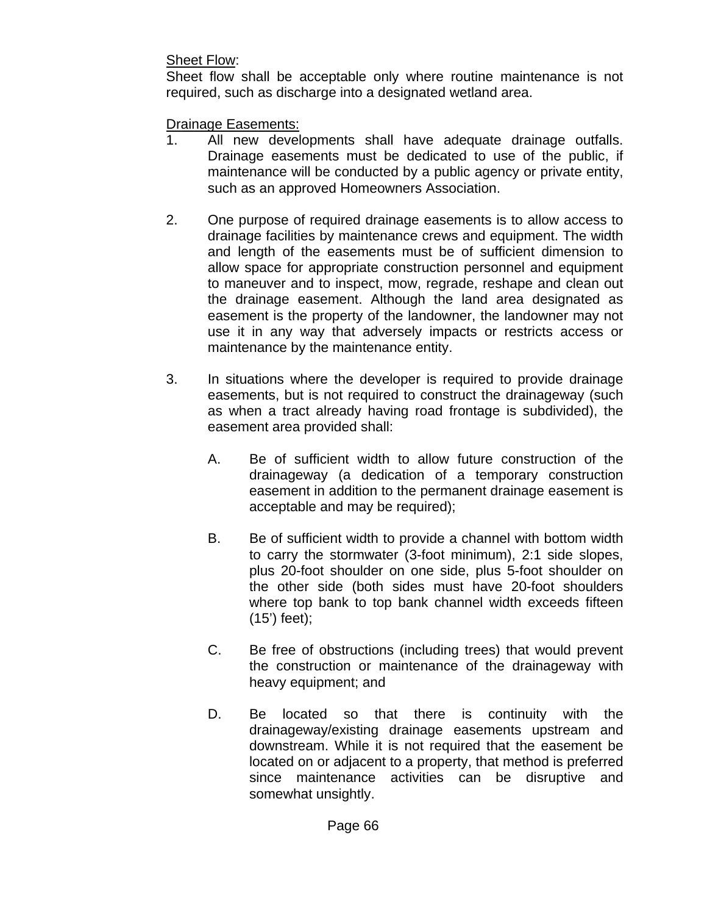Sheet Flow:

Sheet flow shall be acceptable only where routine maintenance is not required, such as discharge into a designated wetland area.

Drainage Easements:

1. All new developments shall have adequate drainage outfalls. Drainage easements must be dedicated to use of the public, if maintenance will be conducted by a public agency or private entity, such as an approved Homeowners Association.

2. One purpose of required drainage easements is to allow access to drainage facilities by maintenance crews and equipment. The width and length of the easements must be of sufficient dimension to allow space for appropriate construction personnel and equipment to maneuver and to inspect, mow, regrade, reshape and clean out the drainage easement. Although the land area designated as easement is the property of the landowner, the landowner may not use it in any way that adversely impacts or restricts access or maintenance by the maintenance entity.

3. In situations where the developer is required to provide drainage easements, but is not required to construct the drainageway (such as when a tract already having road frontage is subdivided), the easement area provided shall:

   A. Be of sufficient width to allow future construction of the drainageway (a dedication of a temporary construction easement in addition to the permanent drainage easement is acceptable and may be required);

   B. Be of sufficient width to provide a channel with bottom width to carry the stormwater (3-foot minimum), 2:1 side slopes, plus 20-foot shoulder on one side, plus 5-foot shoulder on the other side (both sides must have 20-foot shoulders where top bank to top bank channel width exceeds fifteen (15') feet);

   C. Be free of obstructions (including trees) that would prevent the construction or maintenance of the drainageway with heavy equipment; and

   D. Be located so that there is continuity with the drainageway/existing drainage easements upstream and downstream. While it is not required that the easement be located on or adjacent to a property, that method is preferred since maintenance activities can be disruptive and somewhat unsightly.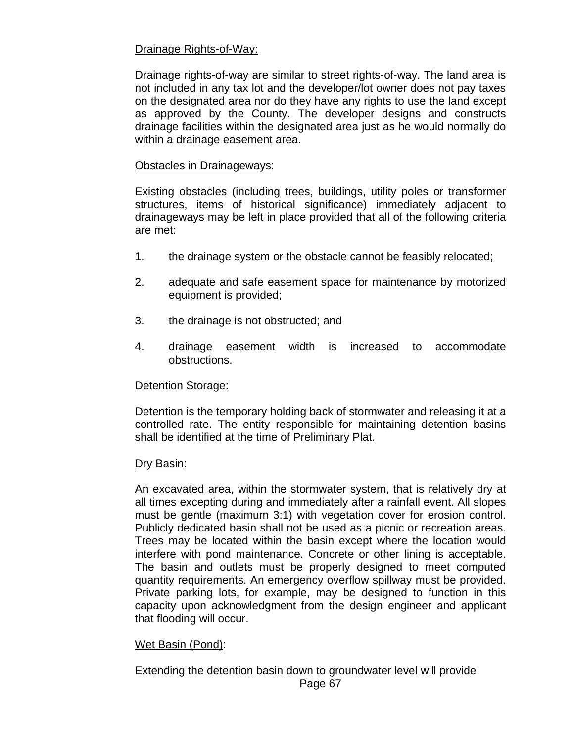Drainage Rights-of-Way:

Drainage rights-of-way are similar to street rights-of-way. The land area is not included in any tax lot and the developer/lot owner does not pay taxes on the designated area nor do they have any rights to use the land except as approved by the County. The developer designs and constructs drainage facilities within the designated area just as he would normally do within a drainage easement area.

Obstacles in Drainageways:

Existing obstacles (including trees, buildings, utility poles or transformer structures, items of historical significance) immediately adjacent to drainageways may be left in place provided that all of the following criteria are met:

1. the drainage system or the obstacle cannot be feasibly relocated;
2. adequate and safe easement space for maintenance by motorized equipment is provided;
3. the drainage is not obstructed; and
4. drainage easement width is increased to accommodate obstructions.

Detention Storage:

Detention is the temporary holding back of stormwater and releasing it at a controlled rate. The entity responsible for maintaining detention basins shall be identified at the time of Preliminary Plat.

Dry Basin:

An excavated area, within the stormwater system, that is relatively dry at all times excepting during and immediately after a rainfall event. All slopes must be gentle (maximum 3:1) with vegetation cover for erosion control. Publicly dedicated basin shall not be used as a picnic or recreation areas. Trees may be located within the basin except where the location would interfere with pond maintenance. Concrete or other lining is acceptable. The basin and outlets must be properly designed to meet computed quantity requirements. An emergency overflow spillway must be provided. Private parking lots, for example, may be designed to function in this capacity upon acknowledgment from the design engineer and applicant that flooding will occur.

Wet Basin (Pond):

Extending the detention basin down to groundwater level will provide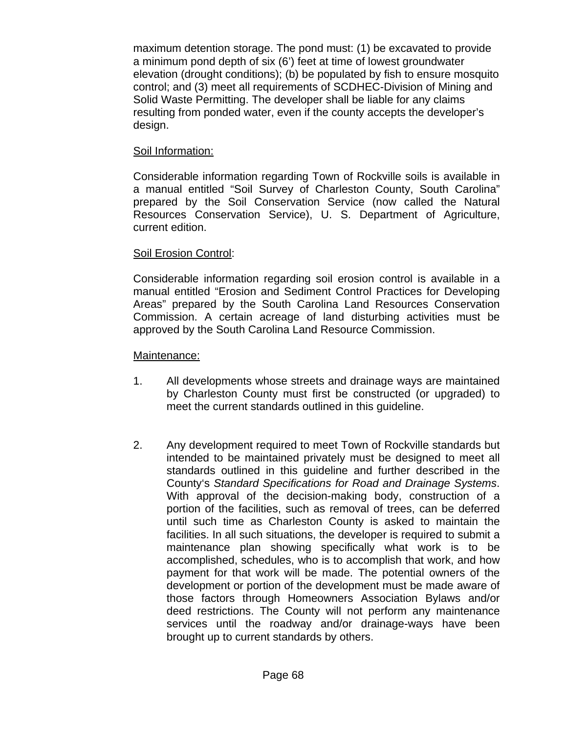maximum detention storage. The pond must: (1) be excavated to provide a minimum pond depth of six (6') feet at time of lowest groundwater elevation (drought conditions); (b) be populated by fish to ensure mosquito control; and (3) meet all requirements of SCDHEC-Division of Mining and Solid Waste Permitting. The developer shall be liable for any claims resulting from ponded water, even if the county accepts the developer's design.

<u>Soil Information:</u>

Considerable information regarding Town of Rockville soils is available in a manual entitled "Soil Survey of Charleston County, South Carolina" prepared by the Soil Conservation Service (now called the Natural Resources Conservation Service), U. S. Department of Agriculture, current edition.

<u>Soil Erosion Control</u>:

Considerable information regarding soil erosion control is available in a manual entitled "Erosion and Sediment Control Practices for Developing Areas" prepared by the South Carolina Land Resources Conservation Commission. A certain acreage of land disturbing activities must be approved by the South Carolina Land Resource Commission.

<u>Maintenance:</u>

1. All developments whose streets and drainage ways are maintained by Charleston County must first be constructed (or upgraded) to meet the current standards outlined in this guideline.

2. Any development required to meet Town of Rockville standards but intended to be maintained privately must be designed to meet all standards outlined in this guideline and further described in the County's *Standard Specifications for Road and Drainage Systems*. With approval of the decision-making body, construction of a portion of the facilities, such as removal of trees, can be deferred until such time as Charleston County is asked to maintain the facilities. In all such situations, the developer is required to submit a maintenance plan showing specifically what work is to be accomplished, schedules, who is to accomplish that work, and how payment for that work will be made. The potential owners of the development or portion of the development must be made aware of those factors through Homeowners Association Bylaws and/or deed restrictions. The County will not perform any maintenance services until the roadway and/or drainage-ways have been brought up to current standards by others.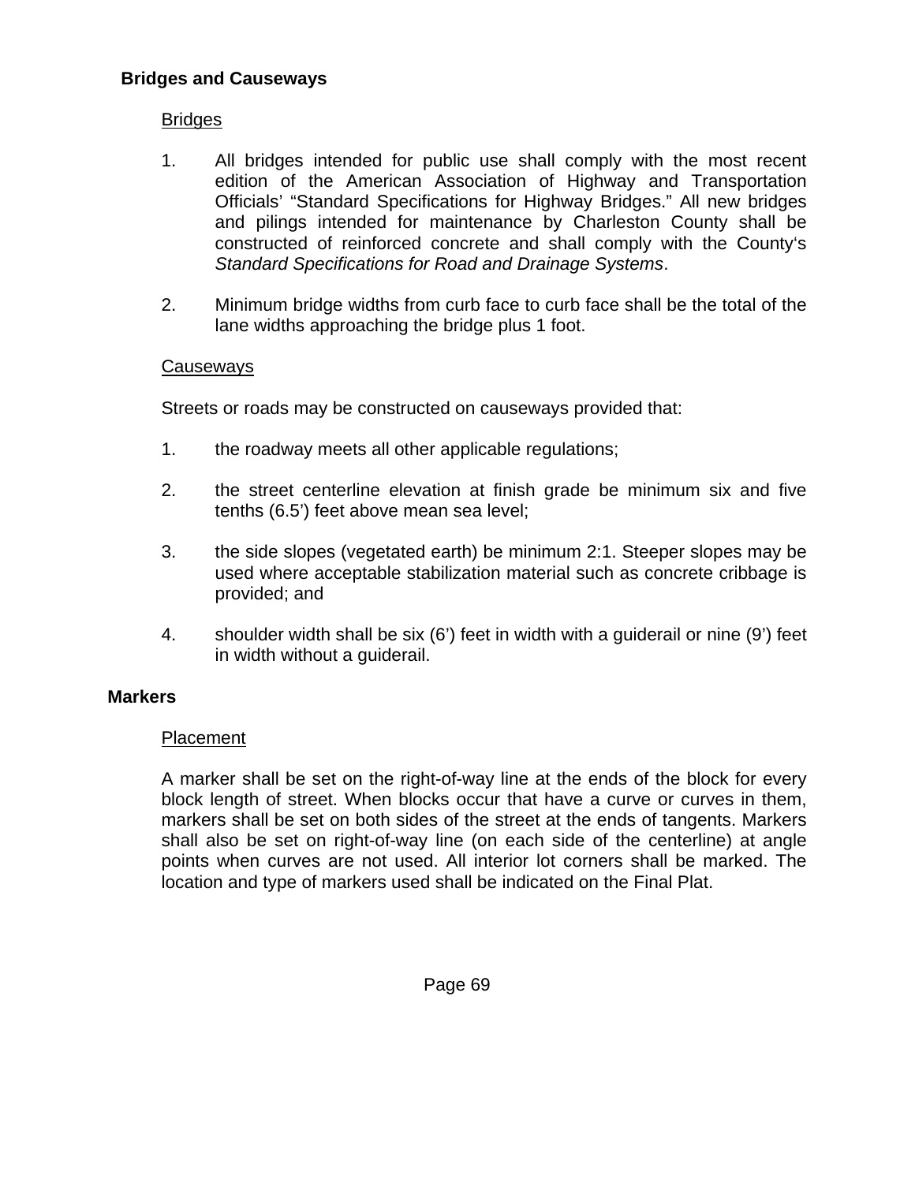## Bridges and Causeways

### Bridges

1. All bridges intended for public use shall comply with the most recent edition of the American Association of Highway and Transportation Officials' "Standard Specifications for Highway Bridges." All new bridges and pilings intended for maintenance by Charleston County shall be constructed of reinforced concrete and shall comply with the County's *Standard Specifications for Road and Drainage Systems*.

2. Minimum bridge widths from curb face to curb face shall be the total of the lane widths approaching the bridge plus 1 foot.

### Causeways

Streets or roads may be constructed on causeways provided that:

1. the roadway meets all other applicable regulations;

2. the street centerline elevation at finish grade be minimum six and five tenths (6.5') feet above mean sea level;

3. the side slopes (vegetated earth) be minimum 2:1. Steeper slopes may be used where acceptable stabilization material such as concrete cribbage is provided; and

4. shoulder width shall be six (6') feet in width with a guiderail or nine (9') feet in width without a guiderail.

## Markers

### Placement

A marker shall be set on the right-of-way line at the ends of the block for every block length of street. When blocks occur that have a curve or curves in them, markers shall be set on both sides of the street at the ends of tangents. Markers shall also be set on right-of-way line (on each side of the centerline) at angle points when curves are not used. All interior lot corners shall be marked. The location and type of markers used shall be indicated on the Final Plat.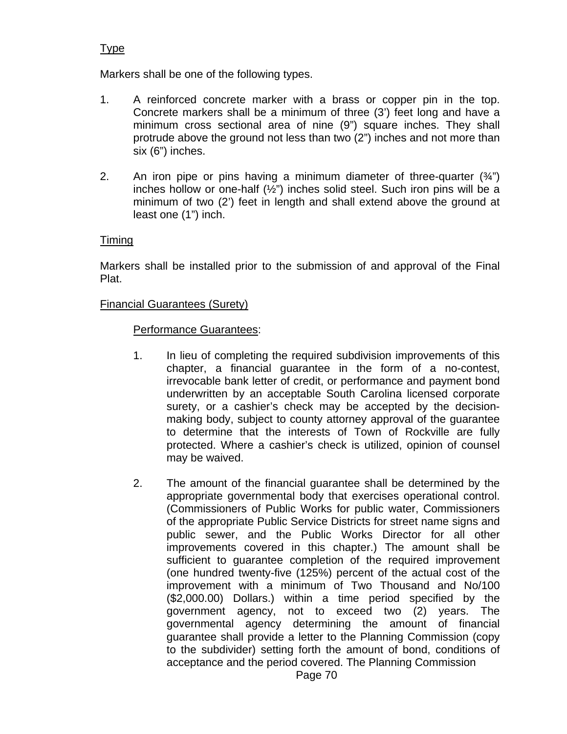Type

Markers shall be one of the following types.

1. A reinforced concrete marker with a brass or copper pin in the top. Concrete markers shall be a minimum of three (3') feet long and have a minimum cross sectional area of nine (9") square inches. They shall protrude above the ground not less than two (2") inches and not more than six (6") inches.

2. An iron pipe or pins having a minimum diameter of three-quarter (¾") inches hollow or one-half (½") inches solid steel. Such iron pins will be a minimum of two (2') feet in length and shall extend above the ground at least one (1") inch.

Timing

Markers shall be installed prior to the submission of and approval of the Final Plat.

Financial Guarantees (Surety)

Performance Guarantees:

1. In lieu of completing the required subdivision improvements of this chapter, a financial guarantee in the form of a no-contest, irrevocable bank letter of credit, or performance and payment bond underwritten by an acceptable South Carolina licensed corporate surety, or a cashier's check may be accepted by the decision-making body, subject to county attorney approval of the guarantee to determine that the interests of Town of Rockville are fully protected. Where a cashier's check is utilized, opinion of counsel may be waived.

2. The amount of the financial guarantee shall be determined by the appropriate governmental body that exercises operational control. (Commissioners of Public Works for public water, Commissioners of the appropriate Public Service Districts for street name signs and public sewer, and the Public Works Director for all other improvements covered in this chapter.) The amount shall be sufficient to guarantee completion of the required improvement (one hundred twenty-five (125%) percent of the actual cost of the improvement with a minimum of Two Thousand and No/100 ($2,000.00) Dollars.) within a time period specified by the government agency, not to exceed two (2) years. The governmental agency determining the amount of financial guarantee shall provide a letter to the Planning Commission (copy to the subdivider) setting forth the amount of bond, conditions of acceptance and the period covered. The Planning Commission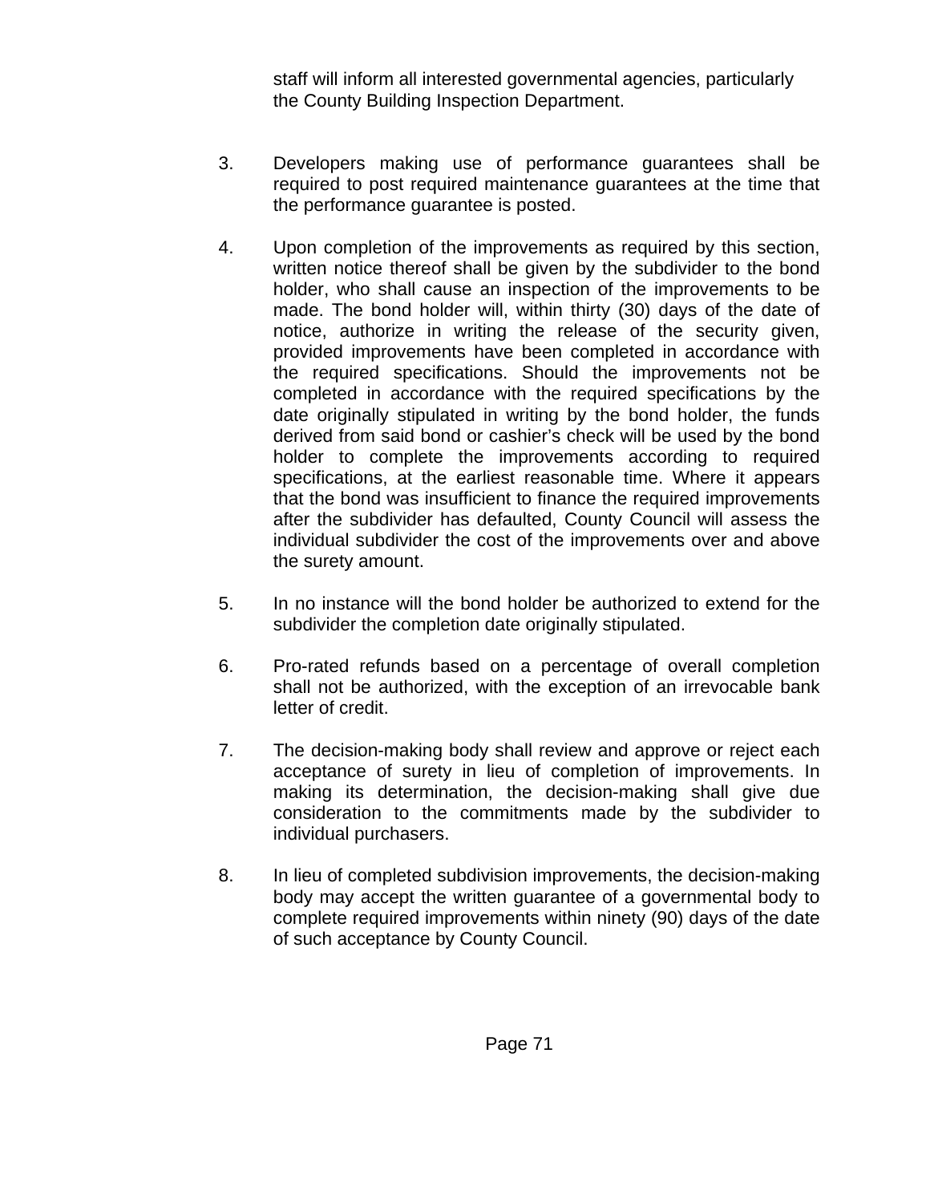staff will inform all interested governmental agencies, particularly the County Building Inspection Department.

3. Developers making use of performance guarantees shall be required to post required maintenance guarantees at the time that the performance guarantee is posted.

4. Upon completion of the improvements as required by this section, written notice thereof shall be given by the subdivider to the bond holder, who shall cause an inspection of the improvements to be made. The bond holder will, within thirty (30) days of the date of notice, authorize in writing the release of the security given, provided improvements have been completed in accordance with the required specifications. Should the improvements not be completed in accordance with the required specifications by the date originally stipulated in writing by the bond holder, the funds derived from said bond or cashier's check will be used by the bond holder to complete the improvements according to required specifications, at the earliest reasonable time. Where it appears that the bond was insufficient to finance the required improvements after the subdivider has defaulted, County Council will assess the individual subdivider the cost of the improvements over and above the surety amount.

5. In no instance will the bond holder be authorized to extend for the subdivider the completion date originally stipulated.

6. Pro-rated refunds based on a percentage of overall completion shall not be authorized, with the exception of an irrevocable bank letter of credit.

7. The decision-making body shall review and approve or reject each acceptance of surety in lieu of completion of improvements. In making its determination, the decision-making shall give due consideration to the commitments made by the subdivider to individual purchasers.

8. In lieu of completed subdivision improvements, the decision-making body may accept the written guarantee of a governmental body to complete required improvements within ninety (90) days of the date of such acceptance by County Council.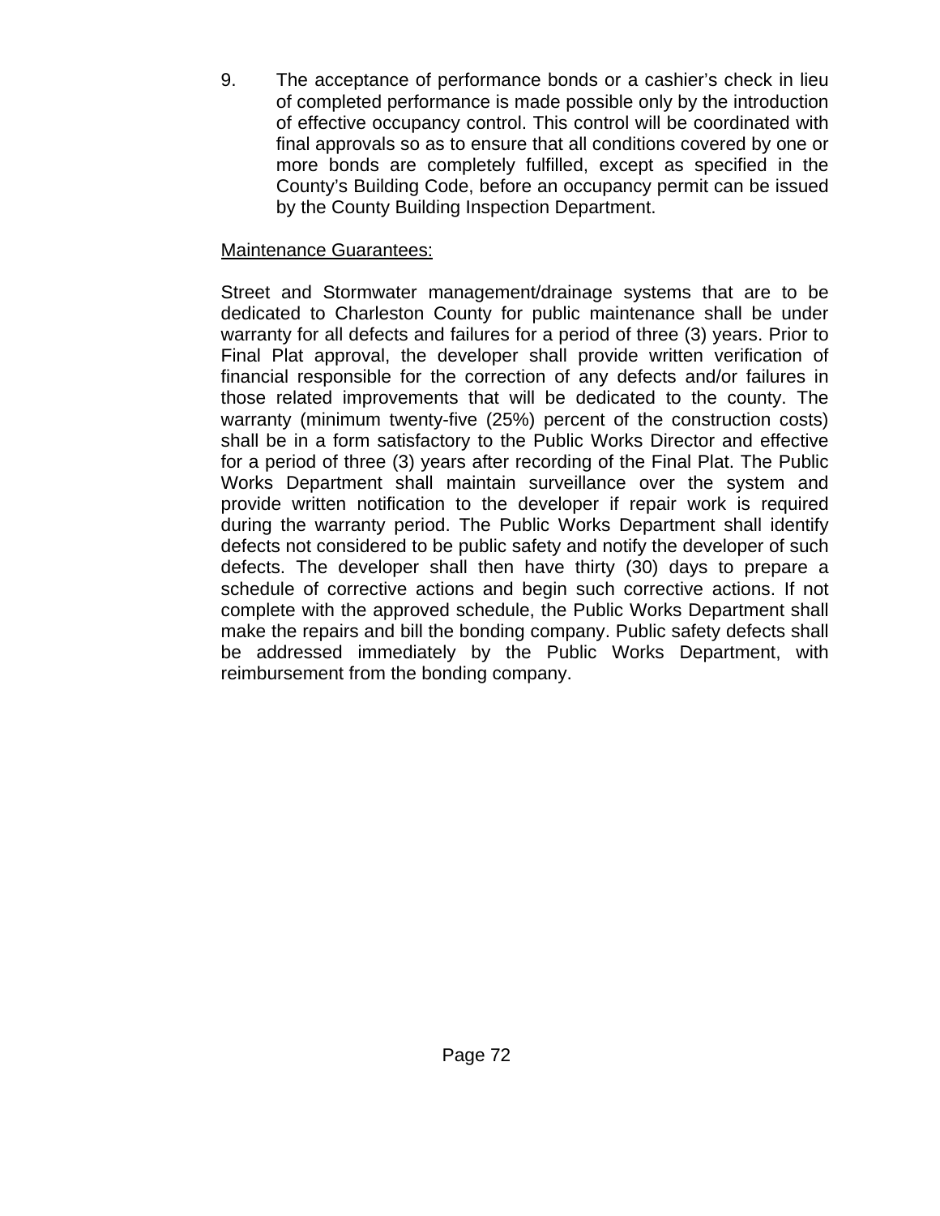9. The acceptance of performance bonds or a cashier's check in lieu of completed performance is made possible only by the introduction of effective occupancy control. This control will be coordinated with final approvals so as to ensure that all conditions covered by one or more bonds are completely fulfilled, except as specified in the County's Building Code, before an occupancy permit can be issued by the County Building Inspection Department.

<u>Maintenance Guarantees:</u>

Street and Stormwater management/drainage systems that are to be dedicated to Charleston County for public maintenance shall be under warranty for all defects and failures for a period of three (3) years. Prior to Final Plat approval, the developer shall provide written verification of financial responsible for the correction of any defects and/or failures in those related improvements that will be dedicated to the county. The warranty (minimum twenty-five (25%) percent of the construction costs) shall be in a form satisfactory to the Public Works Director and effective for a period of three (3) years after recording of the Final Plat. The Public Works Department shall maintain surveillance over the system and provide written notification to the developer if repair work is required during the warranty period. The Public Works Department shall identify defects not considered to be public safety and notify the developer of such defects. The developer shall then have thirty (30) days to prepare a schedule of corrective actions and begin such corrective actions. If not complete with the approved schedule, the Public Works Department shall make the repairs and bill the bonding company. Public safety defects shall be addressed immediately by the Public Works Department, with reimbursement from the bonding company.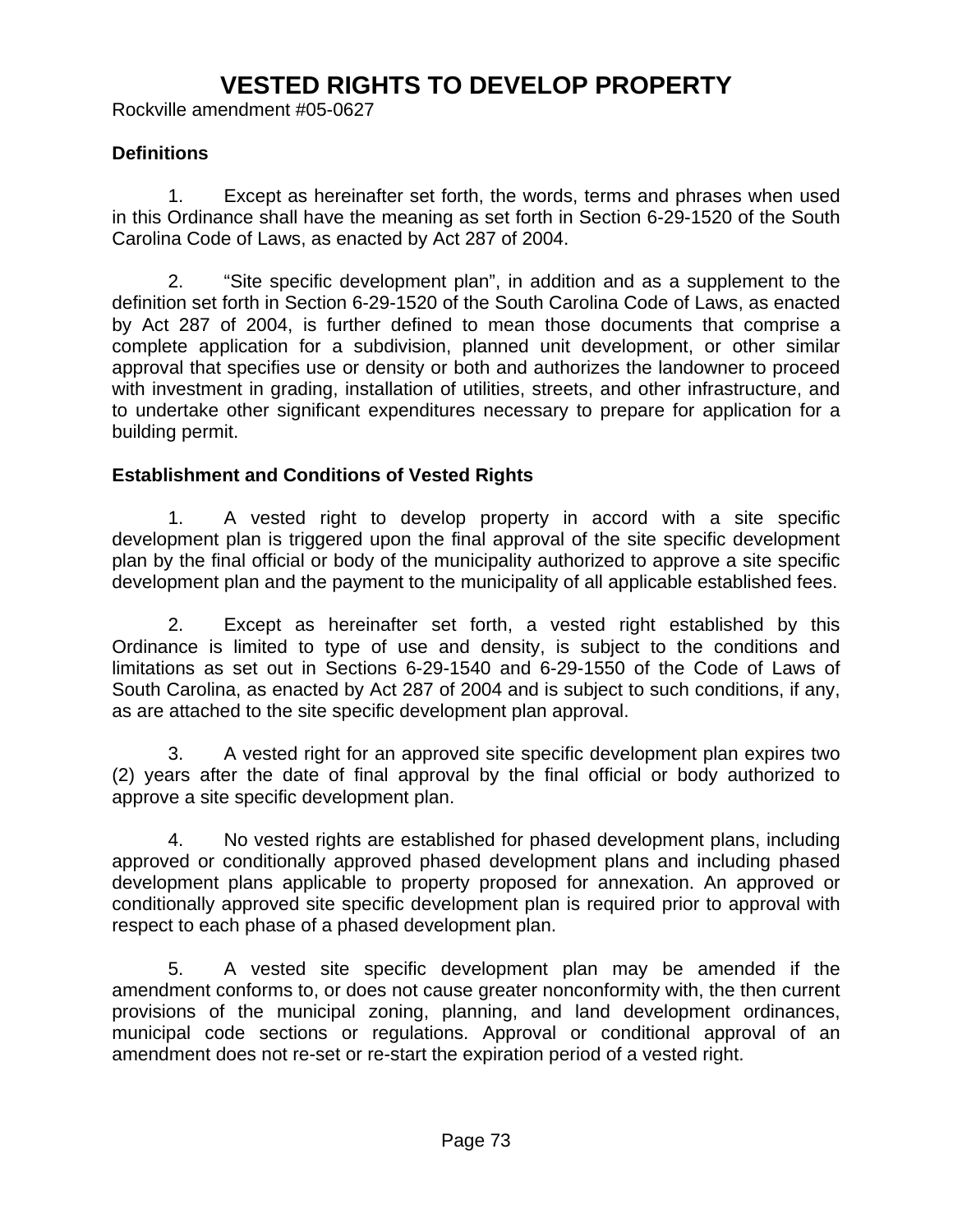# VESTED RIGHTS TO DEVELOP PROPERTY

Rockville amendment #05-0627

**Definitions**

1. Except as hereinafter set forth, the words, terms and phrases when used in this Ordinance shall have the meaning as set forth in Section 6-29-1520 of the South Carolina Code of Laws, as enacted by Act 287 of 2004.

2. "Site specific development plan", in addition and as a supplement to the definition set forth in Section 6-29-1520 of the South Carolina Code of Laws, as enacted by Act 287 of 2004, is further defined to mean those documents that comprise a complete application for a subdivision, planned unit development, or other similar approval that specifies use or density or both and authorizes the landowner to proceed with investment in grading, installation of utilities, streets, and other infrastructure, and to undertake other significant expenditures necessary to prepare for application for a building permit.

**Establishment and Conditions of Vested Rights**

1. A vested right to develop property in accord with a site specific development plan is triggered upon the final approval of the site specific development plan by the final official or body of the municipality authorized to approve a site specific development plan and the payment to the municipality of all applicable established fees.

2. Except as hereinafter set forth, a vested right established by this Ordinance is limited to type of use and density, is subject to the conditions and limitations as set out in Sections 6-29-1540 and 6-29-1550 of the Code of Laws of South Carolina, as enacted by Act 287 of 2004 and is subject to such conditions, if any, as are attached to the site specific development plan approval.

3. A vested right for an approved site specific development plan expires two (2) years after the date of final approval by the final official or body authorized to approve a site specific development plan.

4. No vested rights are established for phased development plans, including approved or conditionally approved phased development plans and including phased development plans applicable to property proposed for annexation. An approved or conditionally approved site specific development plan is required prior to approval with respect to each phase of a phased development plan.

5. A vested site specific development plan may be amended if the amendment conforms to, or does not cause greater nonconformity with, the then current provisions of the municipal zoning, planning, and land development ordinances, municipal code sections or regulations. Approval or conditional approval of an amendment does not re-set or re-start the expiration period of a vested right.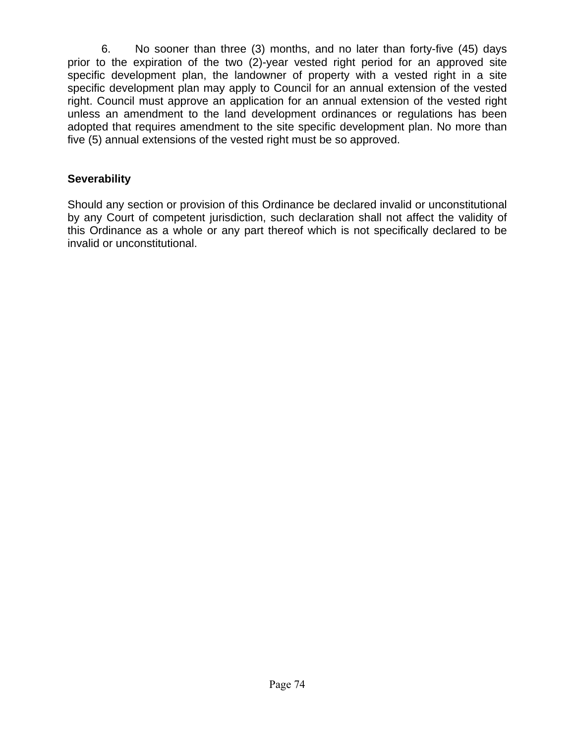6. No sooner than three (3) months, and no later than forty-five (45) days prior to the expiration of the two (2)-year vested right period for an approved site specific development plan, the landowner of property with a vested right in a site specific development plan may apply to Council for an annual extension of the vested right. Council must approve an application for an annual extension of the vested right unless an amendment to the land development ordinances or regulations has been adopted that requires amendment to the site specific development plan. No more than five (5) annual extensions of the vested right must be so approved.

**Severability**

Should any section or provision of this Ordinance be declared invalid or unconstitutional by any Court of competent jurisdiction, such declaration shall not affect the validity of this Ordinance as a whole or any part thereof which is not specifically declared to be invalid or unconstitutional.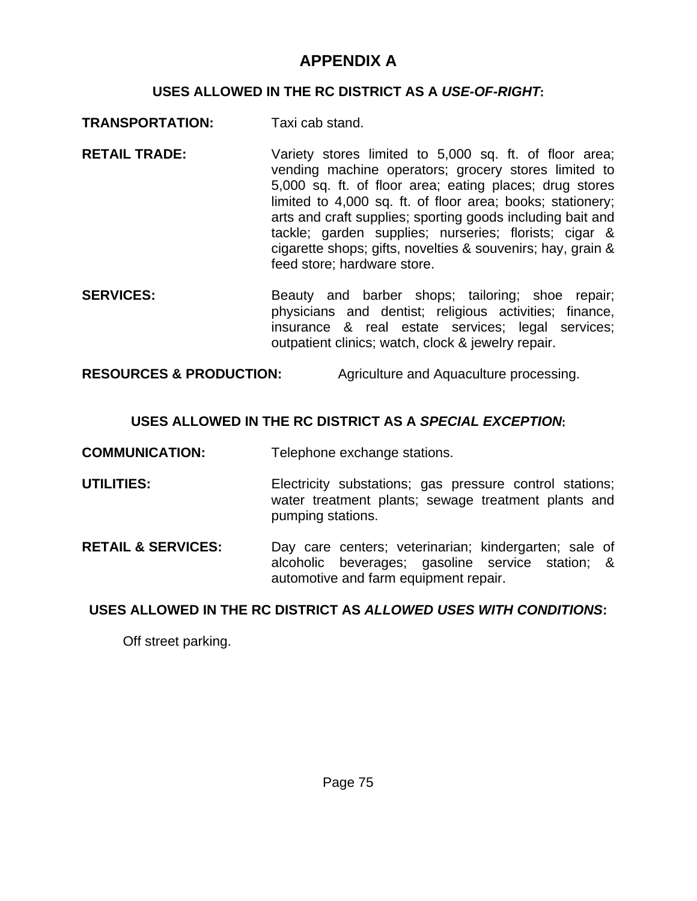# APPENDIX A

## USES ALLOWED IN THE RC DISTRICT AS A *USE-OF-RIGHT*:

**TRANSPORTATION:** Taxi cab stand.

**RETAIL TRADE:** Variety stores limited to 5,000 sq. ft. of floor area; vending machine operators; grocery stores limited to 5,000 sq. ft. of floor area; eating places; drug stores limited to 4,000 sq. ft. of floor area; books; stationery; arts and craft supplies; sporting goods including bait and tackle; garden supplies; nurseries; florists; cigar & cigarette shops; gifts, novelties & souvenirs; hay, grain & feed store; hardware store.

**SERVICES:** Beauty and barber shops; tailoring; shoe repair; physicians and dentist; religious activities; finance, insurance & real estate services; legal services; outpatient clinics; watch, clock & jewelry repair.

**RESOURCES & PRODUCTION:** Agriculture and Aquaculture processing.

## USES ALLOWED IN THE RC DISTRICT AS A *SPECIAL EXCEPTION*:

**COMMUNICATION:** Telephone exchange stations.

**UTILITIES:** Electricity substations; gas pressure control stations; water treatment plants; sewage treatment plants and pumping stations.

**RETAIL & SERVICES:** Day care centers; veterinarian; kindergarten; sale of alcoholic beverages; gasoline service station; & automotive and farm equipment repair.

## USES ALLOWED IN THE RC DISTRICT AS *ALLOWED USES WITH CONDITIONS*:

Off street parking.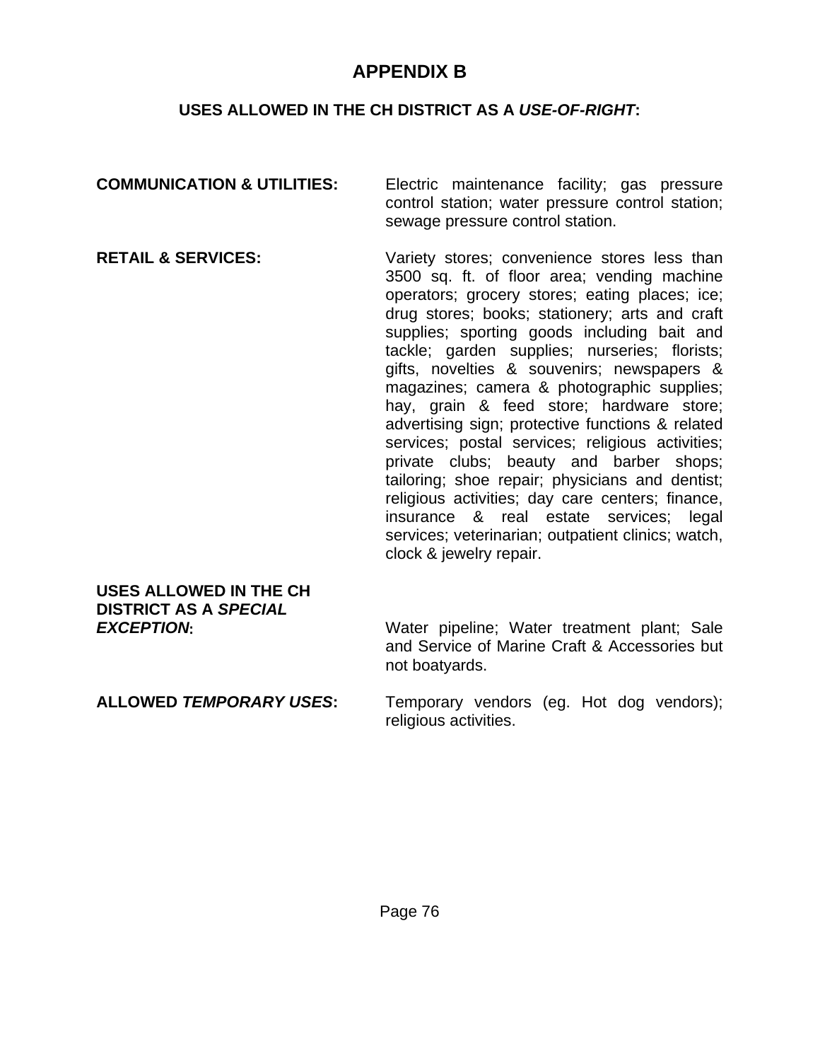# APPENDIX B

## USES ALLOWED IN THE CH DISTRICT AS A *USE-OF-RIGHT*:

**COMMUNICATION & UTILITIES:** Electric maintenance facility; gas pressure control station; water pressure control station; sewage pressure control station.

**RETAIL & SERVICES:** Variety stores; convenience stores less than 3500 sq. ft. of floor area; vending machine operators; grocery stores; eating places; ice; drug stores; books; stationery; arts and craft supplies; sporting goods including bait and tackle; garden supplies; nurseries; florists; gifts, novelties & souvenirs; newspapers & magazines; camera & photographic supplies; hay, grain & feed store; hardware store; advertising sign; protective functions & related services; postal services; religious activities; private clubs; beauty and barber shops; tailoring; shoe repair; physicians and dentist; religious activities; day care centers; finance, insurance & real estate services; legal services; veterinarian; outpatient clinics; watch, clock & jewelry repair.

**USES ALLOWED IN THE CH DISTRICT AS A *SPECIAL EXCEPTION*:** Water pipeline; Water treatment plant; Sale and Service of Marine Craft & Accessories but not boatyards.

**ALLOWED *TEMPORARY USES*:** Temporary vendors (eg. Hot dog vendors); religious activities.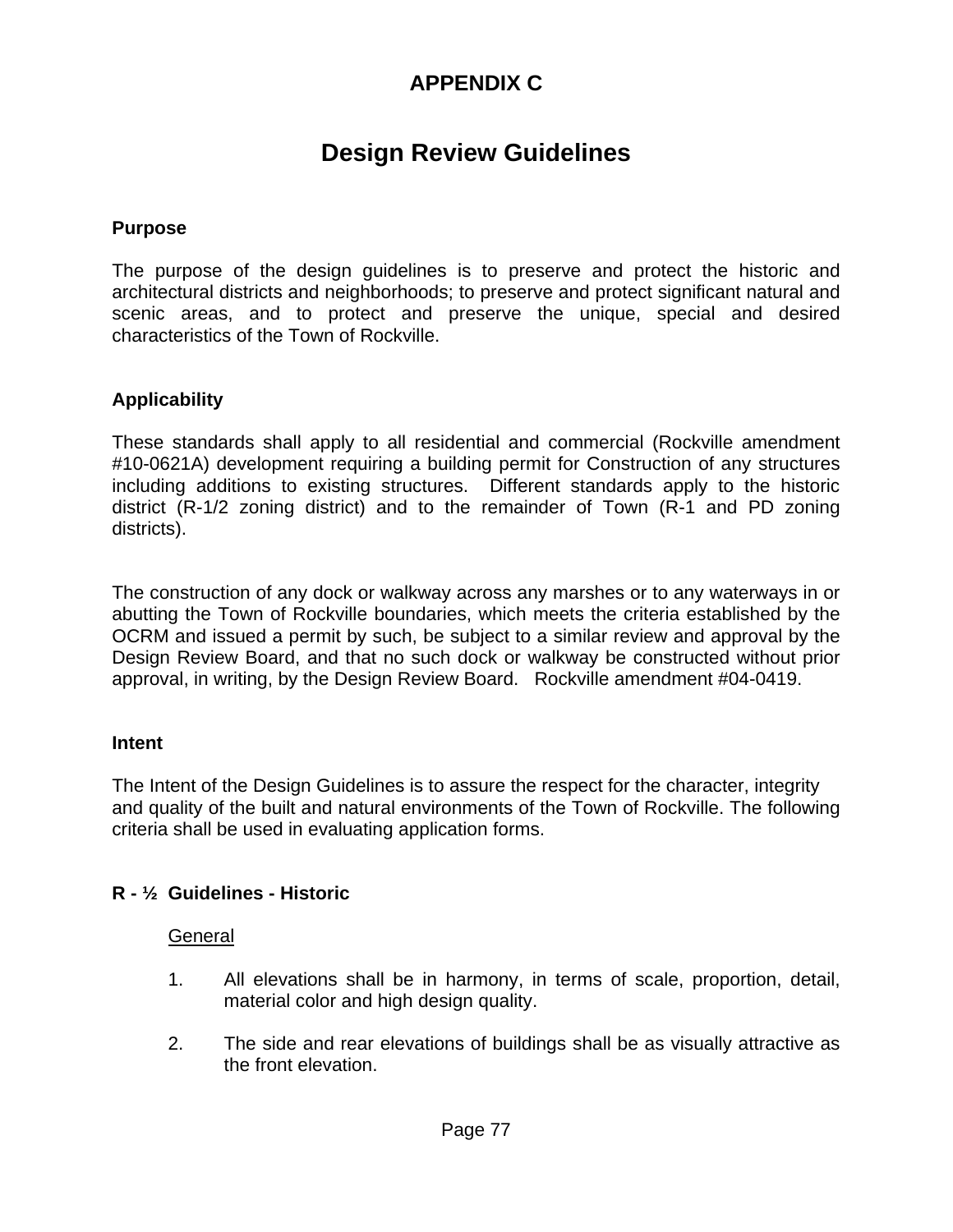# APPENDIX C

## Design Review Guidelines

### Purpose

The purpose of the design guidelines is to preserve and protect the historic and architectural districts and neighborhoods; to preserve and protect significant natural and scenic areas, and to protect and preserve the unique, special and desired characteristics of the Town of Rockville.

### Applicability

These standards shall apply to all residential and commercial (Rockville amendment #10-0621A) development requiring a building permit for Construction of any structures including additions to existing structures. Different standards apply to the historic district (R-1/2 zoning district) and to the remainder of Town (R-1 and PD zoning districts).

The construction of any dock or walkway across any marshes or to any waterways in or abutting the Town of Rockville boundaries, which meets the criteria established by the OCRM and issued a permit by such, be subject to a similar review and approval by the Design Review Board, and that no such dock or walkway be constructed without prior approval, in writing, by the Design Review Board. Rockville amendment #04-0419.

### Intent

The Intent of the Design Guidelines is to assure the respect for the character, integrity and quality of the built and natural environments of the Town of Rockville. The following criteria shall be used in evaluating application forms.

### R - ½ Guidelines - Historic

General

1. All elevations shall be in harmony, in terms of scale, proportion, detail, material color and high design quality.

2. The side and rear elevations of buildings shall be as visually attractive as the front elevation.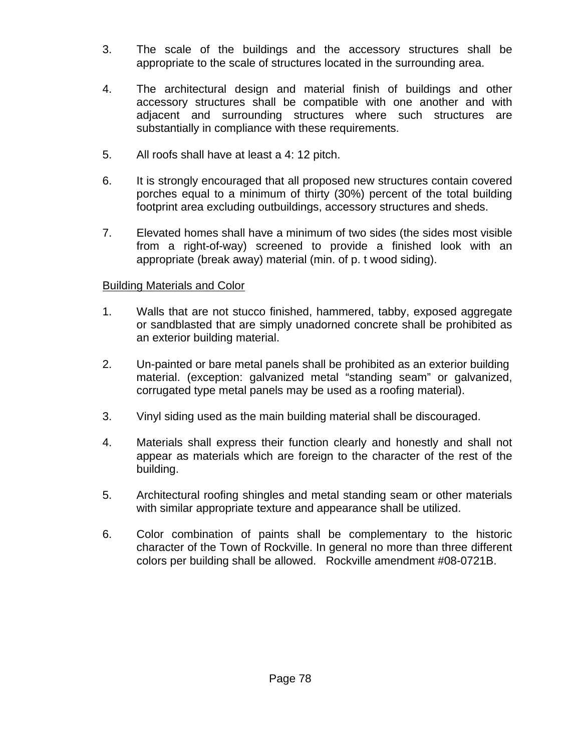3. The scale of the buildings and the accessory structures shall be appropriate to the scale of structures located in the surrounding area.

4. The architectural design and material finish of buildings and other accessory structures shall be compatible with one another and with adjacent and surrounding structures where such structures are substantially in compliance with these requirements.

5. All roofs shall have at least a 4: 12 pitch.

6. It is strongly encouraged that all proposed new structures contain covered porches equal to a minimum of thirty (30%) percent of the total building footprint area excluding outbuildings, accessory structures and sheds.

7. Elevated homes shall have a minimum of two sides (the sides most visible from a right-of-way) screened to provide a finished look with an appropriate (break away) material (min. of p. t wood siding).

<u>Building Materials and Color</u>

1. Walls that are not stucco finished, hammered, tabby, exposed aggregate or sandblasted that are simply unadorned concrete shall be prohibited as an exterior building material.

2. Un-painted or bare metal panels shall be prohibited as an exterior building material. (exception: galvanized metal "standing seam" or galvanized, corrugated type metal panels may be used as a roofing material).

3. Vinyl siding used as the main building material shall be discouraged.

4. Materials shall express their function clearly and honestly and shall not appear as materials which are foreign to the character of the rest of the building.

5. Architectural roofing shingles and metal standing seam or other materials with similar appropriate texture and appearance shall be utilized.

6. Color combination of paints shall be complementary to the historic character of the Town of Rockville. In general no more than three different colors per building shall be allowed. Rockville amendment #08-0721B.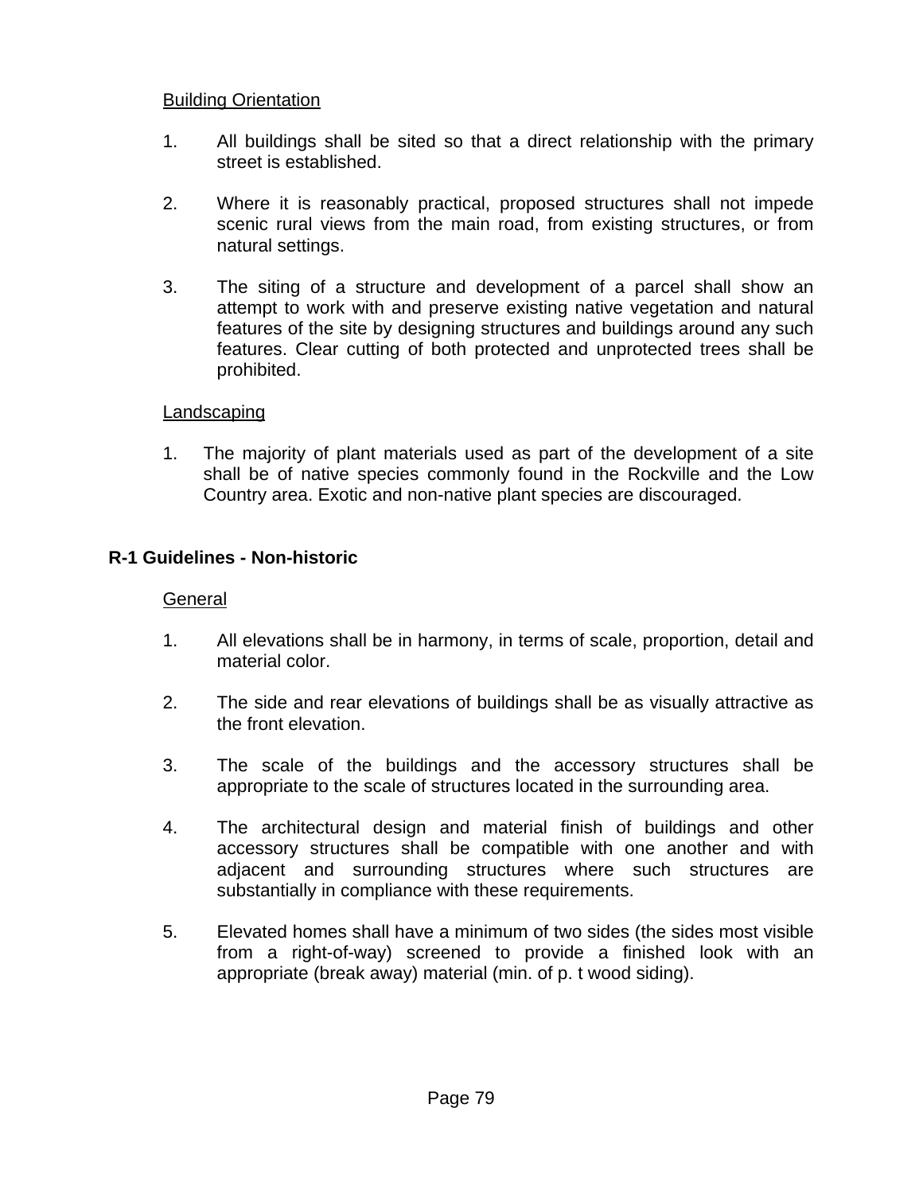<u>Building Orientation</u>

1. All buildings shall be sited so that a direct relationship with the primary street is established.

2. Where it is reasonably practical, proposed structures shall not impede scenic rural views from the main road, from existing structures, or from natural settings.

3. The siting of a structure and development of a parcel shall show an attempt to work with and preserve existing native vegetation and natural features of the site by designing structures and buildings around any such features. Clear cutting of both protected and unprotected trees shall be prohibited.

<u>Landscaping</u>

1. The majority of plant materials used as part of the development of a site shall be of native species commonly found in the Rockville and the Low Country area. Exotic and non-native plant species are discouraged.

**R-1 Guidelines - Non-historic**

<u>General</u>

1. All elevations shall be in harmony, in terms of scale, proportion, detail and material color.

2. The side and rear elevations of buildings shall be as visually attractive as the front elevation.

3. The scale of the buildings and the accessory structures shall be appropriate to the scale of structures located in the surrounding area.

4. The architectural design and material finish of buildings and other accessory structures shall be compatible with one another and with adjacent and surrounding structures where such structures are substantially in compliance with these requirements.

5. Elevated homes shall have a minimum of two sides (the sides most visible from a right-of-way) screened to provide a finished look with an appropriate (break away) material (min. of p. t wood siding).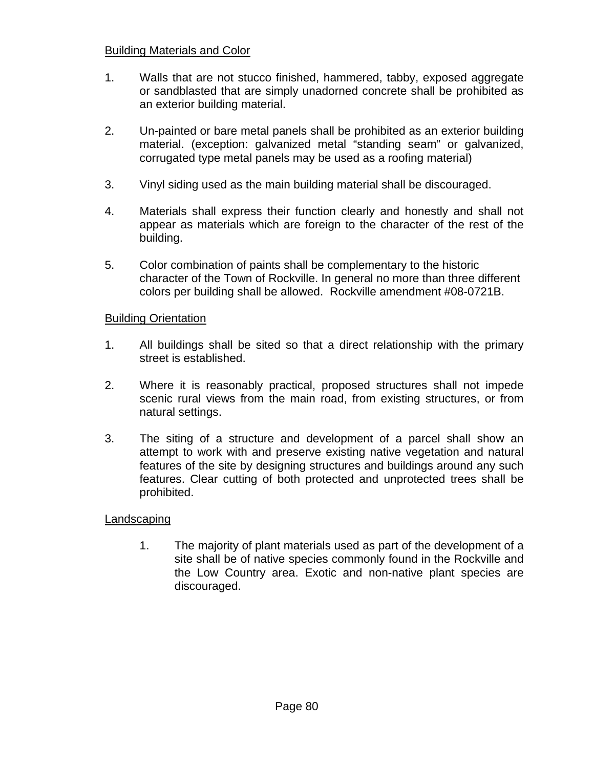Building Materials and Color

1. Walls that are not stucco finished, hammered, tabby, exposed aggregate or sandblasted that are simply unadorned concrete shall be prohibited as an exterior building material.

2. Un-painted or bare metal panels shall be prohibited as an exterior building material. (exception: galvanized metal "standing seam" or galvanized, corrugated type metal panels may be used as a roofing material)

3. Vinyl siding used as the main building material shall be discouraged.

4. Materials shall express their function clearly and honestly and shall not appear as materials which are foreign to the character of the rest of the building.

5. Color combination of paints shall be complementary to the historic character of the Town of Rockville. In general no more than three different colors per building shall be allowed. Rockville amendment #08-0721B.

Building Orientation

1. All buildings shall be sited so that a direct relationship with the primary street is established.

2. Where it is reasonably practical, proposed structures shall not impede scenic rural views from the main road, from existing structures, or from natural settings.

3. The siting of a structure and development of a parcel shall show an attempt to work with and preserve existing native vegetation and natural features of the site by designing structures and buildings around any such features. Clear cutting of both protected and unprotected trees shall be prohibited.

Landscaping

1. The majority of plant materials used as part of the development of a site shall be of native species commonly found in the Rockville and the Low Country area. Exotic and non-native plant species are discouraged.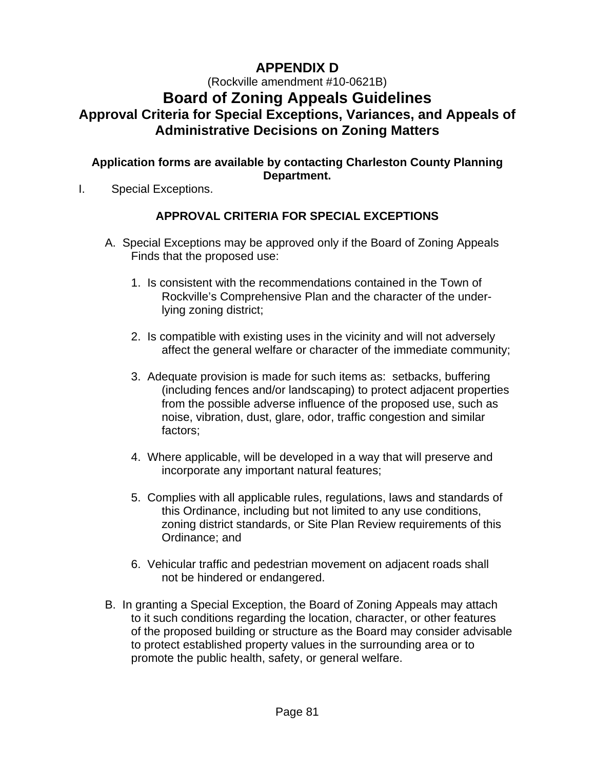# APPENDIX D

(Rockville amendment #10-0621B)

# Board of Zoning Appeals Guidelines

## Approval Criteria for Special Exceptions, Variances, and Appeals of Administrative Decisions on Zoning Matters

**Application forms are available by contacting Charleston County Planning Department.**

I. Special Exceptions.

### APPROVAL CRITERIA FOR SPECIAL EXCEPTIONS

A. Special Exceptions may be approved only if the Board of Zoning Appeals Finds that the proposed use:

1. Is consistent with the recommendations contained in the Town of Rockville's Comprehensive Plan and the character of the under-lying zoning district;

2. Is compatible with existing uses in the vicinity and will not adversely affect the general welfare or character of the immediate community;

3. Adequate provision is made for such items as: setbacks, buffering (including fences and/or landscaping) to protect adjacent properties from the possible adverse influence of the proposed use, such as noise, vibration, dust, glare, odor, traffic congestion and similar factors;

4. Where applicable, will be developed in a way that will preserve and incorporate any important natural features;

5. Complies with all applicable rules, regulations, laws and standards of this Ordinance, including but not limited to any use conditions, zoning district standards, or Site Plan Review requirements of this Ordinance; and

6. Vehicular traffic and pedestrian movement on adjacent roads shall not be hindered or endangered.

B. In granting a Special Exception, the Board of Zoning Appeals may attach to it such conditions regarding the location, character, or other features of the proposed building or structure as the Board may consider advisable to protect established property values in the surrounding area or to promote the public health, safety, or general welfare.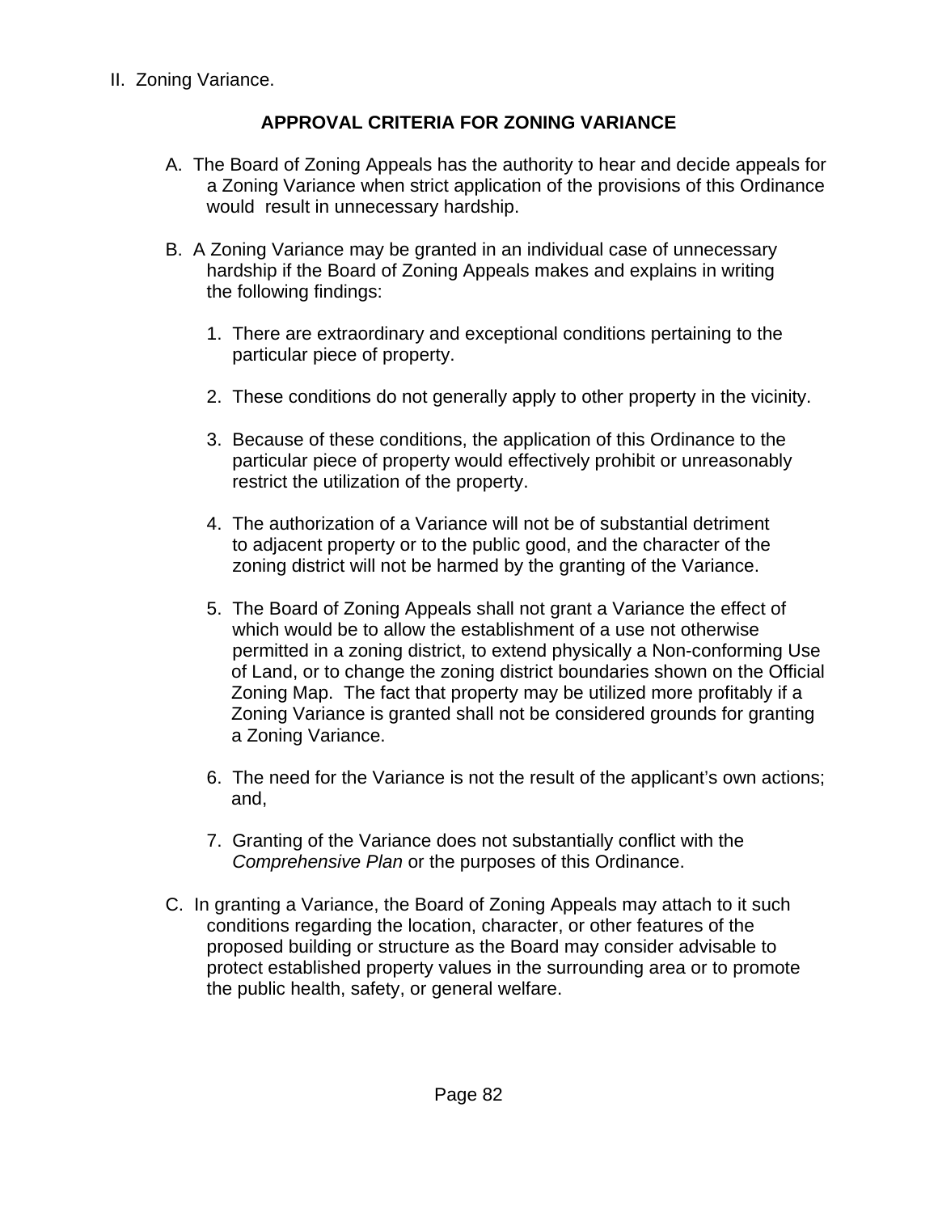II. Zoning Variance.

## APPROVAL CRITERIA FOR ZONING VARIANCE

A. The Board of Zoning Appeals has the authority to hear and decide appeals for a Zoning Variance when strict application of the provisions of this Ordinance would result in unnecessary hardship.

B. A Zoning Variance may be granted in an individual case of unnecessary hardship if the Board of Zoning Appeals makes and explains in writing the following findings:

1. There are extraordinary and exceptional conditions pertaining to the particular piece of property.

2. These conditions do not generally apply to other property in the vicinity.

3. Because of these conditions, the application of this Ordinance to the particular piece of property would effectively prohibit or unreasonably restrict the utilization of the property.

4. The authorization of a Variance will not be of substantial detriment to adjacent property or to the public good, and the character of the zoning district will not be harmed by the granting of the Variance.

5. The Board of Zoning Appeals shall not grant a Variance the effect of which would be to allow the establishment of a use not otherwise permitted in a zoning district, to extend physically a Non-conforming Use of Land, or to change the zoning district boundaries shown on the Official Zoning Map. The fact that property may be utilized more profitably if a Zoning Variance is granted shall not be considered grounds for granting a Zoning Variance.

6. The need for the Variance is not the result of the applicant's own actions; and,

7. Granting of the Variance does not substantially conflict with the *Comprehensive Plan* or the purposes of this Ordinance.

C. In granting a Variance, the Board of Zoning Appeals may attach to it such conditions regarding the location, character, or other features of the proposed building or structure as the Board may consider advisable to protect established property values in the surrounding area or to promote the public health, safety, or general welfare.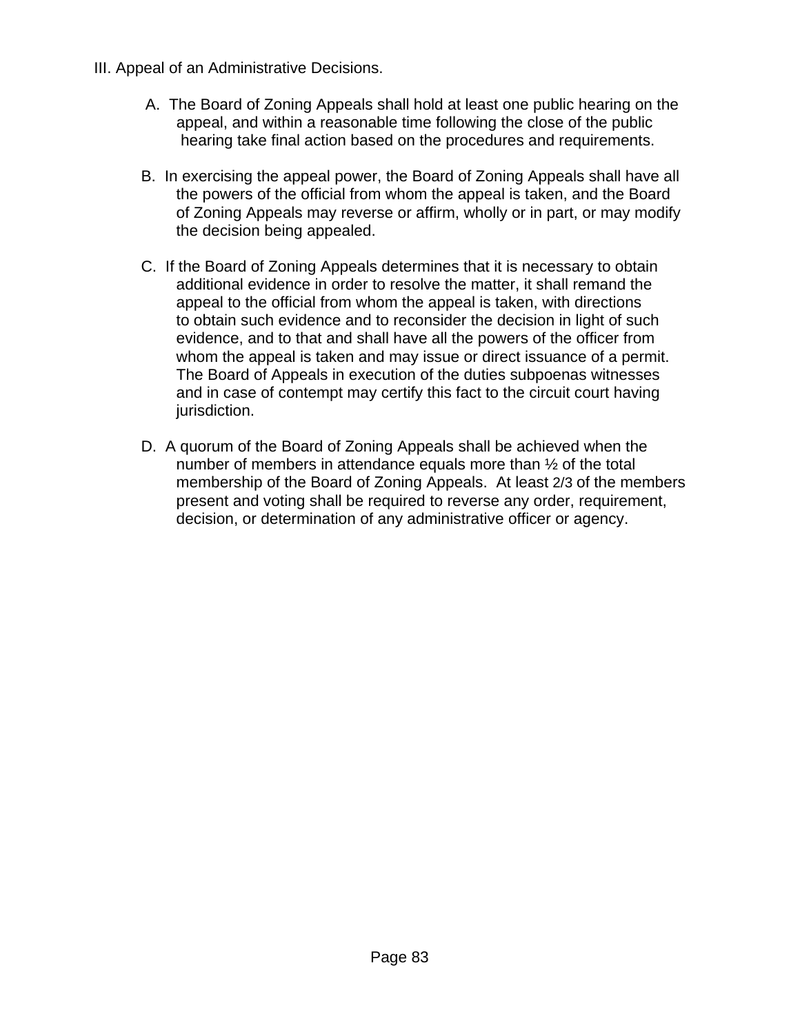III. Appeal of an Administrative Decisions.

A. The Board of Zoning Appeals shall hold at least one public hearing on the appeal, and within a reasonable time following the close of the public hearing take final action based on the procedures and requirements.

B. In exercising the appeal power, the Board of Zoning Appeals shall have all the powers of the official from whom the appeal is taken, and the Board of Zoning Appeals may reverse or affirm, wholly or in part, or may modify the decision being appealed.

C. If the Board of Zoning Appeals determines that it is necessary to obtain additional evidence in order to resolve the matter, it shall remand the appeal to the official from whom the appeal is taken, with directions to obtain such evidence and to reconsider the decision in light of such evidence, and to that and shall have all the powers of the officer from whom the appeal is taken and may issue or direct issuance of a permit. The Board of Appeals in execution of the duties subpoenas witnesses and in case of contempt may certify this fact to the circuit court having jurisdiction.

D. A quorum of the Board of Zoning Appeals shall be achieved when the number of members in attendance equals more than ½ of the total membership of the Board of Zoning Appeals. At least 2/3 of the members present and voting shall be required to reverse any order, requirement, decision, or determination of any administrative officer or agency.